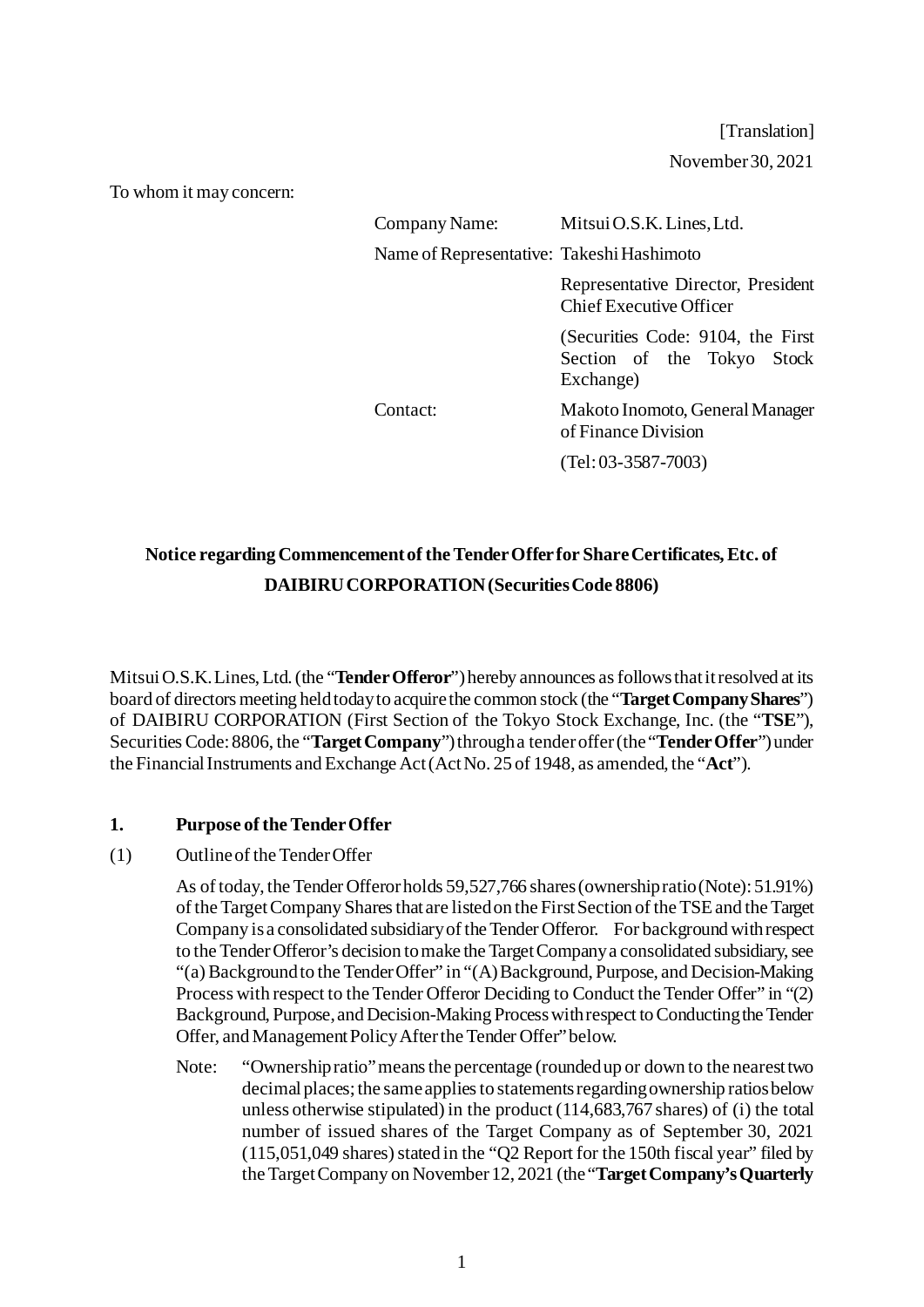[Translation]

November 30, 2021

To whom it may concern:

| | |
|---|---|
| Company Name: | Mitsui O.S.K. Lines, Ltd. |
| Name of Representative: | Takeshi Hashimoto |
| | Representative Director, President Chief Executive Officer |
| | (Securities Code: 9104, the First Section of the Tokyo Stock Exchange) |
| Contact: | Makoto Inomoto, General Manager of Finance Division |
| | (Tel: 03-3587-7003) |

**Notice regarding Commencement of the Tender Offer for Share Certificates, Etc. of DAIBIRU CORPORATION (Securities Code 8806)**

Mitsui O.S.K. Lines, Ltd. (the "**Tender Offeror**") hereby announces as follows that it resolved at its board of directors meeting held today to acquire the common stock (the "**Target Company Shares**") of DAIBIRU CORPORATION (First Section of the Tokyo Stock Exchange, Inc. (the "**TSE**"), Securities Code: 8806, the "**Target Company**") through a tender offer (the "**Tender Offer**") under the Financial Instruments and Exchange Act (Act No. 25 of 1948, as amended, the "**Act**").

## 1. Purpose of the Tender Offer

(1) Outline of the Tender Offer

As of today, the Tender Offeror holds 59,527,766 shares (ownership ratio (Note): 51.91%) of the Target Company Shares that are listed on the First Section of the TSE and the Target Company is a consolidated subsidiary of the Tender Offeror. For background with respect to the Tender Offeror's decision to make the Target Company a consolidated subsidiary, see "(a) Background to the Tender Offer" in "(A) Background, Purpose, and Decision-Making Process with respect to the Tender Offeror Deciding to Conduct the Tender Offer" in "(2) Background, Purpose, and Decision-Making Process with respect to Conducting the Tender Offer, and Management Policy After the Tender Offer" below.

Note: "Ownership ratio" means the percentage (rounded up or down to the nearest two decimal places; the same applies to statements regarding ownership ratios below unless otherwise stipulated) in the product (114,683,767 shares) of (i) the total number of issued shares of the Target Company as of September 30, 2021 (115,051,049 shares) stated in the "Q2 Report for the 150th fiscal year" filed by the Target Company on November 12, 2021 (the "**Target Company's Quarterly**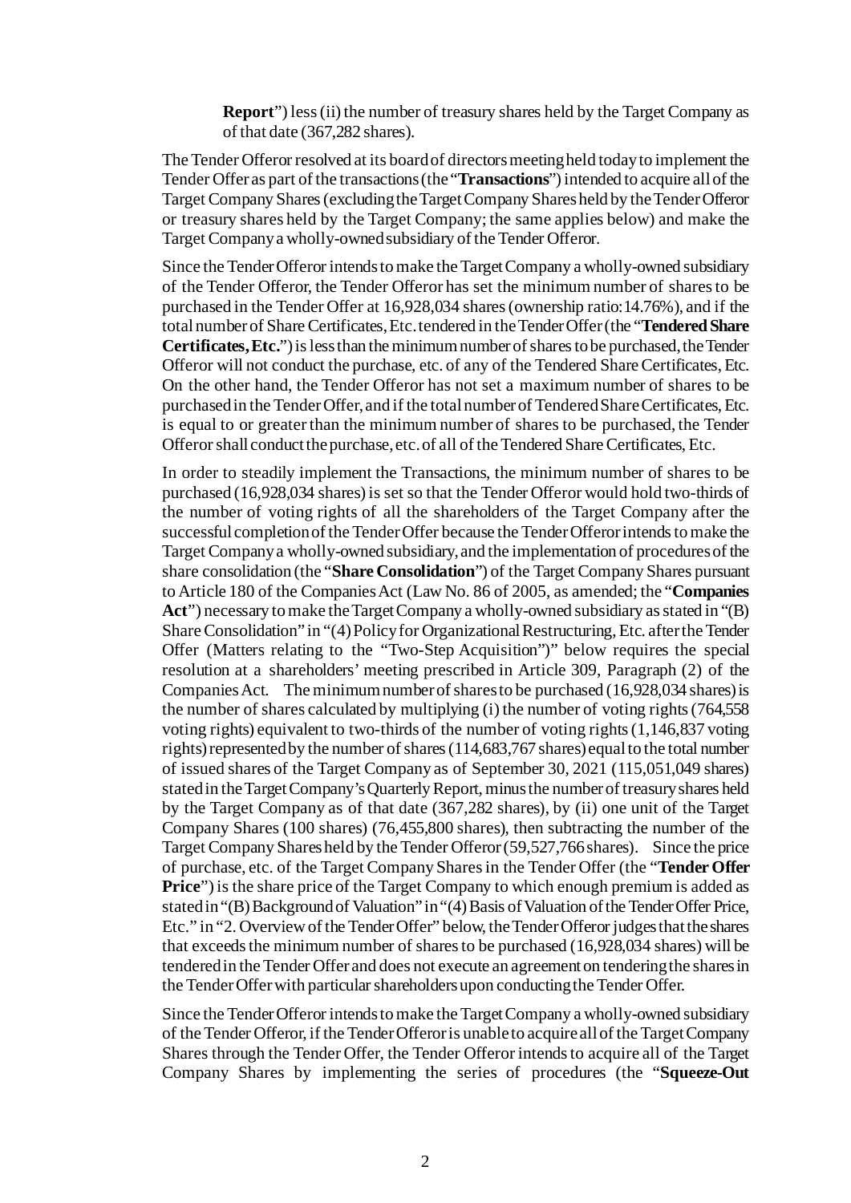**Report**") less (ii) the number of treasury shares held by the Target Company as of that date (367,282 shares).

The Tender Offeror resolved at its board of directors meeting held today to implement the Tender Offer as part of the transactions (the "**Transactions**") intended to acquire all of the Target Company Shares (excluding the Target Company Shares held by the Tender Offeror or treasury shares held by the Target Company; the same applies below) and make the Target Company a wholly-owned subsidiary of the Tender Offeror.

Since the Tender Offeror intends to make the Target Company a wholly-owned subsidiary of the Tender Offeror, the Tender Offeror has set the minimum number of shares to be purchased in the Tender Offer at 16,928,034 shares (ownership ratio: 14.76%), and if the total number of Share Certificates, Etc. tendered in the Tender Offer (the "**Tendered Share Certificates, Etc.**") is less than the minimum number of shares to be purchased, the Tender Offeror will not conduct the purchase, etc. of any of the Tendered Share Certificates, Etc. On the other hand, the Tender Offeror has not set a maximum number of shares to be purchased in the Tender Offer, and if the total number of Tendered Share Certificates, Etc. is equal to or greater than the minimum number of shares to be purchased, the Tender Offeror shall conduct the purchase, etc. of all of the Tendered Share Certificates, Etc.

In order to steadily implement the Transactions, the minimum number of shares to be purchased (16,928,034 shares) is set so that the Tender Offeror would hold two-thirds of the number of voting rights of all the shareholders of the Target Company after the successful completion of the Tender Offer because the Tender Offeror intends to make the Target Company a wholly-owned subsidiary, and the implementation of procedures of the share consolidation (the "**Share Consolidation**") of the Target Company Shares pursuant to Article 180 of the Companies Act (Law No. 86 of 2005, as amended; the "**Companies Act**") necessary to make the Target Company a wholly-owned subsidiary as stated in "(B) Share Consolidation" in "(4) Policy for Organizational Restructuring, Etc. after the Tender Offer (Matters relating to the "Two-Step Acquisition")" below requires the special resolution at a shareholders' meeting prescribed in Article 309, Paragraph (2) of the Companies Act. The minimum number of shares to be purchased (16,928,034 shares) is the number of shares calculated by multiplying (i) the number of voting rights (764,558 voting rights) equivalent to two-thirds of the number of voting rights (1,146,837 voting rights) represented by the number of shares (114,683,767 shares) equal to the total number of issued shares of the Target Company as of September 30, 2021 (115,051,049 shares) stated in the Target Company's Quarterly Report, minus the number of treasury shares held by the Target Company as of that date (367,282 shares), by (ii) one unit of the Target Company Shares (100 shares) (76,455,800 shares), then subtracting the number of the Target Company Shares held by the Tender Offeror (59,527,766 shares). Since the price of purchase, etc. of the Target Company Shares in the Tender Offer (the "**Tender Offer Price**") is the share price of the Target Company to which enough premium is added as stated in "(B) Background of Valuation" in "(4) Basis of Valuation of the Tender Offer Price, Etc." in "2. Overview of the Tender Offer" below, the Tender Offeror judges that the shares that exceeds the minimum number of shares to be purchased (16,928,034 shares) will be tendered in the Tender Offer and does not execute an agreement on tendering the shares in the Tender Offer with particular shareholders upon conducting the Tender Offer.

Since the Tender Offeror intends to make the Target Company a wholly-owned subsidiary of the Tender Offeror, if the Tender Offeror is unable to acquire all of the Target Company Shares through the Tender Offer, the Tender Offeror intends to acquire all of the Target Company Shares by implementing the series of procedures (the "**Squeeze-Out**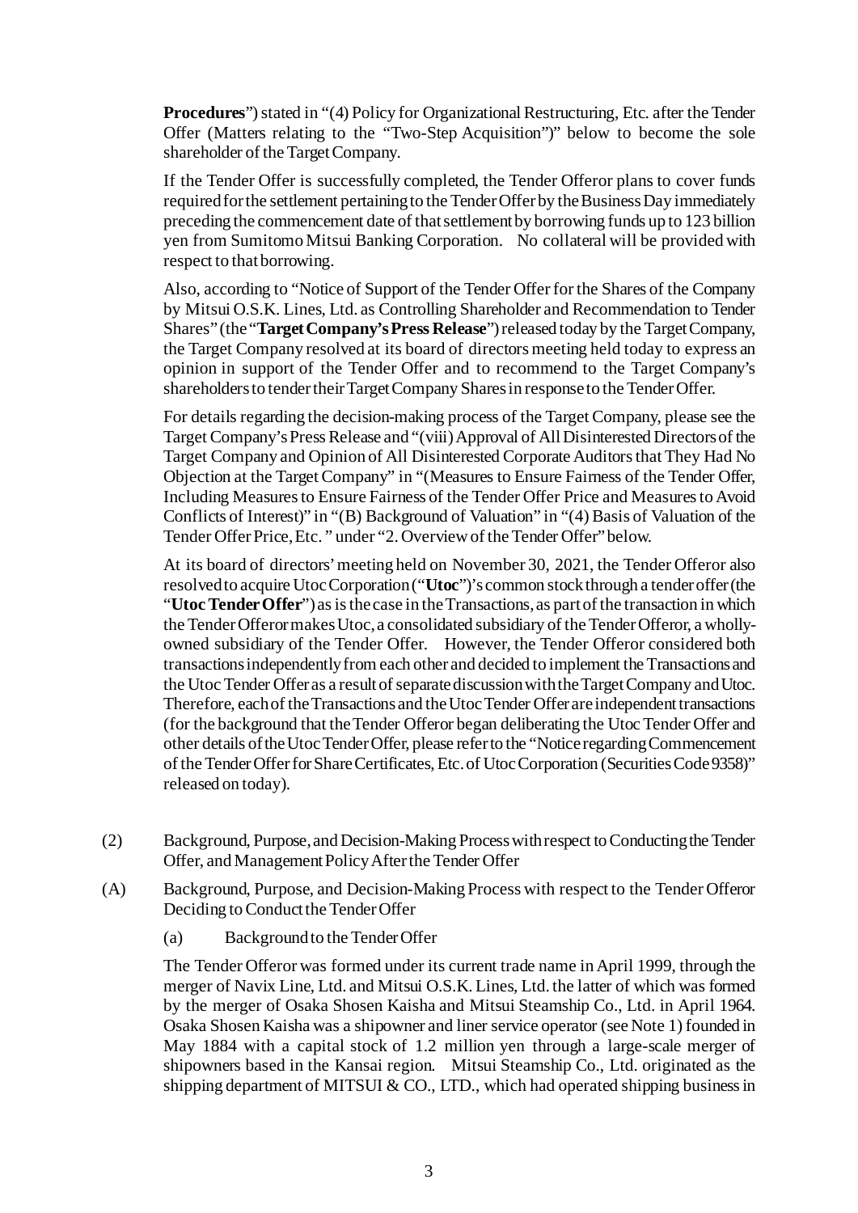**Procedures**") stated in "(4) Policy for Organizational Restructuring, Etc. after the Tender Offer (Matters relating to the "Two-Step Acquisition")" below to become the sole shareholder of the Target Company.

If the Tender Offer is successfully completed, the Tender Offeror plans to cover funds required for the settlement pertaining to the Tender Offer by the Business Day immediately preceding the commencement date of that settlement by borrowing funds up to 123 billion yen from Sumitomo Mitsui Banking Corporation. No collateral will be provided with respect to that borrowing.

Also, according to "Notice of Support of the Tender Offer for the Shares of the Company by Mitsui O.S.K. Lines, Ltd. as Controlling Shareholder and Recommendation to Tender Shares" (the "**Target Company's Press Release**") released today by the Target Company, the Target Company resolved at its board of directors meeting held today to express an opinion in support of the Tender Offer and to recommend to the Target Company's shareholders to tender their Target Company Shares in response to the Tender Offer.

For details regarding the decision-making process of the Target Company, please see the Target Company's Press Release and "(viii) Approval of All Disinterested Directors of the Target Company and Opinion of All Disinterested Corporate Auditors that They Had No Objection at the Target Company" in "(Measures to Ensure Fairness of the Tender Offer, Including Measures to Ensure Fairness of the Tender Offer Price and Measures to Avoid Conflicts of Interest)" in "(B) Background of Valuation" in "(4) Basis of Valuation of the Tender Offer Price, Etc. " under "2. Overview of the Tender Offer" below.

At its board of directors' meeting held on November 30, 2021, the Tender Offeror also resolved to acquire Utoc Corporation ("**Utoc**")'s common stock through a tender offer (the "**Utoc Tender Offer**") as is the case in the Transactions, as part of the transaction in which the Tender Offeror makes Utoc, a consolidated subsidiary of the Tender Offeror, a wholly-owned subsidiary of the Tender Offer. However, the Tender Offeror considered both transactions independently from each other and decided to implement the Transactions and the Utoc Tender Offer as a result of separate discussion with the Target Company and Utoc. Therefore, each of the Transactions and the Utoc Tender Offer are independent transactions (for the background that the Tender Offeror began deliberating the Utoc Tender Offer and other details of the Utoc Tender Offer, please refer to the "Notice regarding Commencement of the Tender Offer for Share Certificates, Etc. of Utoc Corporation (Securities Code 9358)" released on today).

## (2) Background, Purpose, and Decision-Making Process with respect to Conducting the Tender Offer, and Management Policy After the Tender Offer

### (A) Background, Purpose, and Decision-Making Process with respect to the Tender Offeror Deciding to Conduct the Tender Offer

#### (a) Background to the Tender Offer

The Tender Offeror was formed under its current trade name in April 1999, through the merger of Navix Line, Ltd. and Mitsui O.S.K. Lines, Ltd. the latter of which was formed by the merger of Osaka Shosen Kaisha and Mitsui Steamship Co., Ltd. in April 1964. Osaka Shosen Kaisha was a shipowner and liner service operator (see Note 1) founded in May 1884 with a capital stock of 1.2 million yen through a large-scale merger of shipowners based in the Kansai region. Mitsui Steamship Co., Ltd. originated as the shipping department of MITSUI & CO., LTD., which had operated shipping business in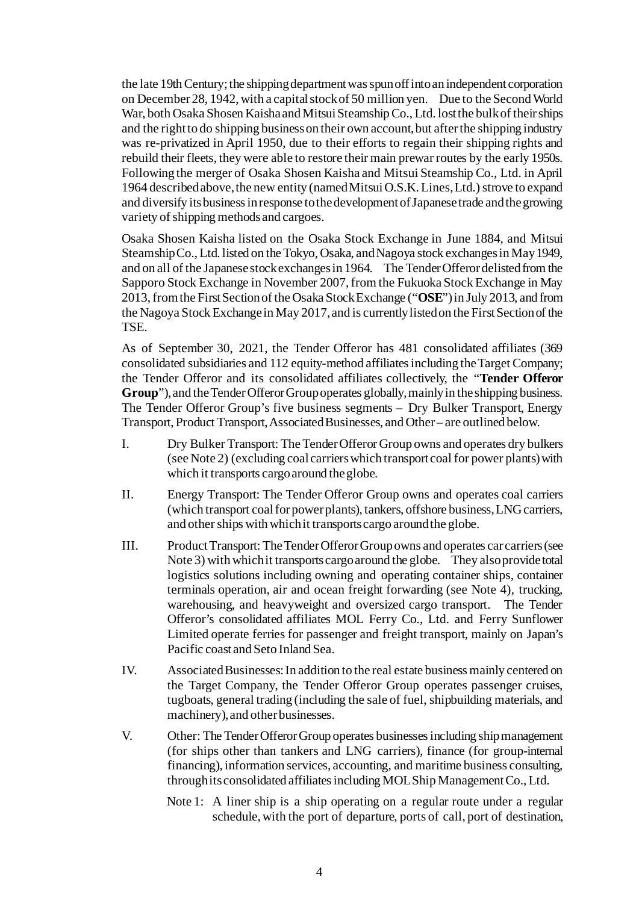the late 19th Century; the shipping department was spun off into an independent corporation on December 28, 1942, with a capital stock of 50 million yen. Due to the Second World War, both Osaka Shosen Kaisha and Mitsui Steamship Co., Ltd. lost the bulk of their ships and the right to do shipping business on their own account, but after the shipping industry was re-privatized in April 1950, due to their efforts to regain their shipping rights and rebuild their fleets, they were able to restore their main prewar routes by the early 1950s. Following the merger of Osaka Shosen Kaisha and Mitsui Steamship Co., Ltd. in April 1964 described above, the new entity (named Mitsui O.S.K. Lines, Ltd.) strove to expand and diversify its business in response to the development of Japanese trade and the growing variety of shipping methods and cargoes.

Osaka Shosen Kaisha listed on the Osaka Stock Exchange in June 1884, and Mitsui Steamship Co., Ltd. listed on the Tokyo, Osaka, and Nagoya stock exchanges in May 1949, and on all of the Japanese stock exchanges in 1964. The Tender Offeror delisted from the Sapporo Stock Exchange in November 2007, from the Fukuoka Stock Exchange in May 2013, from the First Section of the Osaka Stock Exchange ("**OSE**") in July 2013, and from the Nagoya Stock Exchange in May 2017, and is currently listed on the First Section of the TSE.

As of September 30, 2021, the Tender Offeror has 481 consolidated affiliates (369 consolidated subsidiaries and 112 equity-method affiliates including the Target Company; the Tender Offeror and its consolidated affiliates collectively, the "**Tender Offeror Group**"), and the Tender Offeror Group operates globally, mainly in the shipping business. The Tender Offeror Group's five business segments – Dry Bulker Transport, Energy Transport, Product Transport, Associated Businesses, and Other – are outlined below.

I. Dry Bulker Transport: The Tender Offeror Group owns and operates dry bulkers (see Note 2) (excluding coal carriers which transport coal for power plants) with which it transports cargo around the globe.

II. Energy Transport: The Tender Offeror Group owns and operates coal carriers (which transport coal for power plants), tankers, offshore business, LNG carriers, and other ships with which it transports cargo around the globe.

III. Product Transport: The Tender Offeror Group owns and operates car carriers (see Note 3) with which it transports cargo around the globe. They also provide total logistics solutions including owning and operating container ships, container terminals operation, air and ocean freight forwarding (see Note 4), trucking, warehousing, and heavyweight and oversized cargo transport. The Tender Offeror's consolidated affiliates MOL Ferry Co., Ltd. and Ferry Sunflower Limited operate ferries for passenger and freight transport, mainly on Japan's Pacific coast and Seto Inland Sea.

IV. Associated Businesses: In addition to the real estate business mainly centered on the Target Company, the Tender Offeror Group operates passenger cruises, tugboats, general trading (including the sale of fuel, shipbuilding materials, and machinery), and other businesses.

V. Other: The Tender Offeror Group operates businesses including ship management (for ships other than tankers and LNG carriers), finance (for group-internal financing), information services, accounting, and maritime business consulting, through its consolidated affiliates including MOL Ship Management Co., Ltd.

Note 1: A liner ship is a ship operating on a regular route under a regular schedule, with the port of departure, ports of call, port of destination,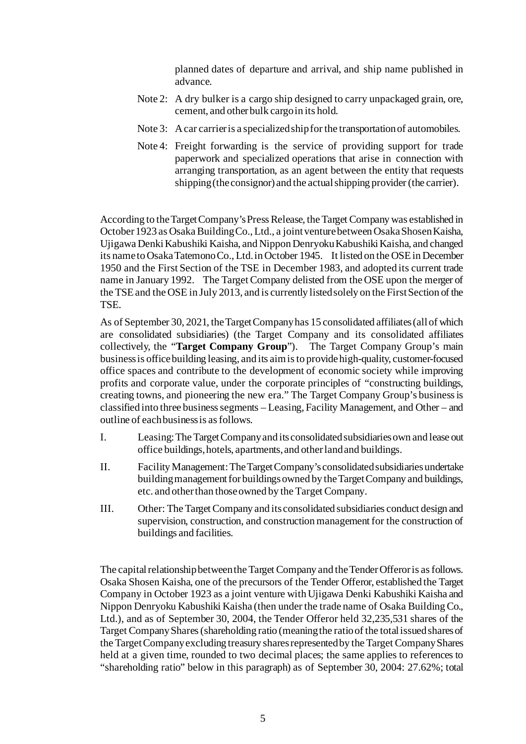planned dates of departure and arrival, and ship name published in advance.

Note 2: A dry bulker is a cargo ship designed to carry unpackaged grain, ore, cement, and other bulk cargo in its hold.

Note 3: A car carrier is a specialized ship for the transportation of automobiles.

Note 4: Freight forwarding is the service of providing support for trade paperwork and specialized operations that arise in connection with arranging transportation, as an agent between the entity that requests shipping (the consignor) and the actual shipping provider (the carrier).

According to the Target Company's Press Release, the Target Company was established in October 1923 as Osaka Building Co., Ltd., a joint venture between Osaka Shosen Kaisha, Ujigawa Denki Kabushiki Kaisha, and Nippon Denryoku Kabushiki Kaisha, and changed its name to Osaka Tatemono Co., Ltd. in October 1945. It listed on the OSE in December 1950 and the First Section of the TSE in December 1983, and adopted its current trade name in January 1992. The Target Company delisted from the OSE upon the merger of the TSE and the OSE in July 2013, and is currently listed solely on the First Section of the TSE.

As of September 30, 2021, the Target Company has 15 consolidated affiliates (all of which are consolidated subsidiaries) (the Target Company and its consolidated affiliates collectively, the "**Target Company Group**"). The Target Company Group's main business is office building leasing, and its aim is to provide high-quality, customer-focused office spaces and contribute to the development of economic society while improving profits and corporate value, under the corporate principles of "constructing buildings, creating towns, and pioneering the new era." The Target Company Group's business is classified into three business segments – Leasing, Facility Management, and Other – and outline of each business is as follows.

I. Leasing: The Target Company and its consolidated subsidiaries own and lease out office buildings, hotels, apartments, and other land and buildings.

II. Facility Management: The Target Company's consolidated subsidiaries undertake building management for buildings owned by the Target Company and buildings, etc. and other than those owned by the Target Company.

III. Other: The Target Company and its consolidated subsidiaries conduct design and supervision, construction, and construction management for the construction of buildings and facilities.

The capital relationship between the Target Company and the Tender Offeror is as follows. Osaka Shosen Kaisha, one of the precursors of the Tender Offeror, established the Target Company in October 1923 as a joint venture with Ujigawa Denki Kabushiki Kaisha and Nippon Denryoku Kabushiki Kaisha (then under the trade name of Osaka Building Co., Ltd.), and as of September 30, 2004, the Tender Offeror held 32,235,531 shares of the Target Company Shares (shareholding ratio (meaning the ratio of the total issued shares of the Target Company excluding treasury shares represented by the Target Company Shares held at a given time, rounded to two decimal places; the same applies to references to "shareholding ratio" below in this paragraph) as of September 30, 2004: 27.62%; total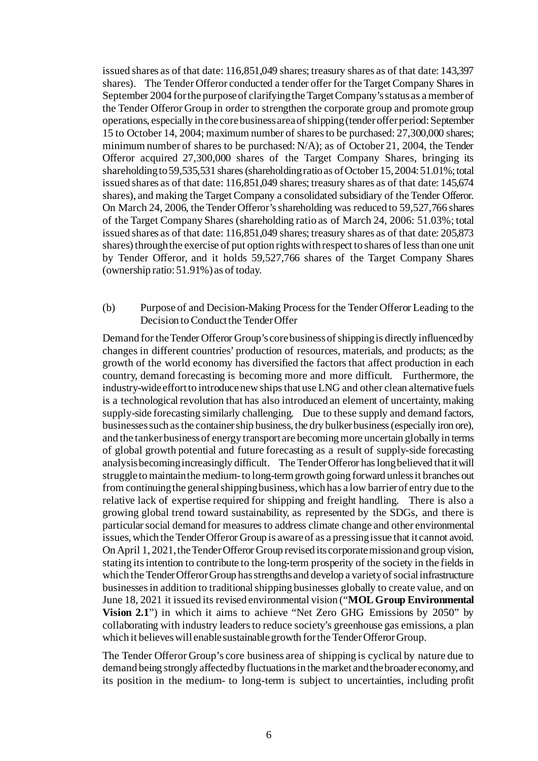issued shares as of that date: 116,851,049 shares; treasury shares as of that date: 143,397 shares). The Tender Offeror conducted a tender offer for the Target Company Shares in September 2004 for the purpose of clarifying the Target Company's status as a member of the Tender Offeror Group in order to strengthen the corporate group and promote group operations, especially in the core business area of shipping (tender offer period: September 15 to October 14, 2004; maximum number of shares to be purchased: 27,300,000 shares; minimum number of shares to be purchased: N/A); as of October 21, 2004, the Tender Offeror acquired 27,300,000 shares of the Target Company Shares, bringing its shareholding to 59,535,531 shares (shareholding ratio as of October 15, 2004: 51.01%; total issued shares as of that date: 116,851,049 shares; treasury shares as of that date: 145,674 shares), and making the Target Company a consolidated subsidiary of the Tender Offeror. On March 24, 2006, the Tender Offeror's shareholding was reduced to 59,527,766 shares of the Target Company Shares (shareholding ratio as of March 24, 2006: 51.03%; total issued shares as of that date: 116,851,049 shares; treasury shares as of that date: 205,873 shares) through the exercise of put option rights with respect to shares of less than one unit by Tender Offeror, and it holds 59,527,766 shares of the Target Company Shares (ownership ratio: 51.91%) as of today.

(b) Purpose of and Decision-Making Process for the Tender Offeror Leading to the Decision to Conduct the Tender Offer

Demand for the Tender Offeror Group's core business of shipping is directly influenced by changes in different countries' production of resources, materials, and products; as the growth of the world economy has diversified the factors that affect production in each country, demand forecasting is becoming more and more difficult. Furthermore, the industry-wide effort to introduce new ships that use LNG and other clean alternative fuels is a technological revolution that has also introduced an element of uncertainty, making supply-side forecasting similarly challenging. Due to these supply and demand factors, businesses such as the container ship business, the dry bulker business (especially iron ore), and the tanker business of energy transport are becoming more uncertain globally in terms of global growth potential and future forecasting as a result of supply-side forecasting analysis becoming increasingly difficult. The Tender Offeror has long believed that it will struggle to maintain the medium- to long-term growth going forward unless it branches out from continuing the general shipping business, which has a low barrier of entry due to the relative lack of expertise required for shipping and freight handling. There is also a growing global trend toward sustainability, as represented by the SDGs, and there is particular social demand for measures to address climate change and other environmental issues, which the Tender Offeror Group is aware of as a pressing issue that it cannot avoid. On April 1, 2021, the Tender Offeror Group revised its corporate mission and group vision, stating its intention to contribute to the long-term prosperity of the society in the fields in which the Tender Offeror Group has strengths and develop a variety of social infrastructure businesses in addition to traditional shipping businesses globally to create value, and on June 18, 2021 it issued its revised environmental vision ("**MOL Group Environmental Vision 2.1**") in which it aims to achieve "Net Zero GHG Emissions by 2050" by collaborating with industry leaders to reduce society's greenhouse gas emissions, a plan which it believes will enable sustainable growth for the Tender Offeror Group.

The Tender Offeror Group's core business area of shipping is cyclical by nature due to demand being strongly affected by fluctuations in the market and the broader economy, and its position in the medium- to long-term is subject to uncertainties, including profit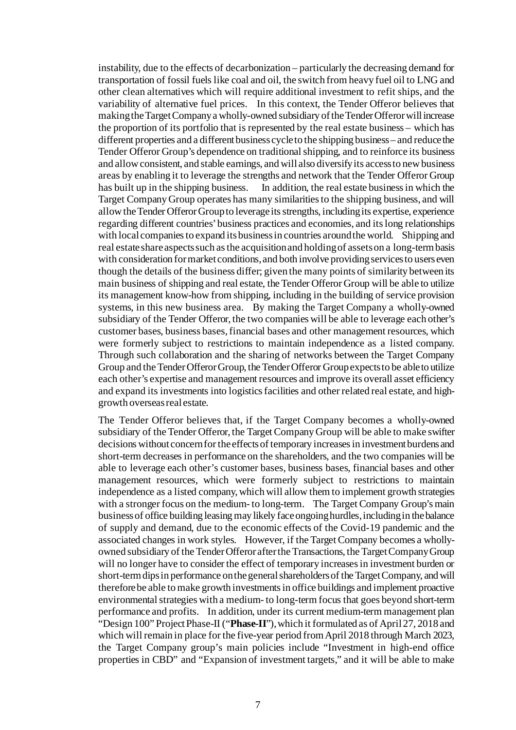instability, due to the effects of decarbonization – particularly the decreasing demand for transportation of fossil fuels like coal and oil, the switch from heavy fuel oil to LNG and other clean alternatives which will require additional investment to refit ships, and the variability of alternative fuel prices. In this context, the Tender Offeror believes that making the Target Company a wholly-owned subsidiary of the Tender Offeror will increase the proportion of its portfolio that is represented by the real estate business – which has different properties and a different business cycle to the shipping business – and reduce the Tender Offeror Group's dependence on traditional shipping, and to reinforce its business and allow consistent, and stable earnings, and will also diversify its access to new business areas by enabling it to leverage the strengths and network that the Tender Offeror Group has built up in the shipping business. In addition, the real estate business in which the Target Company Group operates has many similarities to the shipping business, and will allow the Tender Offeror Group to leverage its strengths, including its expertise, experience regarding different countries' business practices and economies, and its long relationships with local companies to expand its business in countries around the world. Shipping and real estate share aspects such as the acquisition and holding of assets on a long-term basis with consideration for market conditions, and both involve providing services to users even though the details of the business differ; given the many points of similarity between its main business of shipping and real estate, the Tender Offeror Group will be able to utilize its management know-how from shipping, including in the building of service provision systems, in this new business area. By making the Target Company a wholly-owned subsidiary of the Tender Offeror, the two companies will be able to leverage each other's customer bases, business bases, financial bases and other management resources, which were formerly subject to restrictions to maintain independence as a listed company. Through such collaboration and the sharing of networks between the Target Company Group and the Tender Offeror Group, the Tender Offeror Group expects to be able to utilize each other's expertise and management resources and improve its overall asset efficiency and expand its investments into logistics facilities and other related real estate, and high-growth overseas real estate.

The Tender Offeror believes that, if the Target Company becomes a wholly-owned subsidiary of the Tender Offeror, the Target Company Group will be able to make swifter decisions without concern for the effects of temporary increases in investment burdens and short-term decreases in performance on the shareholders, and the two companies will be able to leverage each other's customer bases, business bases, financial bases and other management resources, which were formerly subject to restrictions to maintain independence as a listed company, which will allow them to implement growth strategies with a stronger focus on the medium- to long-term. The Target Company Group's main business of office building leasing may likely face ongoing hurdles, including in the balance of supply and demand, due to the economic effects of the Covid-19 pandemic and the associated changes in work styles. However, if the Target Company becomes a wholly-owned subsidiary of the Tender Offeror after the Transactions, the Target Company Group will no longer have to consider the effect of temporary increases in investment burden or short-term dips in performance on the general shareholders of the Target Company, and will therefore be able to make growth investments in office buildings and implement proactive environmental strategies with a medium- to long-term focus that goes beyond short-term performance and profits. In addition, under its current medium-term management plan "Design 100" Project Phase-II ("**Phase-II**"), which it formulated as of April 27, 2018 and which will remain in place for the five-year period from April 2018 through March 2023, the Target Company group's main policies include "Investment in high-end office properties in CBD" and "Expansion of investment targets," and it will be able to make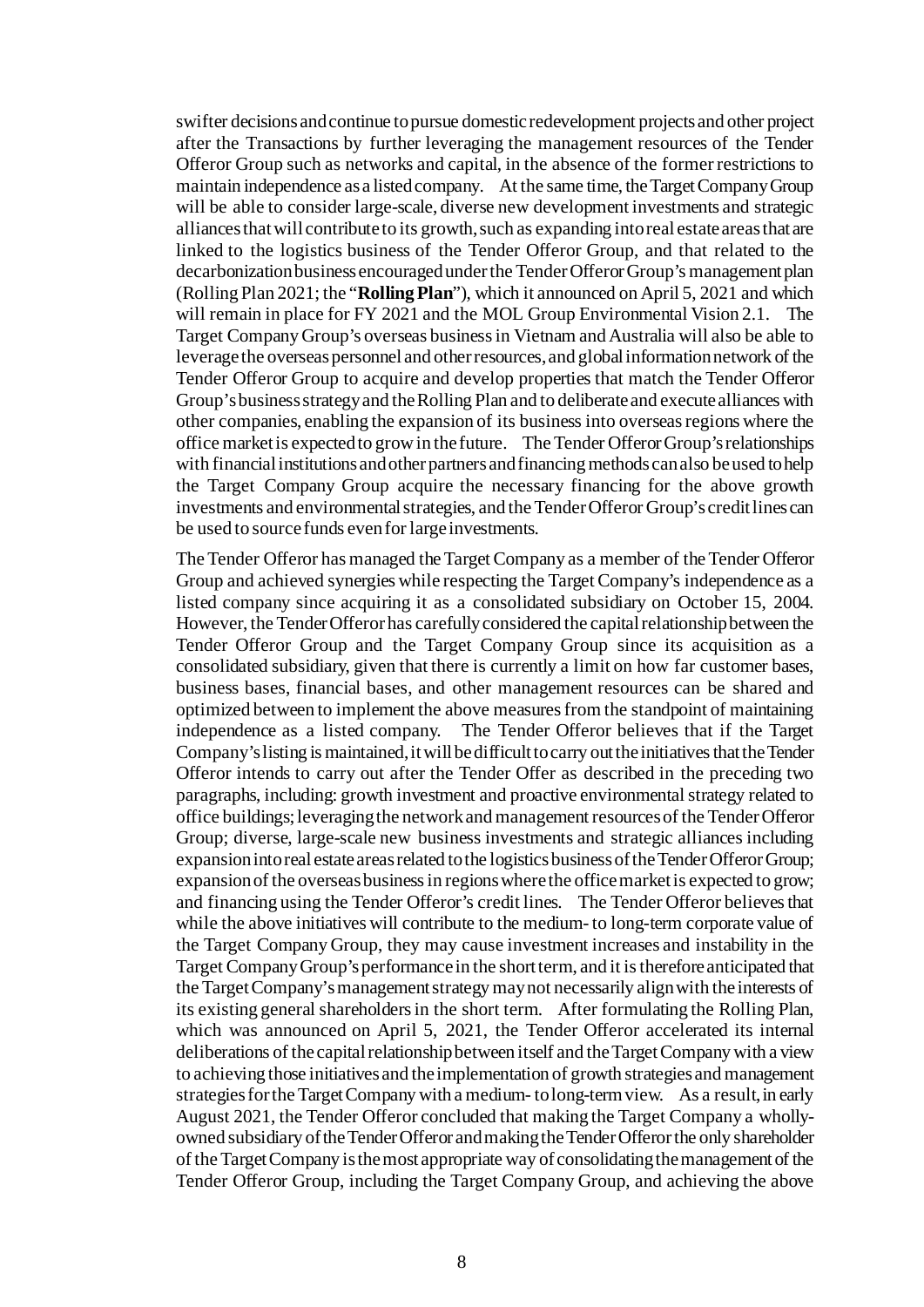swifter decisions and continue to pursue domestic redevelopment projects and other project after the Transactions by further leveraging the management resources of the Tender Offeror Group such as networks and capital, in the absence of the former restrictions to maintain independence as a listed company. At the same time, the Target Company Group will be able to consider large-scale, diverse new development investments and strategic alliances that will contribute to its growth, such as expanding into real estate areas that are linked to the logistics business of the Tender Offeror Group, and that related to the decarbonization business encouraged under the Tender Offeror Group's management plan (Rolling Plan 2021; the "**Rolling Plan**"), which it announced on April 5, 2021 and which will remain in place for FY 2021 and the MOL Group Environmental Vision 2.1. The Target Company Group's overseas business in Vietnam and Australia will also be able to leverage the overseas personnel and other resources, and global information network of the Tender Offeror Group to acquire and develop properties that match the Tender Offeror Group's business strategy and the Rolling Plan and to deliberate and execute alliances with other companies, enabling the expansion of its business into overseas regions where the office market is expected to grow in the future. The Tender Offeror Group's relationships with financial institutions and other partners and financing methods can also be used to help the Target Company Group acquire the necessary financing for the above growth investments and environmental strategies, and the Tender Offeror Group's credit lines can be used to source funds even for large investments.

The Tender Offeror has managed the Target Company as a member of the Tender Offeror Group and achieved synergies while respecting the Target Company's independence as a listed company since acquiring it as a consolidated subsidiary on October 15, 2004. However, the Tender Offeror has carefully considered the capital relationship between the Tender Offeror Group and the Target Company Group since its acquisition as a consolidated subsidiary, given that there is currently a limit on how far customer bases, business bases, financial bases, and other management resources can be shared and optimized between to implement the above measures from the standpoint of maintaining independence as a listed company. The Tender Offeror believes that if the Target Company's listing is maintained, it will be difficult to carry out the initiatives that the Tender Offeror intends to carry out after the Tender Offer as described in the preceding two paragraphs, including: growth investment and proactive environmental strategy related to office buildings; leveraging the network and management resources of the Tender Offeror Group; diverse, large-scale new business investments and strategic alliances including expansion into real estate areas related to the logistics business of the Tender Offeror Group; expansion of the overseas business in regions where the office market is expected to grow; and financing using the Tender Offeror's credit lines. The Tender Offeror believes that while the above initiatives will contribute to the medium- to long-term corporate value of the Target Company Group, they may cause investment increases and instability in the Target Company Group's performance in the short term, and it is therefore anticipated that the Target Company's management strategy may not necessarily align with the interests of its existing general shareholders in the short term. After formulating the Rolling Plan, which was announced on April 5, 2021, the Tender Offeror accelerated its internal deliberations of the capital relationship between itself and the Target Company with a view to achieving those initiatives and the implementation of growth strategies and management strategies for the Target Company with a medium- to long-term view. As a result, in early August 2021, the Tender Offeror concluded that making the Target Company a wholly-owned subsidiary of the Tender Offeror and making the Tender Offeror the only shareholder of the Target Company is the most appropriate way of consolidating the management of the Tender Offeror Group, including the Target Company Group, and achieving the above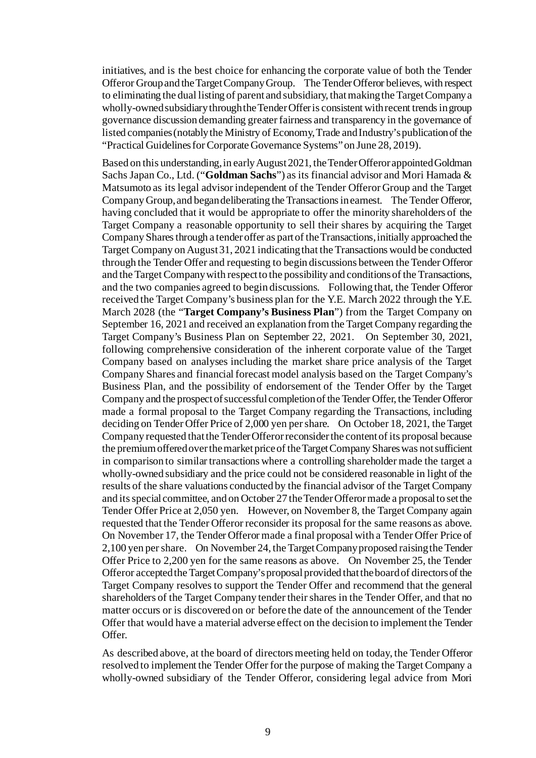initiatives, and is the best choice for enhancing the corporate value of both the Tender Offeror Group and the Target Company Group. The Tender Offeror believes, with respect to eliminating the dual listing of parent and subsidiary, that making the Target Company a wholly-owned subsidiary through the Tender Offer is consistent with recent trends in group governance discussion demanding greater fairness and transparency in the governance of listed companies (notably the Ministry of Economy, Trade and Industry's publication of the "Practical Guidelines for Corporate Governance Systems" on June 28, 2019).

Based on this understanding, in early August 2021, the Tender Offeror appointed Goldman Sachs Japan Co., Ltd. ("**Goldman Sachs**") as its financial advisor and Mori Hamada & Matsumoto as its legal advisor independent of the Tender Offeror Group and the Target Company Group, and began deliberating the Transactions in earnest. The Tender Offeror, having concluded that it would be appropriate to offer the minority shareholders of the Target Company a reasonable opportunity to sell their shares by acquiring the Target Company Shares through a tender offer as part of the Transactions, initially approached the Target Company on August 31, 2021 indicating that the Transactions would be conducted through the Tender Offer and requesting to begin discussions between the Tender Offeror and the Target Company with respect to the possibility and conditions of the Transactions, and the two companies agreed to begin discussions. Following that, the Tender Offeror received the Target Company's business plan for the Y.E. March 2022 through the Y.E. March 2028 (the "**Target Company's Business Plan**") from the Target Company on September 16, 2021 and received an explanation from the Target Company regarding the Target Company's Business Plan on September 22, 2021. On September 30, 2021, following comprehensive consideration of the inherent corporate value of the Target Company based on analyses including the market share price analysis of the Target Company Shares and financial forecast model analysis based on the Target Company's Business Plan, and the possibility of endorsement of the Tender Offer by the Target Company and the prospect of successful completion of the Tender Offer, the Tender Offeror made a formal proposal to the Target Company regarding the Transactions, including deciding on Tender Offer Price of 2,000 yen per share. On October 18, 2021, the Target Company requested that the Tender Offeror reconsider the content of its proposal because the premium offered over the market price of the Target Company Shares was not sufficient in comparison to similar transactions where a controlling shareholder made the target a wholly-owned subsidiary and the price could not be considered reasonable in light of the results of the share valuations conducted by the financial advisor of the Target Company and its special committee, and on October 27 the Tender Offeror made a proposal to set the Tender Offer Price at 2,050 yen. However, on November 8, the Target Company again requested that the Tender Offeror reconsider its proposal for the same reasons as above. On November 17, the Tender Offeror made a final proposal with a Tender Offer Price of 2,100 yen per share. On November 24, the Target Company proposed raising the Tender Offer Price to 2,200 yen for the same reasons as above. On November 25, the Tender Offeror accepted the Target Company's proposal provided that the board of directors of the Target Company resolves to support the Tender Offer and recommend that the general shareholders of the Target Company tender their shares in the Tender Offer, and that no matter occurs or is discovered on or before the date of the announcement of the Tender Offer that would have a material adverse effect on the decision to implement the Tender Offer.

As described above, at the board of directors meeting held on today, the Tender Offeror resolved to implement the Tender Offer for the purpose of making the Target Company a wholly-owned subsidiary of the Tender Offeror, considering legal advice from Mori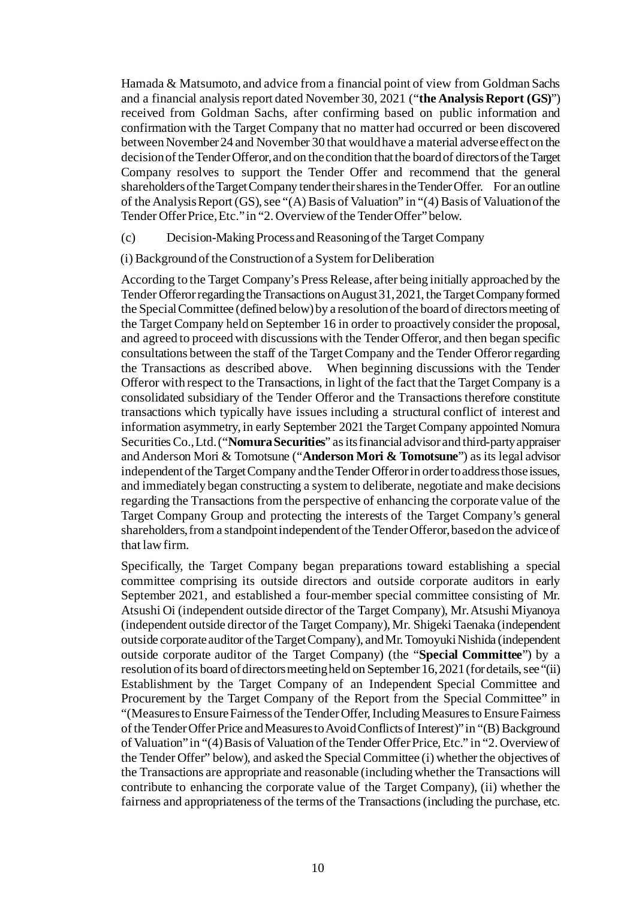Hamada & Matsumoto, and advice from a financial point of view from Goldman Sachs and a financial analysis report dated November 30, 2021 ("**the Analysis Report (GS)**") received from Goldman Sachs, after confirming based on public information and confirmation with the Target Company that no matter had occurred or been discovered between November 24 and November 30 that would have a material adverse effect on the decision of the Tender Offeror, and on the condition that the board of directors of the Target Company resolves to support the Tender Offer and recommend that the general shareholders of the Target Company tender their shares in the Tender Offer. For an outline of the Analysis Report (GS), see "(A) Basis of Valuation" in "(4) Basis of Valuation of the Tender Offer Price, Etc." in "2. Overview of the Tender Offer" below.

(c) Decision-Making Process and Reasoning of the Target Company

(i) Background of the Construction of a System for Deliberation

According to the Target Company's Press Release, after being initially approached by the Tender Offeror regarding the Transactions on August 31, 2021, the Target Company formed the Special Committee (defined below) by a resolution of the board of directors meeting of the Target Company held on September 16 in order to proactively consider the proposal, and agreed to proceed with discussions with the Tender Offeror, and then began specific consultations between the staff of the Target Company and the Tender Offeror regarding the Transactions as described above. When beginning discussions with the Tender Offeror with respect to the Transactions, in light of the fact that the Target Company is a consolidated subsidiary of the Tender Offeror and the Transactions therefore constitute transactions which typically have issues including a structural conflict of interest and information asymmetry, in early September 2021 the Target Company appointed Nomura Securities Co., Ltd. ("**Nomura Securities**" as its financial advisor and third-party appraiser and Anderson Mori & Tomotsune ("**Anderson Mori & Tomotsune**") as its legal advisor independent of the Target Company and the Tender Offeror in order to address those issues, and immediately began constructing a system to deliberate, negotiate and make decisions regarding the Transactions from the perspective of enhancing the corporate value of the Target Company Group and protecting the interests of the Target Company's general shareholders, from a standpoint independent of the Tender Offeror, based on the advice of that law firm.

Specifically, the Target Company began preparations toward establishing a special committee comprising its outside directors and outside corporate auditors in early September 2021, and established a four-member special committee consisting of Mr. Atsushi Oi (independent outside director of the Target Company), Mr. Atsushi Miyanoya (independent outside director of the Target Company), Mr. Shigeki Taenaka (independent outside corporate auditor of the Target Company), and Mr. Tomoyuki Nishida (independent outside corporate auditor of the Target Company) (the "**Special Committee**") by a resolution of its board of directors meeting held on September 16, 2021 (for details, see "(ii) Establishment by the Target Company of an Independent Special Committee and Procurement by the Target Company of the Report from the Special Committee" in "(Measures to Ensure Fairness of the Tender Offer, Including Measures to Ensure Fairness of the Tender Offer Price and Measures to Avoid Conflicts of Interest)" in "(B) Background of Valuation" in "(4) Basis of Valuation of the Tender Offer Price, Etc." in "2. Overview of the Tender Offer" below), and asked the Special Committee (i) whether the objectives of the Transactions are appropriate and reasonable (including whether the Transactions will contribute to enhancing the corporate value of the Target Company), (ii) whether the fairness and appropriateness of the terms of the Transactions (including the purchase, etc.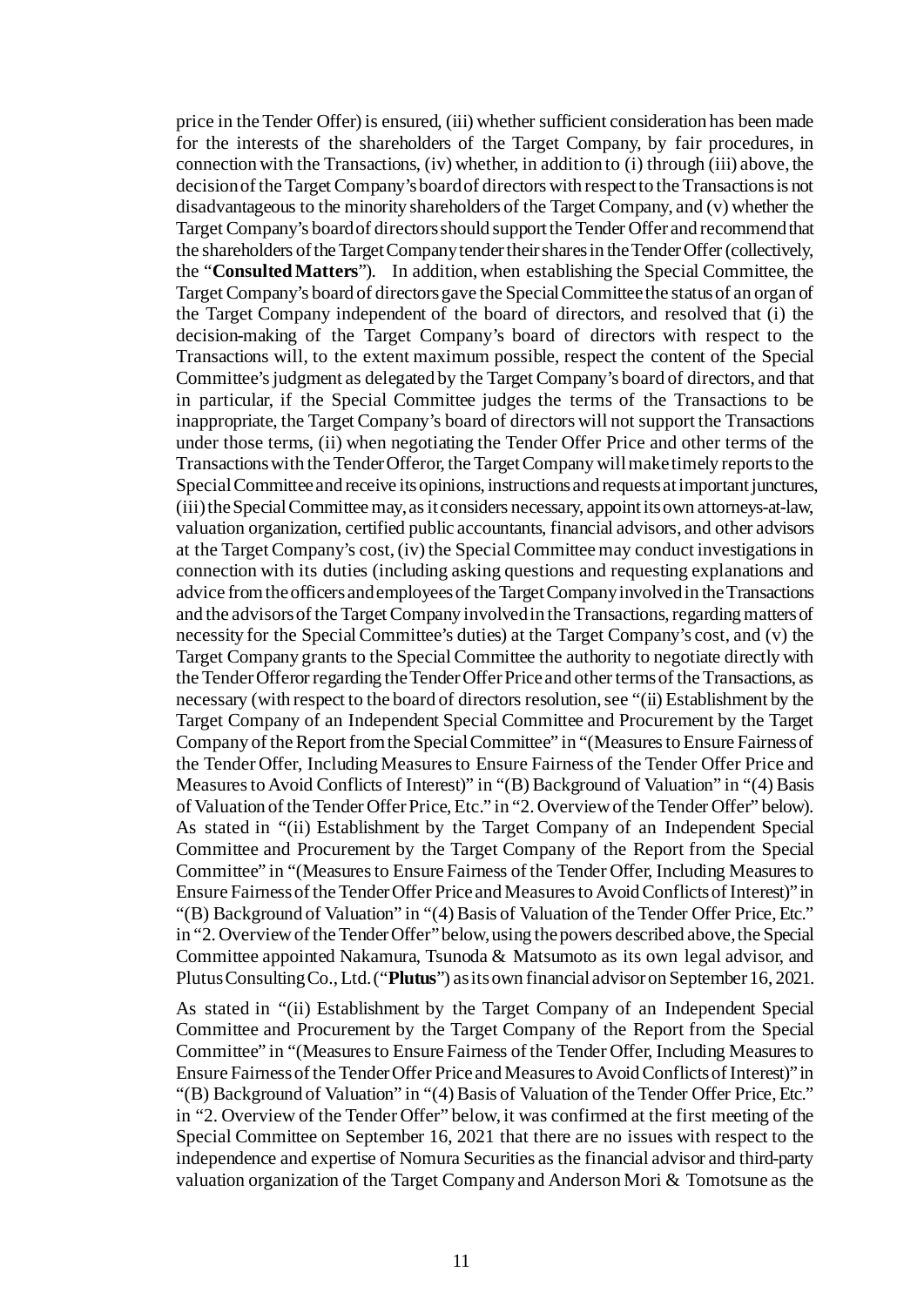price in the Tender Offer) is ensured, (iii) whether sufficient consideration has been made for the interests of the shareholders of the Target Company, by fair procedures, in connection with the Transactions, (iv) whether, in addition to (i) through (iii) above, the decision of the Target Company's board of directors with respect to the Transactions is not disadvantageous to the minority shareholders of the Target Company, and (v) whether the Target Company's board of directors should support the Tender Offer and recommend that the shareholders of the Target Company tender their shares in the Tender Offer (collectively, the "**Consulted Matters**"). In addition, when establishing the Special Committee, the Target Company's board of directors gave the Special Committee the status of an organ of the Target Company independent of the board of directors, and resolved that (i) the decision-making of the Target Company's board of directors with respect to the Transactions will, to the extent maximum possible, respect the content of the Special Committee's judgment as delegated by the Target Company's board of directors, and that in particular, if the Special Committee judges the terms of the Transactions to be inappropriate, the Target Company's board of directors will not support the Transactions under those terms, (ii) when negotiating the Tender Offer Price and other terms of the Transactions with the Tender Offeror, the Target Company will make timely reports to the Special Committee and receive its opinions, instructions and requests at important junctures, (iii) the Special Committee may, as it considers necessary, appoint its own attorneys-at-law, valuation organization, certified public accountants, financial advisors, and other advisors at the Target Company's cost, (iv) the Special Committee may conduct investigations in connection with its duties (including asking questions and requesting explanations and advice from the officers and employees of the Target Company involved in the Transactions and the advisors of the Target Company involved in the Transactions, regarding matters of necessity for the Special Committee's duties) at the Target Company's cost, and (v) the Target Company grants to the Special Committee the authority to negotiate directly with the Tender Offeror regarding the Tender Offer Price and other terms of the Transactions, as necessary (with respect to the board of directors resolution, see "(ii) Establishment by the Target Company of an Independent Special Committee and Procurement by the Target Company of the Report from the Special Committee" in "(Measures to Ensure Fairness of the Tender Offer, Including Measures to Ensure Fairness of the Tender Offer Price and Measures to Avoid Conflicts of Interest)" in "(B) Background of Valuation" in "(4) Basis of Valuation of the Tender Offer Price, Etc." in "2. Overview of the Tender Offer" below). As stated in "(ii) Establishment by the Target Company of an Independent Special Committee and Procurement by the Target Company of the Report from the Special Committee" in "(Measures to Ensure Fairness of the Tender Offer, Including Measures to Ensure Fairness of the Tender Offer Price and Measures to Avoid Conflicts of Interest)" in "(B) Background of Valuation" in "(4) Basis of Valuation of the Tender Offer Price, Etc." in "2. Overview of the Tender Offer" below, using the powers described above, the Special Committee appointed Nakamura, Tsunoda & Matsumoto as its own legal advisor, and Plutus Consulting Co., Ltd. ("**Plutus**") as its own financial advisor on September 16, 2021.

As stated in "(ii) Establishment by the Target Company of an Independent Special Committee and Procurement by the Target Company of the Report from the Special Committee" in "(Measures to Ensure Fairness of the Tender Offer, Including Measures to Ensure Fairness of the Tender Offer Price and Measures to Avoid Conflicts of Interest)" in "(B) Background of Valuation" in "(4) Basis of Valuation of the Tender Offer Price, Etc." in "2. Overview of the Tender Offer" below, it was confirmed at the first meeting of the Special Committee on September 16, 2021 that there are no issues with respect to the independence and expertise of Nomura Securities as the financial advisor and third-party valuation organization of the Target Company and Anderson Mori & Tomotsune as the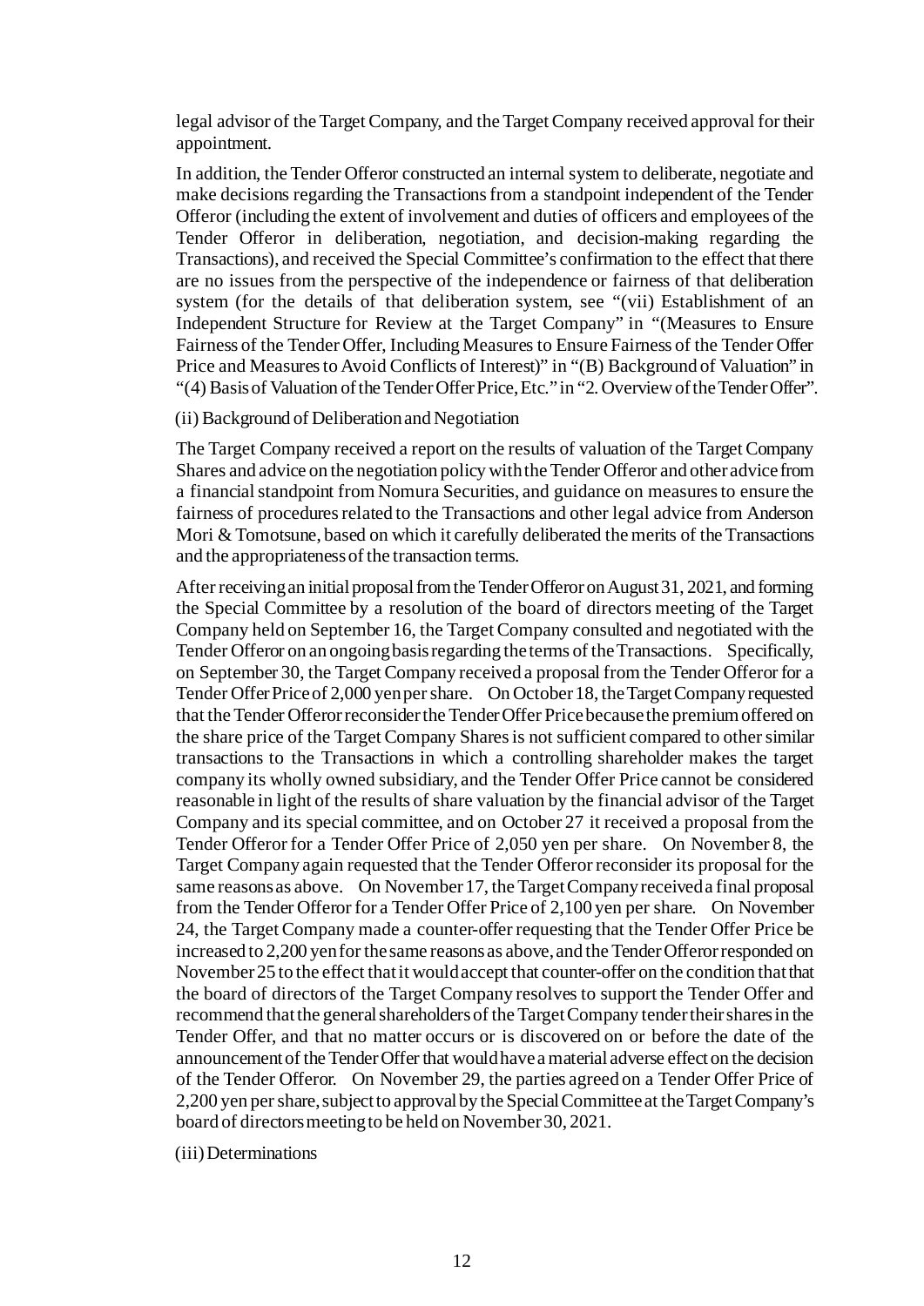legal advisor of the Target Company, and the Target Company received approval for their appointment.

In addition, the Tender Offeror constructed an internal system to deliberate, negotiate and make decisions regarding the Transactions from a standpoint independent of the Tender Offeror (including the extent of involvement and duties of officers and employees of the Tender Offeror in deliberation, negotiation, and decision-making regarding the Transactions), and received the Special Committee's confirmation to the effect that there are no issues from the perspective of the independence or fairness of that deliberation system (for the details of that deliberation system, see "(vii) Establishment of an Independent Structure for Review at the Target Company" in "(Measures to Ensure Fairness of the Tender Offer, Including Measures to Ensure Fairness of the Tender Offer Price and Measures to Avoid Conflicts of Interest)" in "(B) Background of Valuation" in "(4) Basis of Valuation of the Tender Offer Price, Etc." in "2. Overview of the Tender Offer".

(ii) Background of Deliberation and Negotiation

The Target Company received a report on the results of valuation of the Target Company Shares and advice on the negotiation policy with the Tender Offeror and other advice from a financial standpoint from Nomura Securities, and guidance on measures to ensure the fairness of procedures related to the Transactions and other legal advice from Anderson Mori & Tomotsune, based on which it carefully deliberated the merits of the Transactions and the appropriateness of the transaction terms.

After receiving an initial proposal from the Tender Offeror on August 31, 2021, and forming the Special Committee by a resolution of the board of directors meeting of the Target Company held on September 16, the Target Company consulted and negotiated with the Tender Offeror on an ongoing basis regarding the terms of the Transactions. Specifically, on September 30, the Target Company received a proposal from the Tender Offeror for a Tender Offer Price of 2,000 yen per share. On October 18, the Target Company requested that the Tender Offeror reconsider the Tender Offer Price because the premium offered on the share price of the Target Company Shares is not sufficient compared to other similar transactions to the Transactions in which a controlling shareholder makes the target company its wholly owned subsidiary, and the Tender Offer Price cannot be considered reasonable in light of the results of share valuation by the financial advisor of the Target Company and its special committee, and on October 27 it received a proposal from the Tender Offeror for a Tender Offer Price of 2,050 yen per share. On November 8, the Target Company again requested that the Tender Offeror reconsider its proposal for the same reasons as above. On November 17, the Target Company received a final proposal from the Tender Offeror for a Tender Offer Price of 2,100 yen per share. On November 24, the Target Company made a counter-offer requesting that the Tender Offer Price be increased to 2,200 yen for the same reasons as above, and the Tender Offeror responded on November 25 to the effect that it would accept that counter-offer on the condition that that the board of directors of the Target Company resolves to support the Tender Offer and recommend that the general shareholders of the Target Company tender their shares in the Tender Offer, and that no matter occurs or is discovered on or before the date of the announcement of the Tender Offer that would have a material adverse effect on the decision of the Tender Offeror. On November 29, the parties agreed on a Tender Offer Price of 2,200 yen per share, subject to approval by the Special Committee at the Target Company's board of directors meeting to be held on November 30, 2021.

(iii) Determinations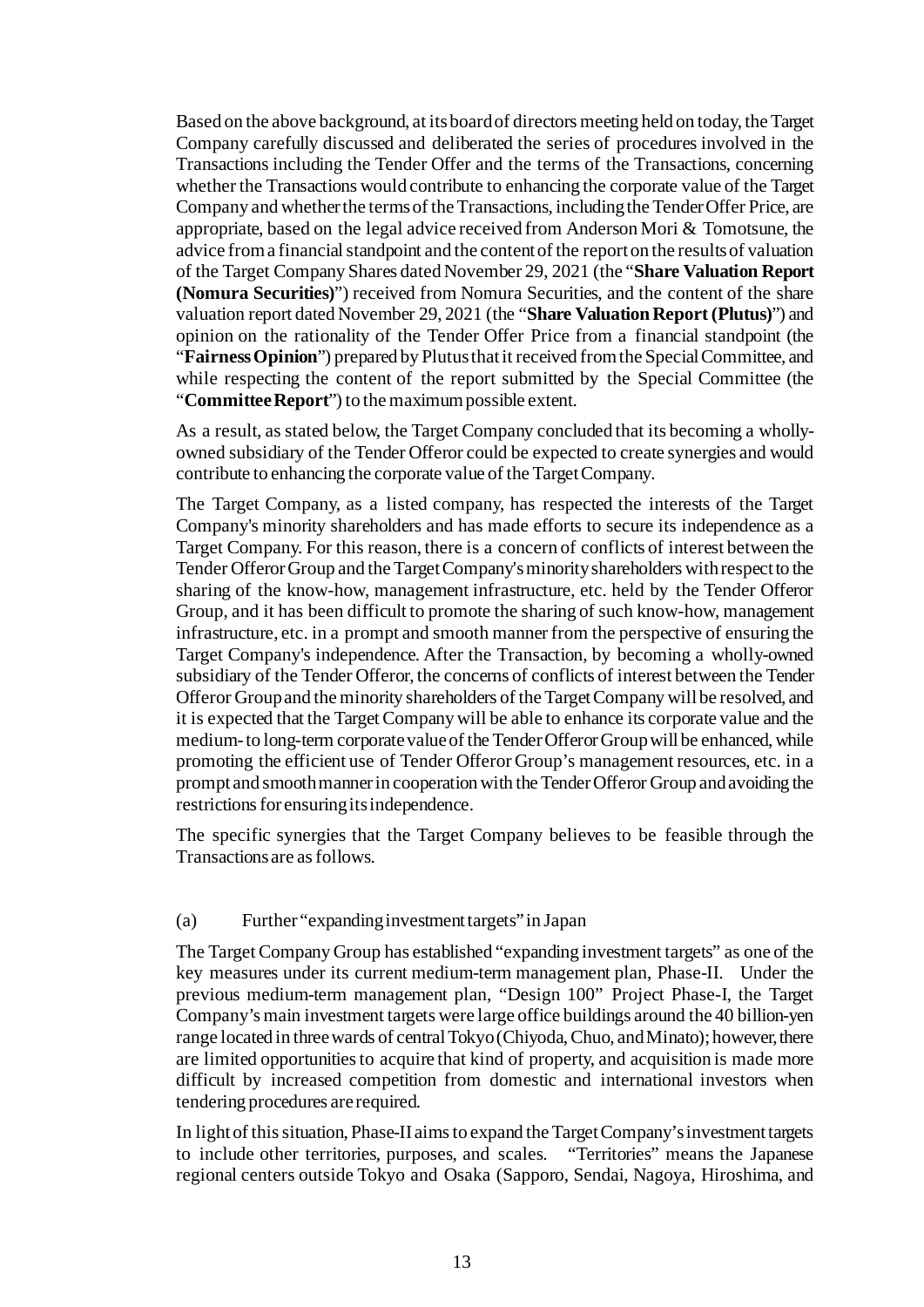Based on the above background, at its board of directors meeting held on today, the Target Company carefully discussed and deliberated the series of procedures involved in the Transactions including the Tender Offer and the terms of the Transactions, concerning whether the Transactions would contribute to enhancing the corporate value of the Target Company and whether the terms of the Transactions, including the Tender Offer Price, are appropriate, based on the legal advice received from Anderson Mori & Tomotsune, the advice from a financial standpoint and the content of the report on the results of valuation of the Target Company Shares dated November 29, 2021 (the "**Share Valuation Report (Nomura Securities)**") received from Nomura Securities, and the content of the share valuation report dated November 29, 2021 (the "**Share Valuation Report (Plutus)**") and opinion on the rationality of the Tender Offer Price from a financial standpoint (the "**Fairness Opinion**") prepared by Plutus that it received from the Special Committee, and while respecting the content of the report submitted by the Special Committee (the "**Committee Report**") to the maximum possible extent.

As a result, as stated below, the Target Company concluded that its becoming a wholly-owned subsidiary of the Tender Offeror could be expected to create synergies and would contribute to enhancing the corporate value of the Target Company.

The Target Company, as a listed company, has respected the interests of the Target Company's minority shareholders and has made efforts to secure its independence as a Target Company. For this reason, there is a concern of conflicts of interest between the Tender Offeror Group and the Target Company's minority shareholders with respect to the sharing of the know-how, management infrastructure, etc. held by the Tender Offeror Group, and it has been difficult to promote the sharing of such know-how, management infrastructure, etc. in a prompt and smooth manner from the perspective of ensuring the Target Company's independence. After the Transaction, by becoming a wholly-owned subsidiary of the Tender Offeror, the concerns of conflicts of interest between the Tender Offeror Group and the minority shareholders of the Target Company will be resolved, and it is expected that the Target Company will be able to enhance its corporate value and the medium- to long-term corporate value of the Tender Offeror Group will be enhanced, while promoting the efficient use of Tender Offeror Group's management resources, etc. in a prompt and smooth manner in cooperation with the Tender Offeror Group and avoiding the restrictions for ensuring its independence.

The specific synergies that the Target Company believes to be feasible through the Transactions are as follows.

(a) Further "expanding investment targets" in Japan

The Target Company Group has established "expanding investment targets" as one of the key measures under its current medium-term management plan, Phase-II. Under the previous medium-term management plan, "Design 100" Project Phase-I, the Target Company's main investment targets were large office buildings around the 40 billion-yen range located in three wards of central Tokyo (Chiyoda, Chuo, and Minato); however, there are limited opportunities to acquire that kind of property, and acquisition is made more difficult by increased competition from domestic and international investors when tendering procedures are required.

In light of this situation, Phase-II aims to expand the Target Company's investment targets to include other territories, purposes, and scales. "Territories" means the Japanese regional centers outside Tokyo and Osaka (Sapporo, Sendai, Nagoya, Hiroshima, and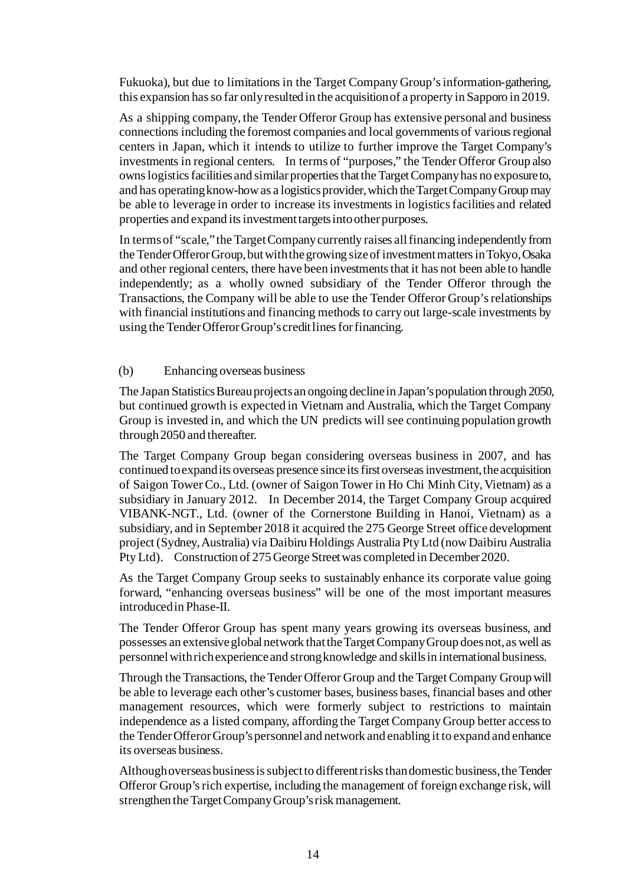Fukuoka), but due to limitations in the Target Company Group's information-gathering, this expansion has so far only resulted in the acquisition of a property in Sapporo in 2019.

As a shipping company, the Tender Offeror Group has extensive personal and business connections including the foremost companies and local governments of various regional centers in Japan, which it intends to utilize to further improve the Target Company's investments in regional centers. In terms of "purposes," the Tender Offeror Group also owns logistics facilities and similar properties that the Target Company has no exposure to, and has operating know-how as a logistics provider, which the Target Company Group may be able to leverage in order to increase its investments in logistics facilities and related properties and expand its investment targets into other purposes.

In terms of "scale," the Target Company currently raises all financing independently from the Tender Offeror Group, but with the growing size of investment matters in Tokyo, Osaka and other regional centers, there have been investments that it has not been able to handle independently; as a wholly owned subsidiary of the Tender Offeror through the Transactions, the Company will be able to use the Tender Offeror Group's relationships with financial institutions and financing methods to carry out large-scale investments by using the Tender Offeror Group's credit lines for financing.

(b) Enhancing overseas business

The Japan Statistics Bureau projects an ongoing decline in Japan's population through 2050, but continued growth is expected in Vietnam and Australia, which the Target Company Group is invested in, and which the UN predicts will see continuing population growth through 2050 and thereafter.

The Target Company Group began considering overseas business in 2007, and has continued to expand its overseas presence since its first overseas investment, the acquisition of Saigon Tower Co., Ltd. (owner of Saigon Tower in Ho Chi Minh City, Vietnam) as a subsidiary in January 2012. In December 2014, the Target Company Group acquired VIBANK-NGT., Ltd. (owner of the Cornerstone Building in Hanoi, Vietnam) as a subsidiary, and in September 2018 it acquired the 275 George Street office development project (Sydney, Australia) via Daibiru Holdings Australia Pty Ltd (now Daibiru Australia Pty Ltd). Construction of 275 George Street was completed in December 2020.

As the Target Company Group seeks to sustainably enhance its corporate value going forward, "enhancing overseas business" will be one of the most important measures introduced in Phase-II.

The Tender Offeror Group has spent many years growing its overseas business, and possesses an extensive global network that the Target Company Group does not, as well as personnel with rich experience and strong knowledge and skills in international business.

Through the Transactions, the Tender Offeror Group and the Target Company Group will be able to leverage each other's customer bases, business bases, financial bases and other management resources, which were formerly subject to restrictions to maintain independence as a listed company, affording the Target Company Group better access to the Tender Offeror Group's personnel and network and enabling it to expand and enhance its overseas business.

Although overseas business is subject to different risks than domestic business, the Tender Offeror Group's rich expertise, including the management of foreign exchange risk, will strengthen the Target Company Group's risk management.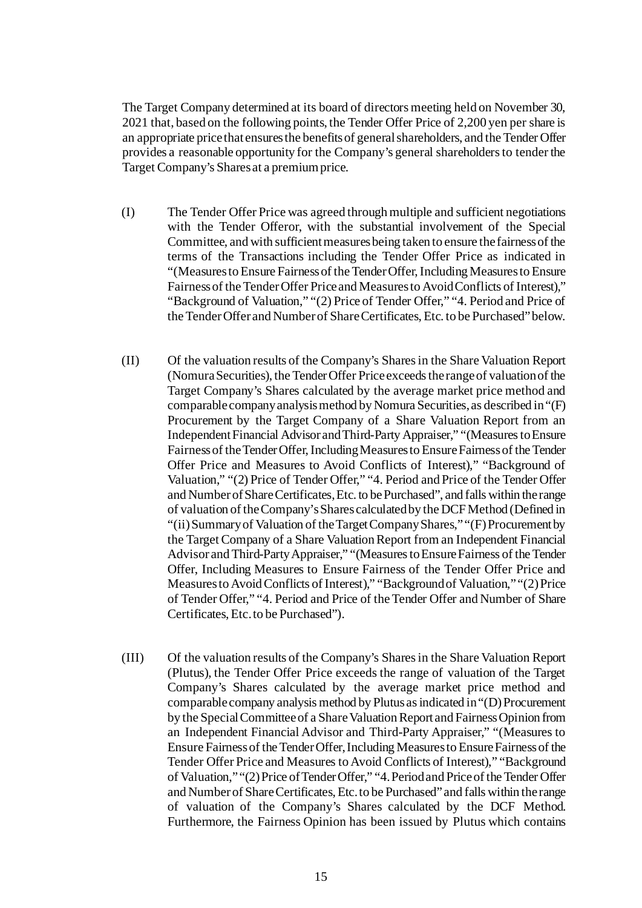The Target Company determined at its board of directors meeting held on November 30, 2021 that, based on the following points, the Tender Offer Price of 2,200 yen per share is an appropriate price that ensures the benefits of general shareholders, and the Tender Offer provides a reasonable opportunity for the Company's general shareholders to tender the Target Company's Shares at a premium price.

(I) The Tender Offer Price was agreed through multiple and sufficient negotiations with the Tender Offeror, with the substantial involvement of the Special Committee, and with sufficient measures being taken to ensure the fairness of the terms of the Transactions including the Tender Offer Price as indicated in "(Measures to Ensure Fairness of the Tender Offer, Including Measures to Ensure Fairness of the Tender Offer Price and Measures to Avoid Conflicts of Interest)," "Background of Valuation," "(2) Price of Tender Offer," "4. Period and Price of the Tender Offer and Number of Share Certificates, Etc. to be Purchased" below.

(II) Of the valuation results of the Company's Shares in the Share Valuation Report (Nomura Securities), the Tender Offer Price exceeds the range of valuation of the Target Company's Shares calculated by the average market price method and comparable company analysis method by Nomura Securities, as described in "(F) Procurement by the Target Company of a Share Valuation Report from an Independent Financial Advisor and Third-Party Appraiser," "(Measures to Ensure Fairness of the Tender Offer, Including Measures to Ensure Fairness of the Tender Offer Price and Measures to Avoid Conflicts of Interest)," "Background of Valuation," "(2) Price of Tender Offer," "4. Period and Price of the Tender Offer and Number of Share Certificates, Etc. to be Purchased", and falls within the range of valuation of the Company's Shares calculated by the DCF Method (Defined in "(ii) Summary of Valuation of the Target Company Shares," "(F) Procurement by the Target Company of a Share Valuation Report from an Independent Financial Advisor and Third-Party Appraiser," "(Measures to Ensure Fairness of the Tender Offer, Including Measures to Ensure Fairness of the Tender Offer Price and Measures to Avoid Conflicts of Interest)," "Background of Valuation," "(2) Price of Tender Offer," "4. Period and Price of the Tender Offer and Number of Share Certificates, Etc. to be Purchased").

(III) Of the valuation results of the Company's Shares in the Share Valuation Report (Plutus), the Tender Offer Price exceeds the range of valuation of the Target Company's Shares calculated by the average market price method and comparable company analysis method by Plutus as indicated in "(D) Procurement by the Special Committee of a Share Valuation Report and Fairness Opinion from an Independent Financial Advisor and Third-Party Appraiser," "(Measures to Ensure Fairness of the Tender Offer, Including Measures to Ensure Fairness of the Tender Offer Price and Measures to Avoid Conflicts of Interest)," "Background of Valuation," "(2) Price of Tender Offer," "4. Period and Price of the Tender Offer and Number of Share Certificates, Etc. to be Purchased" and falls within the range of valuation of the Company's Shares calculated by the DCF Method. Furthermore, the Fairness Opinion has been issued by Plutus which contains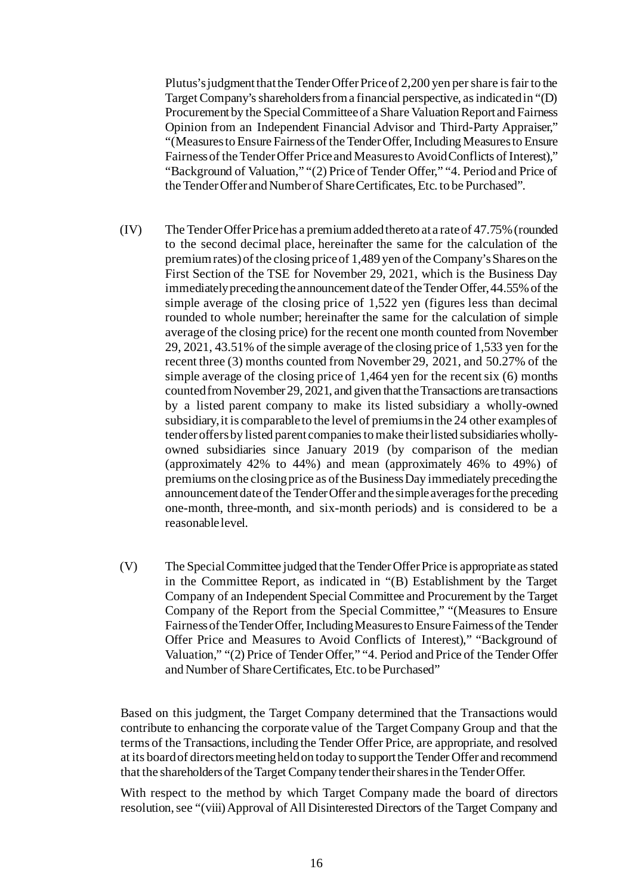Plutus's judgment that the Tender Offer Price of 2,200 yen per share is fair to the Target Company's shareholders from a financial perspective, as indicated in "(D) Procurement by the Special Committee of a Share Valuation Report and Fairness Opinion from an Independent Financial Advisor and Third-Party Appraiser," "(Measures to Ensure Fairness of the Tender Offer, Including Measures to Ensure Fairness of the Tender Offer Price and Measures to Avoid Conflicts of Interest)," "Background of Valuation," "(2) Price of Tender Offer," "4. Period and Price of the Tender Offer and Number of Share Certificates, Etc. to be Purchased".

(IV) The Tender Offer Price has a premium added thereto at a rate of 47.75% (rounded to the second decimal place, hereinafter the same for the calculation of the premium rates) of the closing price of 1,489 yen of the Company's Shares on the First Section of the TSE for November 29, 2021, which is the Business Day immediately preceding the announcement date of the Tender Offer, 44.55% of the simple average of the closing price of 1,522 yen (figures less than decimal rounded to whole number; hereinafter the same for the calculation of simple average of the closing price) for the recent one month counted from November 29, 2021, 43.51% of the simple average of the closing price of 1,533 yen for the recent three (3) months counted from November 29, 2021, and 50.27% of the simple average of the closing price of 1,464 yen for the recent six (6) months counted from November 29, 2021, and given that the Transactions are transactions by a listed parent company to make its listed subsidiary a wholly-owned subsidiary, it is comparable to the level of premiums in the 24 other examples of tender offers by listed parent companies to make their listed subsidiaries wholly-owned subsidiaries since January 2019 (by comparison of the median (approximately 42% to 44%) and mean (approximately 46% to 49%) of premiums on the closing price as of the Business Day immediately preceding the announcement date of the Tender Offer and the simple averages for the preceding one-month, three-month, and six-month periods) and is considered to be a reasonable level.

(V) The Special Committee judged that the Tender Offer Price is appropriate as stated in the Committee Report, as indicated in "(B) Establishment by the Target Company of an Independent Special Committee and Procurement by the Target Company of the Report from the Special Committee," "(Measures to Ensure Fairness of the Tender Offer, Including Measures to Ensure Fairness of the Tender Offer Price and Measures to Avoid Conflicts of Interest)," "Background of Valuation," "(2) Price of Tender Offer," "4. Period and Price of the Tender Offer and Number of Share Certificates, Etc. to be Purchased"

Based on this judgment, the Target Company determined that the Transactions would contribute to enhancing the corporate value of the Target Company Group and that the terms of the Transactions, including the Tender Offer Price, are appropriate, and resolved at its board of directors meeting held on today to support the Tender Offer and recommend that the shareholders of the Target Company tender their shares in the Tender Offer.

With respect to the method by which Target Company made the board of directors resolution, see "(viii) Approval of All Disinterested Directors of the Target Company and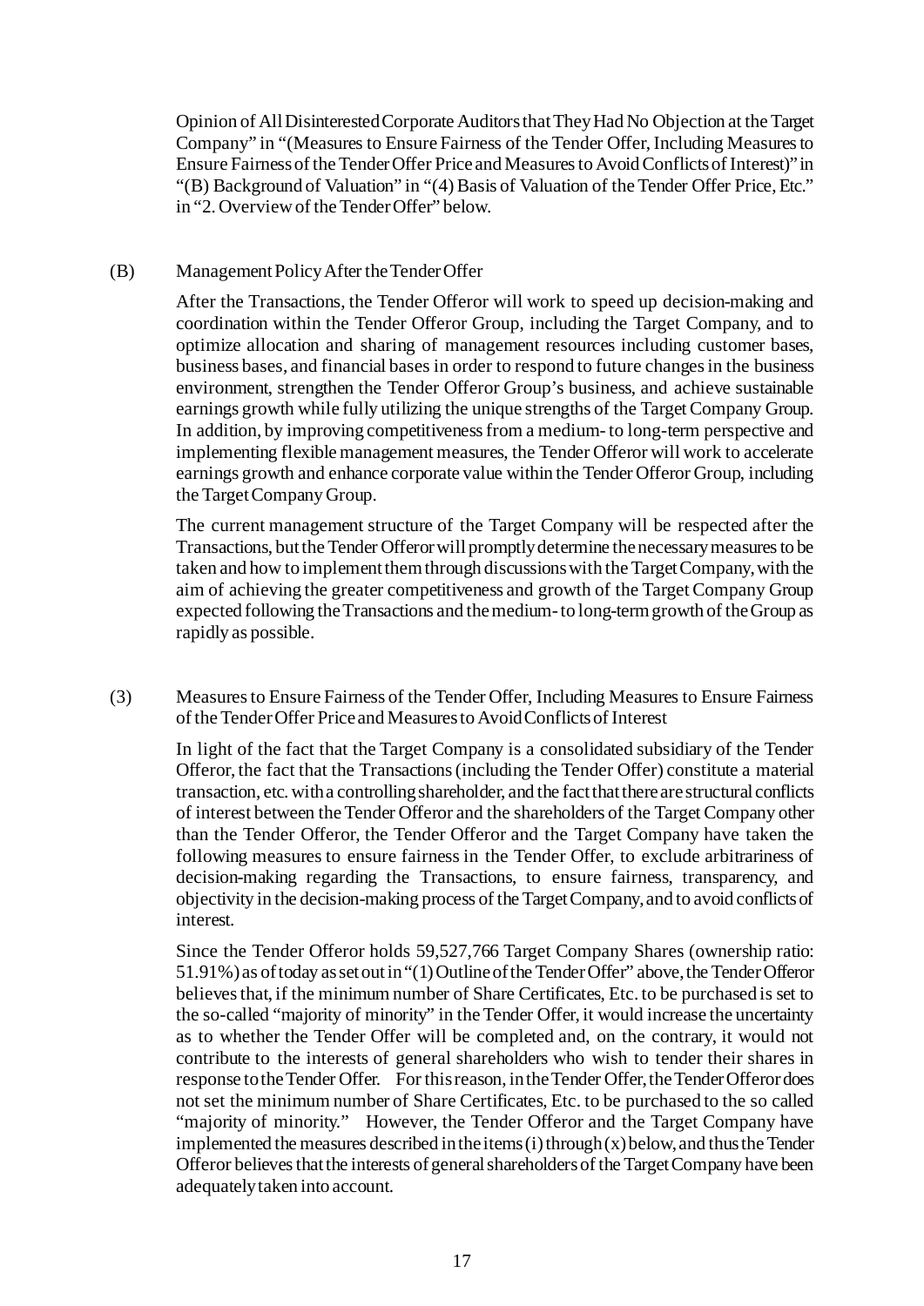Opinion of All Disinterested Corporate Auditors that They Had No Objection at the Target Company" in "(Measures to Ensure Fairness of the Tender Offer, Including Measures to Ensure Fairness of the Tender Offer Price and Measures to Avoid Conflicts of Interest)" in "(B) Background of Valuation" in "(4) Basis of Valuation of the Tender Offer Price, Etc." in "2. Overview of the Tender Offer" below.

(B) Management Policy After the Tender Offer

After the Transactions, the Tender Offeror will work to speed up decision-making and coordination within the Tender Offeror Group, including the Target Company, and to optimize allocation and sharing of management resources including customer bases, business bases, and financial bases in order to respond to future changes in the business environment, strengthen the Tender Offeror Group's business, and achieve sustainable earnings growth while fully utilizing the unique strengths of the Target Company Group. In addition, by improving competitiveness from a medium- to long-term perspective and implementing flexible management measures, the Tender Offeror will work to accelerate earnings growth and enhance corporate value within the Tender Offeror Group, including the Target Company Group.

The current management structure of the Target Company will be respected after the Transactions, but the Tender Offeror will promptly determine the necessary measures to be taken and how to implement them through discussions with the Target Company, with the aim of achieving the greater competitiveness and growth of the Target Company Group expected following the Transactions and the medium- to long-term growth of the Group as rapidly as possible.

(3) Measures to Ensure Fairness of the Tender Offer, Including Measures to Ensure Fairness of the Tender Offer Price and Measures to Avoid Conflicts of Interest

In light of the fact that the Target Company is a consolidated subsidiary of the Tender Offeror, the fact that the Transactions (including the Tender Offer) constitute a material transaction, etc. with a controlling shareholder, and the fact that there are structural conflicts of interest between the Tender Offeror and the shareholders of the Target Company other than the Tender Offeror, the Tender Offeror and the Target Company have taken the following measures to ensure fairness in the Tender Offer, to exclude arbitrariness of decision-making regarding the Transactions, to ensure fairness, transparency, and objectivity in the decision-making process of the Target Company, and to avoid conflicts of interest.

Since the Tender Offeror holds 59,527,766 Target Company Shares (ownership ratio: 51.91%) as of today as set out in "(1) Outline of the Tender Offer" above, the Tender Offeror believes that, if the minimum number of Share Certificates, Etc. to be purchased is set to the so-called "majority of minority" in the Tender Offer, it would increase the uncertainty as to whether the Tender Offer will be completed and, on the contrary, it would not contribute to the interests of general shareholders who wish to tender their shares in response to the Tender Offer. For this reason, in the Tender Offer, the Tender Offeror does not set the minimum number of Share Certificates, Etc. to be purchased to the so called "majority of minority." However, the Tender Offeror and the Target Company have implemented the measures described in the items (i) through (x) below, and thus the Tender Offeror believes that the interests of general shareholders of the Target Company have been adequately taken into account.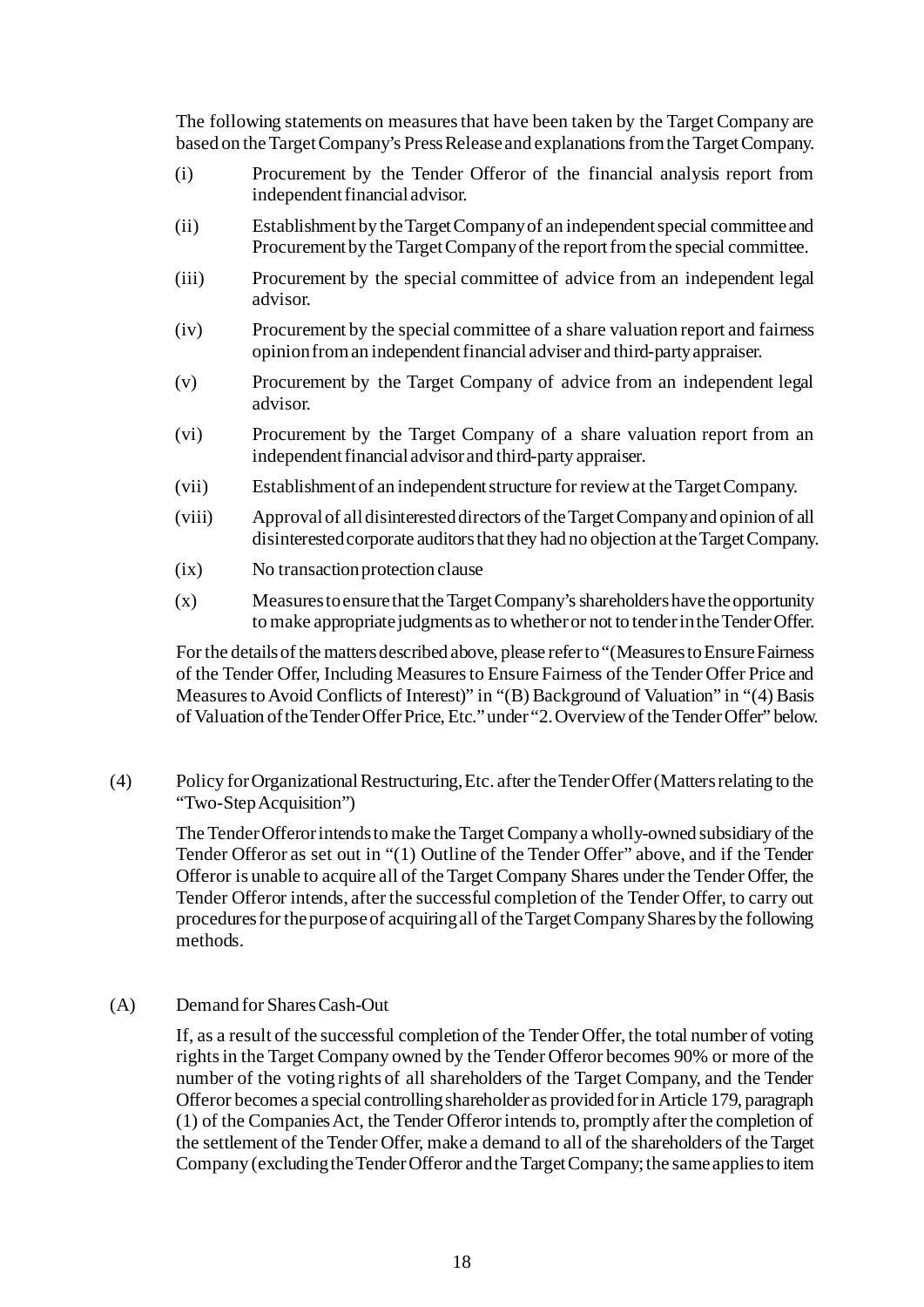The following statements on measures that have been taken by the Target Company are based on the Target Company's Press Release and explanations from the Target Company.

(i) Procurement by the Tender Offeror of the financial analysis report from independent financial advisor.

(ii) Establishment by the Target Company of an independent special committee and Procurement by the Target Company of the report from the special committee.

(iii) Procurement by the special committee of advice from an independent legal advisor.

(iv) Procurement by the special committee of a share valuation report and fairness opinion from an independent financial adviser and third-party appraiser.

(v) Procurement by the Target Company of advice from an independent legal advisor.

(vi) Procurement by the Target Company of a share valuation report from an independent financial advisor and third-party appraiser.

(vii) Establishment of an independent structure for review at the Target Company.

(viii) Approval of all disinterested directors of the Target Company and opinion of all disinterested corporate auditors that they had no objection at the Target Company.

(ix) No transaction protection clause

(x) Measures to ensure that the Target Company's shareholders have the opportunity to make appropriate judgments as to whether or not to tender in the Tender Offer.

For the details of the matters described above, please refer to "(Measures to Ensure Fairness of the Tender Offer, Including Measures to Ensure Fairness of the Tender Offer Price and Measures to Avoid Conflicts of Interest)" in "(B) Background of Valuation" in "(4) Basis of Valuation of the Tender Offer Price, Etc." under "2. Overview of the Tender Offer" below.

## (4) Policy for Organizational Restructuring, Etc. after the Tender Offer (Matters relating to the "Two-Step Acquisition")

The Tender Offeror intends to make the Target Company a wholly-owned subsidiary of the Tender Offeror as set out in "(1) Outline of the Tender Offer" above, and if the Tender Offeror is unable to acquire all of the Target Company Shares under the Tender Offer, the Tender Offeror intends, after the successful completion of the Tender Offer, to carry out procedures for the purpose of acquiring all of the Target Company Shares by the following methods.

### (A) Demand for Shares Cash-Out

If, as a result of the successful completion of the Tender Offer, the total number of voting rights in the Target Company owned by the Tender Offeror becomes 90% or more of the number of the voting rights of all shareholders of the Target Company, and the Tender Offeror becomes a special controlling shareholder as provided for in Article 179, paragraph (1) of the Companies Act, the Tender Offeror intends to, promptly after the completion of the settlement of the Tender Offer, make a demand to all of the shareholders of the Target Company (excluding the Tender Offeror and the Target Company; the same applies to item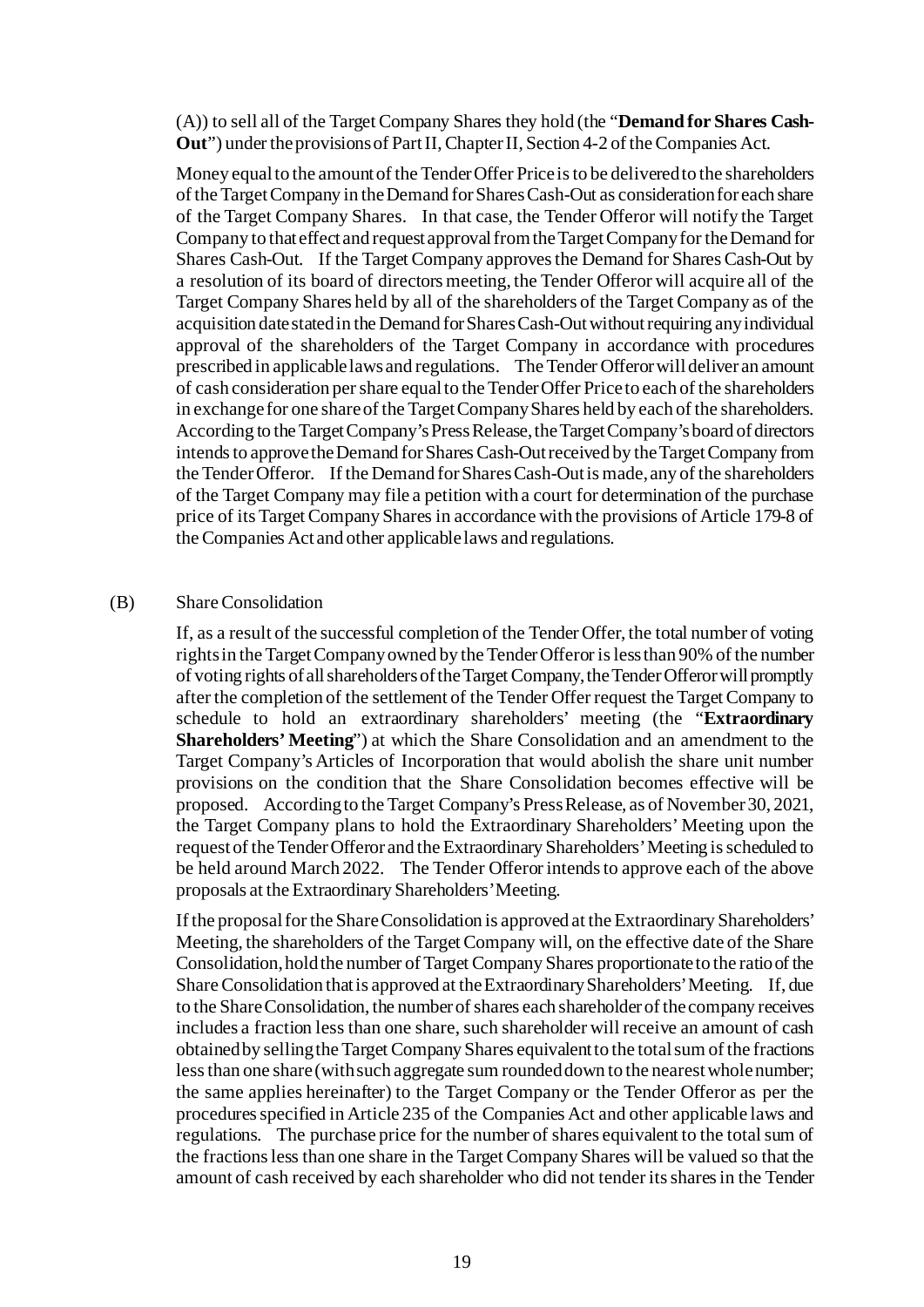(A)) to sell all of the Target Company Shares they hold (the "**Demand for Shares Cash-Out**") under the provisions of Part II, Chapter II, Section 4-2 of the Companies Act.

Money equal to the amount of the Tender Offer Price is to be delivered to the shareholders of the Target Company in the Demand for Shares Cash-Out as consideration for each share of the Target Company Shares. In that case, the Tender Offeror will notify the Target Company to that effect and request approval from the Target Company for the Demand for Shares Cash-Out. If the Target Company approves the Demand for Shares Cash-Out by a resolution of its board of directors meeting, the Tender Offeror will acquire all of the Target Company Shares held by all of the shareholders of the Target Company as of the acquisition date stated in the Demand for Shares Cash-Out without requiring any individual approval of the shareholders of the Target Company in accordance with procedures prescribed in applicable laws and regulations. The Tender Offeror will deliver an amount of cash consideration per share equal to the Tender Offer Price to each of the shareholders in exchange for one share of the Target Company Shares held by each of the shareholders. According to the Target Company's Press Release, the Target Company's board of directors intends to approve the Demand for Shares Cash-Out received by the Target Company from the Tender Offeror. If the Demand for Shares Cash-Out is made, any of the shareholders of the Target Company may file a petition with a court for determination of the purchase price of its Target Company Shares in accordance with the provisions of Article 179-8 of the Companies Act and other applicable laws and regulations.

(B) Share Consolidation

If, as a result of the successful completion of the Tender Offer, the total number of voting rights in the Target Company owned by the Tender Offeror is less than 90% of the number of voting rights of all shareholders of the Target Company, the Tender Offeror will promptly after the completion of the settlement of the Tender Offer request the Target Company to schedule to hold an extraordinary shareholders' meeting (the "**Extraordinary Shareholders' Meeting**") at which the Share Consolidation and an amendment to the Target Company's Articles of Incorporation that would abolish the share unit number provisions on the condition that the Share Consolidation becomes effective will be proposed. According to the Target Company's Press Release, as of November 30, 2021, the Target Company plans to hold the Extraordinary Shareholders' Meeting upon the request of the Tender Offeror and the Extraordinary Shareholders' Meeting is scheduled to be held around March 2022. The Tender Offeror intends to approve each of the above proposals at the Extraordinary Shareholders' Meeting.

If the proposal for the Share Consolidation is approved at the Extraordinary Shareholders' Meeting, the shareholders of the Target Company will, on the effective date of the Share Consolidation, hold the number of Target Company Shares proportionate to the ratio of the Share Consolidation that is approved at the Extraordinary Shareholders' Meeting. If, due to the Share Consolidation, the number of shares each shareholder of the company receives includes a fraction less than one share, such shareholder will receive an amount of cash obtained by selling the Target Company Shares equivalent to the total sum of the fractions less than one share (with such aggregate sum rounded down to the nearest whole number; the same applies hereinafter) to the Target Company or the Tender Offeror as per the procedures specified in Article 235 of the Companies Act and other applicable laws and regulations. The purchase price for the number of shares equivalent to the total sum of the fractions less than one share in the Target Company Shares will be valued so that the amount of cash received by each shareholder who did not tender its shares in the Tender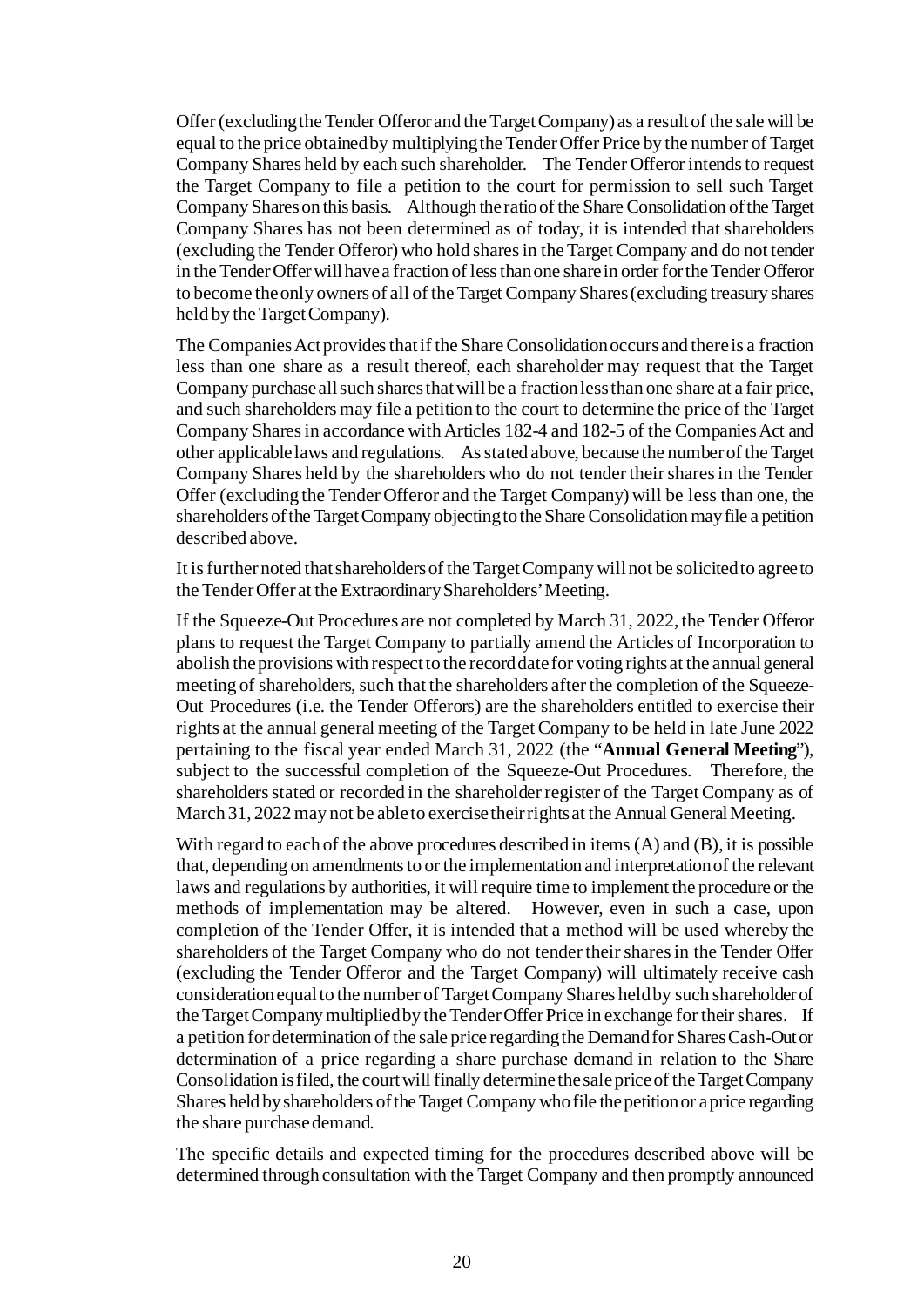Offer (excluding the Tender Offeror and the Target Company) as a result of the sale will be equal to the price obtained by multiplying the Tender Offer Price by the number of Target Company Shares held by each such shareholder. The Tender Offeror intends to request the Target Company to file a petition to the court for permission to sell such Target Company Shares on this basis. Although the ratio of the Share Consolidation of the Target Company Shares has not been determined as of today, it is intended that shareholders (excluding the Tender Offeror) who hold shares in the Target Company and do not tender in the Tender Offer will have a fraction of less than one share in order for the Tender Offeror to become the only owners of all of the Target Company Shares (excluding treasury shares held by the Target Company).

The Companies Act provides that if the Share Consolidation occurs and there is a fraction less than one share as a result thereof, each shareholder may request that the Target Company purchase all such shares that will be a fraction less than one share at a fair price, and such shareholders may file a petition to the court to determine the price of the Target Company Shares in accordance with Articles 182-4 and 182-5 of the Companies Act and other applicable laws and regulations. As stated above, because the number of the Target Company Shares held by the shareholders who do not tender their shares in the Tender Offer (excluding the Tender Offeror and the Target Company) will be less than one, the shareholders of the Target Company objecting to the Share Consolidation may file a petition described above.

It is further noted that shareholders of the Target Company will not be solicited to agree to the Tender Offer at the Extraordinary Shareholders' Meeting.

If the Squeeze-Out Procedures are not completed by March 31, 2022, the Tender Offeror plans to request the Target Company to partially amend the Articles of Incorporation to abolish the provisions with respect to the record date for voting rights at the annual general meeting of shareholders, such that the shareholders after the completion of the Squeeze-Out Procedures (i.e. the Tender Offerors) are the shareholders entitled to exercise their rights at the annual general meeting of the Target Company to be held in late June 2022 pertaining to the fiscal year ended March 31, 2022 (the "**Annual General Meeting**"), subject to the successful completion of the Squeeze-Out Procedures. Therefore, the shareholders stated or recorded in the shareholder register of the Target Company as of March 31, 2022 may not be able to exercise their rights at the Annual General Meeting.

With regard to each of the above procedures described in items (A) and (B), it is possible that, depending on amendments to or the implementation and interpretation of the relevant laws and regulations by authorities, it will require time to implement the procedure or the methods of implementation may be altered. However, even in such a case, upon completion of the Tender Offer, it is intended that a method will be used whereby the shareholders of the Target Company who do not tender their shares in the Tender Offer (excluding the Tender Offeror and the Target Company) will ultimately receive cash consideration equal to the number of Target Company Shares held by such shareholder of the Target Company multiplied by the Tender Offer Price in exchange for their shares. If a petition for determination of the sale price regarding the Demand for Shares Cash-Out or determination of a price regarding a share purchase demand in relation to the Share Consolidation is filed, the court will finally determine the sale price of the Target Company Shares held by shareholders of the Target Company who file the petition or a price regarding the share purchase demand.

The specific details and expected timing for the procedures described above will be determined through consultation with the Target Company and then promptly announced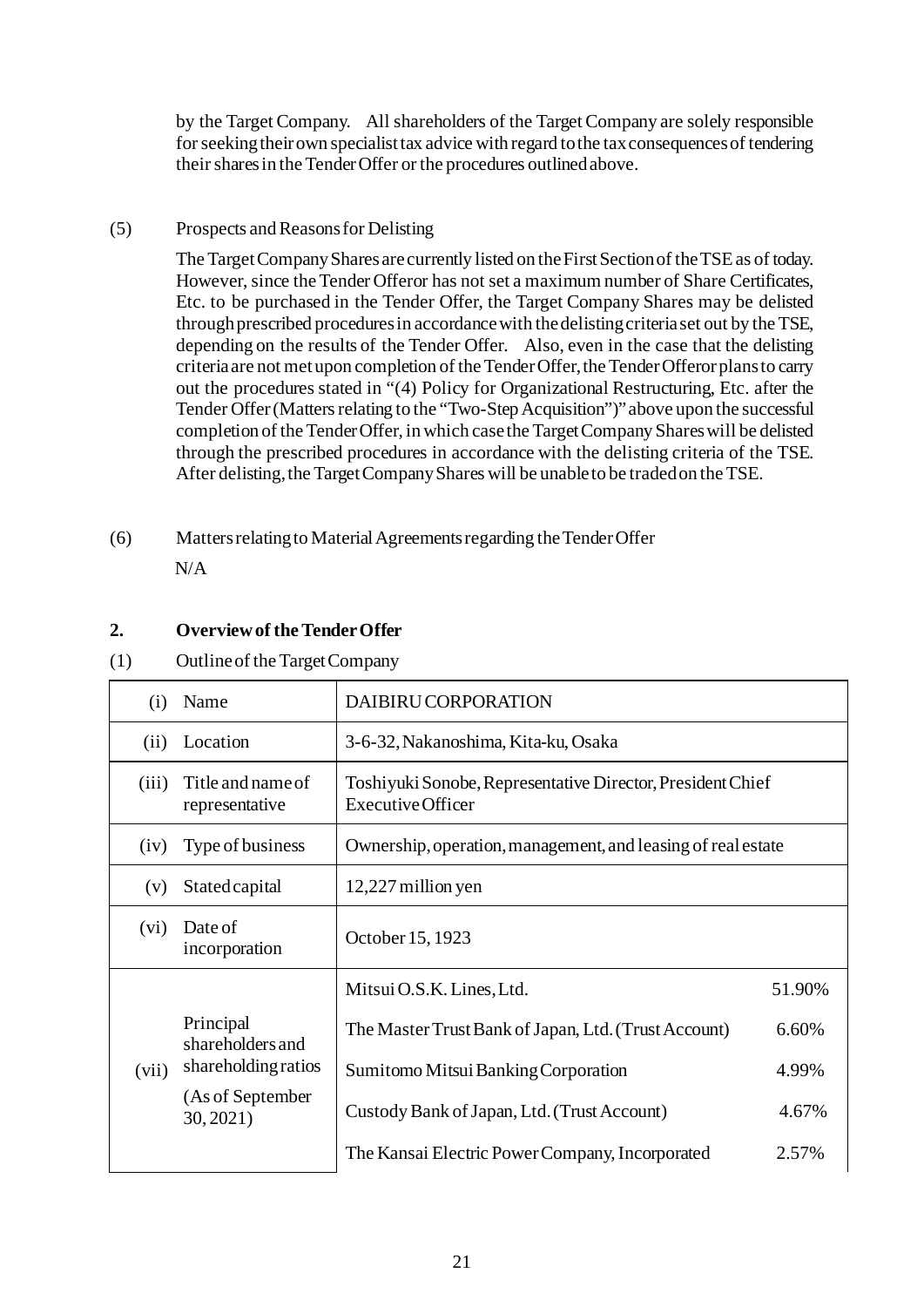by the Target Company. All shareholders of the Target Company are solely responsible for seeking their own specialist tax advice with regard to the tax consequences of tendering their shares in the Tender Offer or the procedures outlined above.

(5) Prospects and Reasons for Delisting

The Target Company Shares are currently listed on the First Section of the TSE as of today. However, since the Tender Offeror has not set a maximum number of Share Certificates, Etc. to be purchased in the Tender Offer, the Target Company Shares may be delisted through prescribed procedures in accordance with the delisting criteria set out by the TSE, depending on the results of the Tender Offer. Also, even in the case that the delisting criteria are not met upon completion of the Tender Offer, the Tender Offeror plans to carry out the procedures stated in "(4) Policy for Organizational Restructuring, Etc. after the Tender Offer (Matters relating to the "Two-Step Acquisition")" above upon the successful completion of the Tender Offer, in which case the Target Company Shares will be delisted through the prescribed procedures in accordance with the delisting criteria of the TSE. After delisting, the Target Company Shares will be unable to be traded on the TSE.

(6) Matters relating to Material Agreements regarding the Tender Offer

N/A

## 2. Overview of the Tender Offer

(1) Outline of the Target Company

| | | | |
|---|---|---|---|
| (i) | Name | DAIBIRU CORPORATION | |
| (ii) | Location | 3-6-32, Nakanoshima, Kita-ku, Osaka | |
| (iii) | Title and name of representative | Toshiyuki Sonobe, Representative Director, President Chief Executive Officer | |
| (iv) | Type of business | Ownership, operation, management, and leasing of real estate | |
| (v) | Stated capital | 12,227 million yen | |
| (vi) | Date of incorporation | October 15, 1923 | |
| (vii) | Principal shareholders and shareholding ratios (As of September 30, 2021) | Mitsui O.S.K. Lines, Ltd. | 51.90% |
| | | The Master Trust Bank of Japan, Ltd. (Trust Account) | 6.60% |
| | | Sumitomo Mitsui Banking Corporation | 4.99% |
| | | Custody Bank of Japan, Ltd. (Trust Account) | 4.67% |
| | | The Kansai Electric Power Company, Incorporated | 2.57% |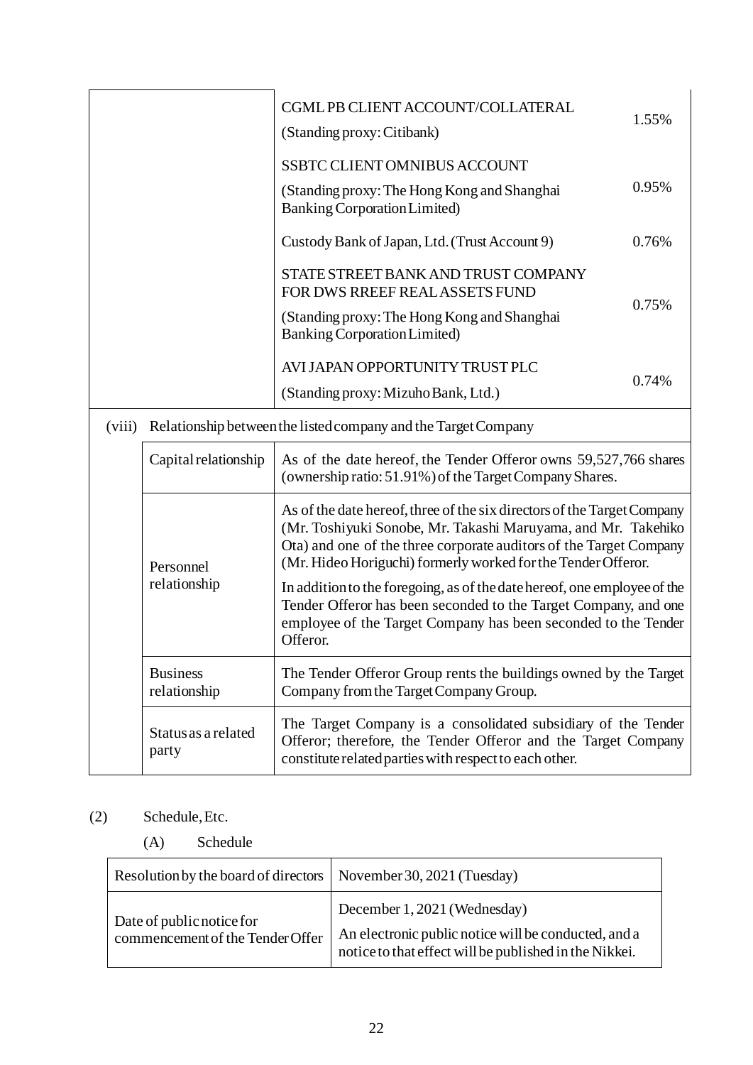| | | | |
|---|---|---|---|
| | | CGML PB CLIENT ACCOUNT/COLLATERAL<br>(Standing proxy: Citibank) | 1.55% |
| | | SSBTC CLIENT OMNIBUS ACCOUNT<br>(Standing proxy: The Hong Kong and Shanghai Banking Corporation Limited) | 0.95% |
| | | Custody Bank of Japan, Ltd. (Trust Account 9) | 0.76% |
| | | STATE STREET BANK AND TRUST COMPANY FOR DWS RREEF REAL ASSETS FUND<br>(Standing proxy: The Hong Kong and Shanghai Banking Corporation Limited) | 0.75% |
| | | AVI JAPAN OPPORTUNITY TRUST PLC<br>(Standing proxy: Mizuho Bank, Ltd.) | 0.74% |
| (viii) | Relationship between the listed company and the Target Company | | |
| | Capital relationship | As of the date hereof, the Tender Offeror owns 59,527,766 shares (ownership ratio: 51.91%) of the Target Company Shares. | |
| | Personnel relationship | As of the date hereof, three of the six directors of the Target Company (Mr. Toshiyuki Sonobe, Mr. Takashi Maruyama, and Mr. Takehiko Ota) and one of the three corporate auditors of the Target Company (Mr. Hideo Horiguchi) formerly worked for the Tender Offeror.<br>In addition to the foregoing, as of the date hereof, one employee of the Tender Offeror has been seconded to the Target Company, and one employee of the Target Company has been seconded to the Tender Offeror. | |
| | Business relationship | The Tender Offeror Group rents the buildings owned by the Target Company from the Target Company Group. | |
| | Status as a related party | The Target Company is a consolidated subsidiary of the Tender Offeror; therefore, the Tender Offeror and the Target Company constitute related parties with respect to each other. | |

(2) Schedule, Etc.

(A) Schedule

| | |
|---|---|
| Resolution by the board of directors | November 30, 2021 (Tuesday) |
| Date of public notice for commencement of the Tender Offer | December 1, 2021 (Wednesday)<br>An electronic public notice will be conducted, and a notice to that effect will be published in the Nikkei. |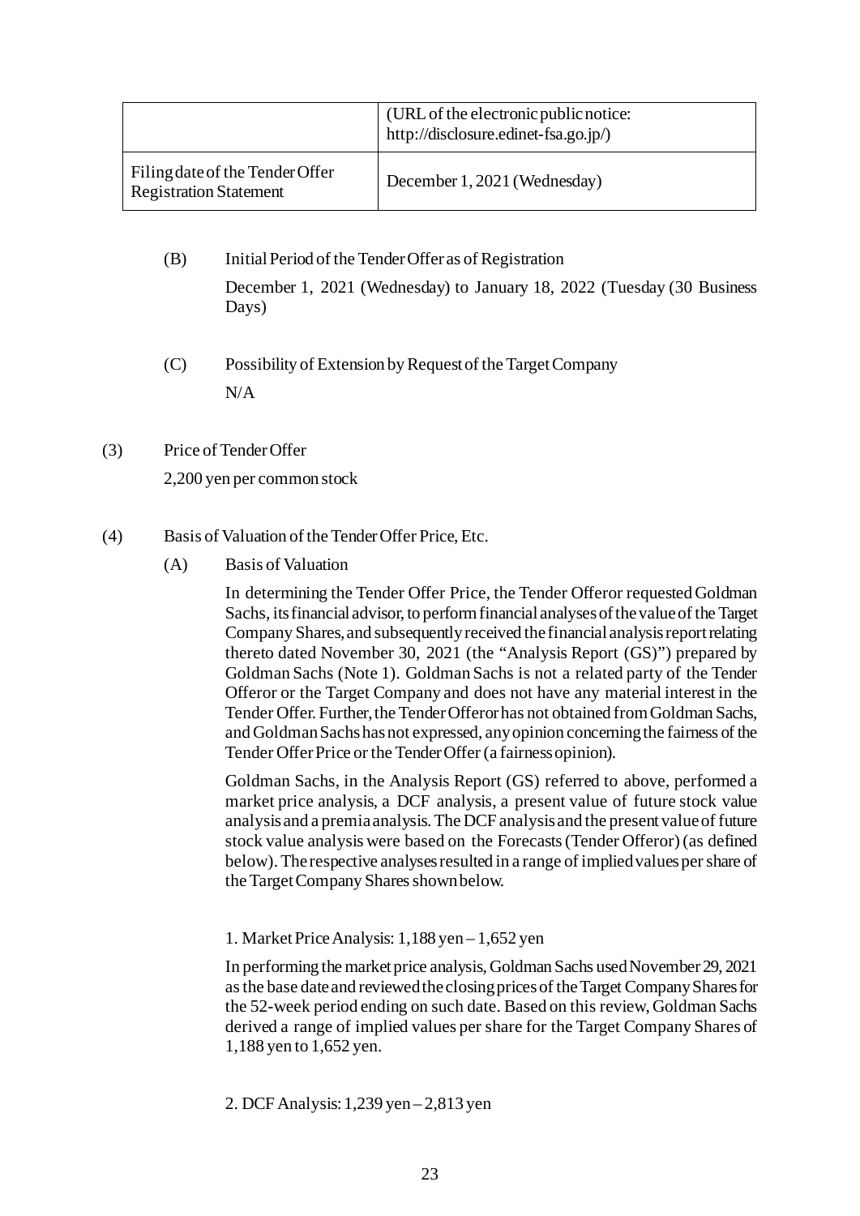| | |
|---|---|
| | (URL of the electronic public notice: http://disclosure.edinet-fsa.go.jp/) |
| Filing date of the Tender Offer Registration Statement | December 1, 2021 (Wednesday) |

(B) Initial Period of the Tender Offer as of Registration

December 1, 2021 (Wednesday) to January 18, 2022 (Tuesday (30 Business Days)

(C) Possibility of Extension by Request of the Target Company

N/A

(3) Price of Tender Offer

2,200 yen per common stock

(4) Basis of Valuation of the Tender Offer Price, Etc.

(A) Basis of Valuation

In determining the Tender Offer Price, the Tender Offeror requested Goldman Sachs, its financial advisor, to perform financial analyses of the value of the Target Company Shares, and subsequently received the financial analysis report relating thereto dated November 30, 2021 (the "Analysis Report (GS)") prepared by Goldman Sachs (Note 1). Goldman Sachs is not a related party of the Tender Offeror or the Target Company and does not have any material interest in the Tender Offer. Further, the Tender Offeror has not obtained from Goldman Sachs, and Goldman Sachs has not expressed, any opinion concerning the fairness of the Tender Offer Price or the Tender Offer (a fairness opinion).

Goldman Sachs, in the Analysis Report (GS) referred to above, performed a market price analysis, a DCF analysis, a present value of future stock value analysis and a premia analysis. The DCF analysis and the present value of future stock value analysis were based on the Forecasts (Tender Offeror) (as defined below). The respective analyses resulted in a range of implied values per share of the Target Company Shares shown below.

1. Market Price Analysis: 1,188 yen – 1,652 yen

In performing the market price analysis, Goldman Sachs used November 29, 2021 as the base date and reviewed the closing prices of the Target Company Shares for the 52-week period ending on such date. Based on this review, Goldman Sachs derived a range of implied values per share for the Target Company Shares of 1,188 yen to 1,652 yen.

2. DCF Analysis: 1,239 yen – 2,813 yen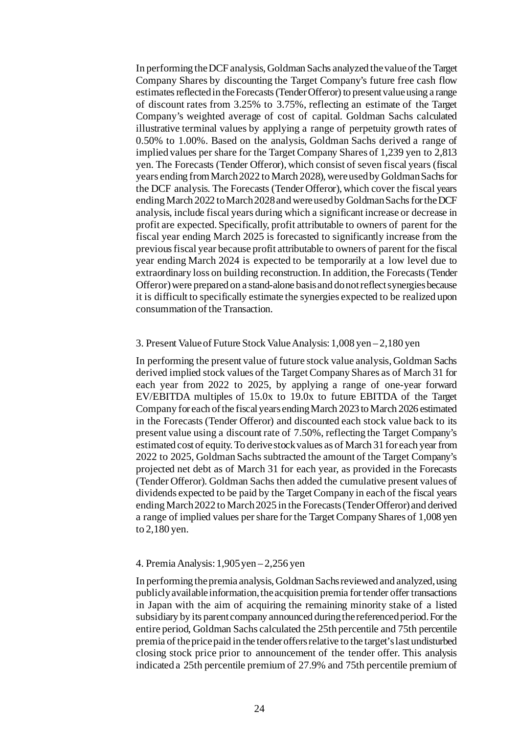In performing the DCF analysis, Goldman Sachs analyzed the value of the Target Company Shares by discounting the Target Company's future free cash flow estimates reflected in the Forecasts (Tender Offeror) to present value using a range of discount rates from 3.25% to 3.75%, reflecting an estimate of the Target Company's weighted average of cost of capital. Goldman Sachs calculated illustrative terminal values by applying a range of perpetuity growth rates of 0.50% to 1.00%. Based on the analysis, Goldman Sachs derived a range of implied values per share for the Target Company Shares of 1,239 yen to 2,813 yen. The Forecasts (Tender Offeror), which consist of seven fiscal years (fiscal years ending from March 2022 to March 2028), were used by Goldman Sachs for the DCF analysis. The Forecasts (Tender Offeror), which cover the fiscal years ending March 2022 to March 2028 and were used by Goldman Sachs for the DCF analysis, include fiscal years during which a significant increase or decrease in profit are expected. Specifically, profit attributable to owners of parent for the fiscal year ending March 2025 is forecasted to significantly increase from the previous fiscal year because profit attributable to owners of parent for the fiscal year ending March 2024 is expected to be temporarily at a low level due to extraordinary loss on building reconstruction. In addition, the Forecasts (Tender Offeror) were prepared on a stand-alone basis and do not reflect synergies because it is difficult to specifically estimate the synergies expected to be realized upon consummation of the Transaction.

3. Present Value of Future Stock Value Analysis: 1,008 yen – 2,180 yen

In performing the present value of future stock value analysis, Goldman Sachs derived implied stock values of the Target Company Shares as of March 31 for each year from 2022 to 2025, by applying a range of one-year forward EV/EBITDA multiples of 15.0x to 19.0x to future EBITDA of the Target Company for each of the fiscal years ending March 2023 to March 2026 estimated in the Forecasts (Tender Offeror) and discounted each stock value back to its present value using a discount rate of 7.50%, reflecting the Target Company's estimated cost of equity. To derive stock values as of March 31 for each year from 2022 to 2025, Goldman Sachs subtracted the amount of the Target Company's projected net debt as of March 31 for each year, as provided in the Forecasts (Tender Offeror). Goldman Sachs then added the cumulative present values of dividends expected to be paid by the Target Company in each of the fiscal years ending March 2022 to March 2025 in the Forecasts (Tender Offeror) and derived a range of implied values per share for the Target Company Shares of 1,008 yen to 2,180 yen.

4. Premia Analysis: 1,905 yen – 2,256 yen

In performing the premia analysis, Goldman Sachs reviewed and analyzed, using publicly available information, the acquisition premia for tender offer transactions in Japan with the aim of acquiring the remaining minority stake of a listed subsidiary by its parent company announced during the referenced period. For the entire period, Goldman Sachs calculated the 25th percentile and 75th percentile premia of the price paid in the tender offers relative to the target's last undisturbed closing stock price prior to announcement of the tender offer. This analysis indicated a 25th percentile premium of 27.9% and 75th percentile premium of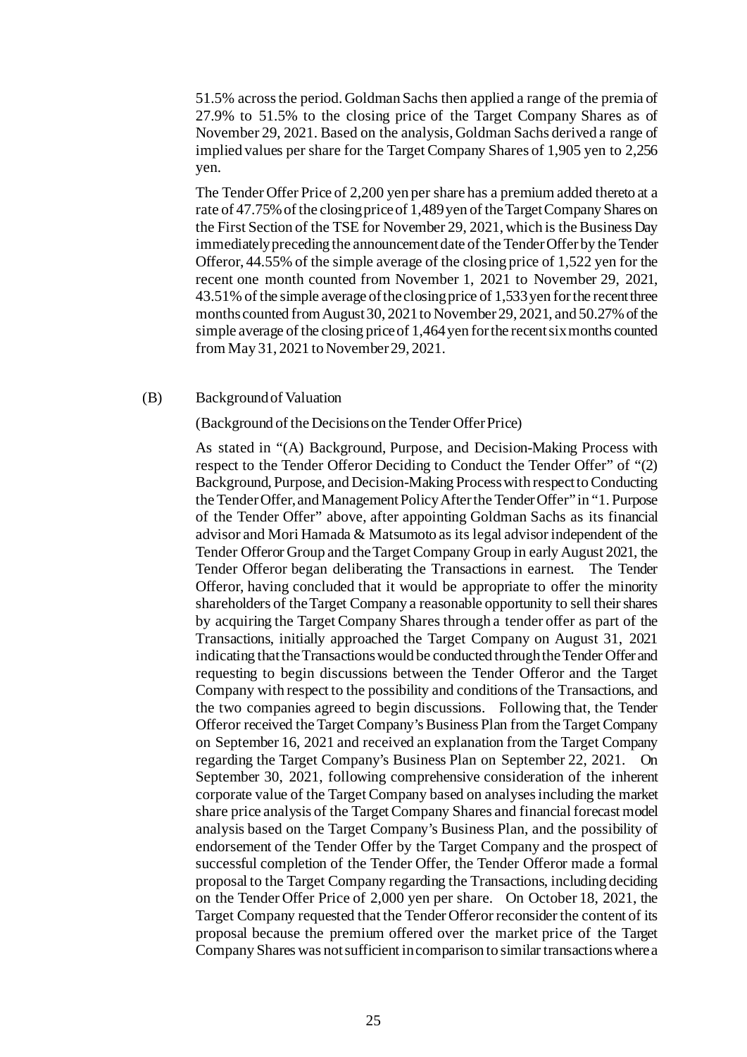51.5% across the period. Goldman Sachs then applied a range of the premia of 27.9% to 51.5% to the closing price of the Target Company Shares as of November 29, 2021. Based on the analysis, Goldman Sachs derived a range of implied values per share for the Target Company Shares of 1,905 yen to 2,256 yen.

The Tender Offer Price of 2,200 yen per share has a premium added thereto at a rate of 47.75% of the closing price of 1,489 yen of the Target Company Shares on the First Section of the TSE for November 29, 2021, which is the Business Day immediately preceding the announcement date of the Tender Offer by the Tender Offeror, 44.55% of the simple average of the closing price of 1,522 yen for the recent one month counted from November 1, 2021 to November 29, 2021, 43.51% of the simple average of the closing price of 1,533 yen for the recent three months counted from August 30, 2021 to November 29, 2021, and 50.27% of the simple average of the closing price of 1,464 yen for the recent six months counted from May 31, 2021 to November 29, 2021.

(B) Background of Valuation

(Background of the Decisions on the Tender Offer Price)

As stated in "(A) Background, Purpose, and Decision-Making Process with respect to the Tender Offeror Deciding to Conduct the Tender Offer" of "(2) Background, Purpose, and Decision-Making Process with respect to Conducting the Tender Offer, and Management Policy After the Tender Offer" in "1. Purpose of the Tender Offer" above, after appointing Goldman Sachs as its financial advisor and Mori Hamada & Matsumoto as its legal advisor independent of the Tender Offeror Group and the Target Company Group in early August 2021, the Tender Offeror began deliberating the Transactions in earnest. The Tender Offeror, having concluded that it would be appropriate to offer the minority shareholders of the Target Company a reasonable opportunity to sell their shares by acquiring the Target Company Shares through a tender offer as part of the Transactions, initially approached the Target Company on August 31, 2021 indicating that the Transactions would be conducted through the Tender Offer and requesting to begin discussions between the Tender Offeror and the Target Company with respect to the possibility and conditions of the Transactions, and the two companies agreed to begin discussions. Following that, the Tender Offeror received the Target Company's Business Plan from the Target Company on September 16, 2021 and received an explanation from the Target Company regarding the Target Company's Business Plan on September 22, 2021. On September 30, 2021, following comprehensive consideration of the inherent corporate value of the Target Company based on analyses including the market share price analysis of the Target Company Shares and financial forecast model analysis based on the Target Company's Business Plan, and the possibility of endorsement of the Tender Offer by the Target Company and the prospect of successful completion of the Tender Offer, the Tender Offeror made a formal proposal to the Target Company regarding the Transactions, including deciding on the Tender Offer Price of 2,000 yen per share. On October 18, 2021, the Target Company requested that the Tender Offeror reconsider the content of its proposal because the premium offered over the market price of the Target Company Shares was not sufficient in comparison to similar transactions where a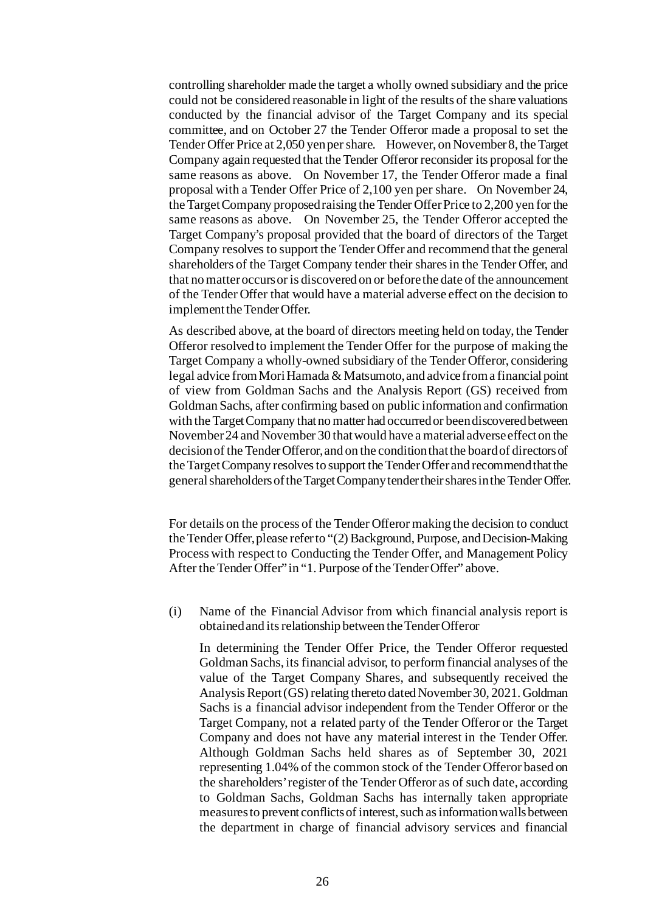controlling shareholder made the target a wholly owned subsidiary and the price could not be considered reasonable in light of the results of the share valuations conducted by the financial advisor of the Target Company and its special committee, and on October 27 the Tender Offeror made a proposal to set the Tender Offer Price at 2,050 yen per share. However, on November 8, the Target Company again requested that the Tender Offeror reconsider its proposal for the same reasons as above. On November 17, the Tender Offeror made a final proposal with a Tender Offer Price of 2,100 yen per share. On November 24, the Target Company proposed raising the Tender Offer Price to 2,200 yen for the same reasons as above. On November 25, the Tender Offeror accepted the Target Company's proposal provided that the board of directors of the Target Company resolves to support the Tender Offer and recommend that the general shareholders of the Target Company tender their shares in the Tender Offer, and that no matter occurs or is discovered on or before the date of the announcement of the Tender Offer that would have a material adverse effect on the decision to implement the Tender Offer.

As described above, at the board of directors meeting held on today, the Tender Offeror resolved to implement the Tender Offer for the purpose of making the Target Company a wholly-owned subsidiary of the Tender Offeror, considering legal advice from Mori Hamada & Matsumoto, and advice from a financial point of view from Goldman Sachs and the Analysis Report (GS) received from Goldman Sachs, after confirming based on public information and confirmation with the Target Company that no matter had occurred or been discovered between November 24 and November 30 that would have a material adverse effect on the decision of the Tender Offeror, and on the condition that the board of directors of the Target Company resolves to support the Tender Offer and recommend that the general shareholders of the Target Company tender their shares in the Tender Offer.

For details on the process of the Tender Offeror making the decision to conduct the Tender Offer, please refer to "(2) Background, Purpose, and Decision-Making Process with respect to Conducting the Tender Offer, and Management Policy After the Tender Offer" in "1. Purpose of the Tender Offer" above.

(i) Name of the Financial Advisor from which financial analysis report is obtained and its relationship between the Tender Offeror

In determining the Tender Offer Price, the Tender Offeror requested Goldman Sachs, its financial advisor, to perform financial analyses of the value of the Target Company Shares, and subsequently received the Analysis Report (GS) relating thereto dated November 30, 2021. Goldman Sachs is a financial advisor independent from the Tender Offeror or the Target Company, not a related party of the Tender Offeror or the Target Company and does not have any material interest in the Tender Offer. Although Goldman Sachs held shares as of September 30, 2021 representing 1.04% of the common stock of the Tender Offeror based on the shareholders' register of the Tender Offeror as of such date, according to Goldman Sachs, Goldman Sachs has internally taken appropriate measures to prevent conflicts of interest, such as information walls between the department in charge of financial advisory services and financial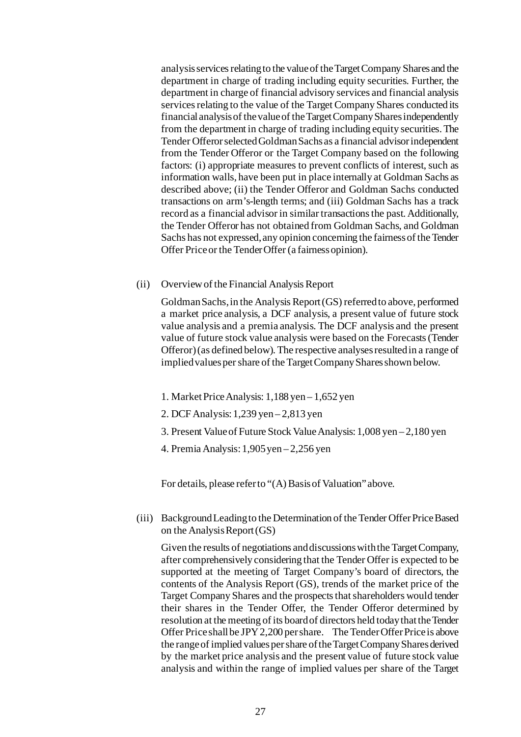analysis services relating to the value of the Target Company Shares and the department in charge of trading including equity securities. Further, the department in charge of financial advisory services and financial analysis services relating to the value of the Target Company Shares conducted its financial analysis of the value of the Target Company Shares independently from the department in charge of trading including equity securities. The Tender Offeror selected Goldman Sachs as a financial advisor independent from the Tender Offeror or the Target Company based on the following factors: (i) appropriate measures to prevent conflicts of interest, such as information walls, have been put in place internally at Goldman Sachs as described above; (ii) the Tender Offeror and Goldman Sachs conducted transactions on arm's-length terms; and (iii) Goldman Sachs has a track record as a financial advisor in similar transactions the past. Additionally, the Tender Offeror has not obtained from Goldman Sachs, and Goldman Sachs has not expressed, any opinion concerning the fairness of the Tender Offer Price or the Tender Offer (a fairness opinion).

(ii) Overview of the Financial Analysis Report

Goldman Sachs, in the Analysis Report (GS) referred to above, performed a market price analysis, a DCF analysis, a present value of future stock value analysis and a premia analysis. The DCF analysis and the present value of future stock value analysis were based on the Forecasts (Tender Offeror) (as defined below). The respective analyses resulted in a range of implied values per share of the Target Company Shares shown below.

1. Market Price Analysis: 1,188 yen – 1,652 yen
2. DCF Analysis: 1,239 yen – 2,813 yen
3. Present Value of Future Stock Value Analysis: 1,008 yen – 2,180 yen
4. Premia Analysis: 1,905 yen – 2,256 yen

For details, please refer to "(A) Basis of Valuation" above.

(iii) Background Leading to the Determination of the Tender Offer Price Based on the Analysis Report (GS)

Given the results of negotiations and discussions with the Target Company, after comprehensively considering that the Tender Offer is expected to be supported at the meeting of Target Company's board of directors, the contents of the Analysis Report (GS), trends of the market price of the Target Company Shares and the prospects that shareholders would tender their shares in the Tender Offer, the Tender Offeror determined by resolution at the meeting of its board of directors held today that the Tender Offer Price shall be JPY 2,200 per share. The Tender Offer Price is above the range of implied values per share of the Target Company Shares derived by the market price analysis and the present value of future stock value analysis and within the range of implied values per share of the Target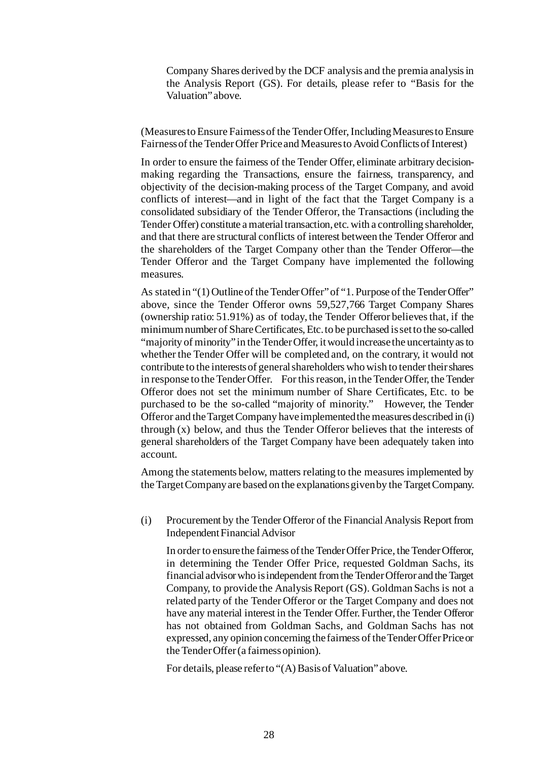Company Shares derived by the DCF analysis and the premia analysis in the Analysis Report (GS). For details, please refer to "Basis for the Valuation" above.

(Measures to Ensure Fairness of the Tender Offer, Including Measures to Ensure Fairness of the Tender Offer Price and Measures to Avoid Conflicts of Interest)

In order to ensure the fairness of the Tender Offer, eliminate arbitrary decision-making regarding the Transactions, ensure the fairness, transparency, and objectivity of the decision-making process of the Target Company, and avoid conflicts of interest—and in light of the fact that the Target Company is a consolidated subsidiary of the Tender Offeror, the Transactions (including the Tender Offer) constitute a material transaction, etc. with a controlling shareholder, and that there are structural conflicts of interest between the Tender Offeror and the shareholders of the Target Company other than the Tender Offeror—the Tender Offeror and the Target Company have implemented the following measures.

As stated in "(1) Outline of the Tender Offer" of "1. Purpose of the Tender Offer" above, since the Tender Offeror owns 59,527,766 Target Company Shares (ownership ratio: 51.91%) as of today, the Tender Offeror believes that, if the minimum number of Share Certificates, Etc. to be purchased is set to the so-called "majority of minority" in the Tender Offer, it would increase the uncertainty as to whether the Tender Offer will be completed and, on the contrary, it would not contribute to the interests of general shareholders who wish to tender their shares in response to the Tender Offer. For this reason, in the Tender Offer, the Tender Offeror does not set the minimum number of Share Certificates, Etc. to be purchased to be the so-called "majority of minority." However, the Tender Offeror and the Target Company have implemented the measures described in (i) through (x) below, and thus the Tender Offeror believes that the interests of general shareholders of the Target Company have been adequately taken into account.

Among the statements below, matters relating to the measures implemented by the Target Company are based on the explanations given by the Target Company.

(i) Procurement by the Tender Offeror of the Financial Analysis Report from Independent Financial Advisor

In order to ensure the fairness of the Tender Offer Price, the Tender Offeror, in determining the Tender Offer Price, requested Goldman Sachs, its financial advisor who is independent from the Tender Offeror and the Target Company, to provide the Analysis Report (GS). Goldman Sachs is not a related party of the Tender Offeror or the Target Company and does not have any material interest in the Tender Offer. Further, the Tender Offeror has not obtained from Goldman Sachs, and Goldman Sachs has not expressed, any opinion concerning the fairness of the Tender Offer Price or the Tender Offer (a fairness opinion).

For details, please refer to "(A) Basis of Valuation" above.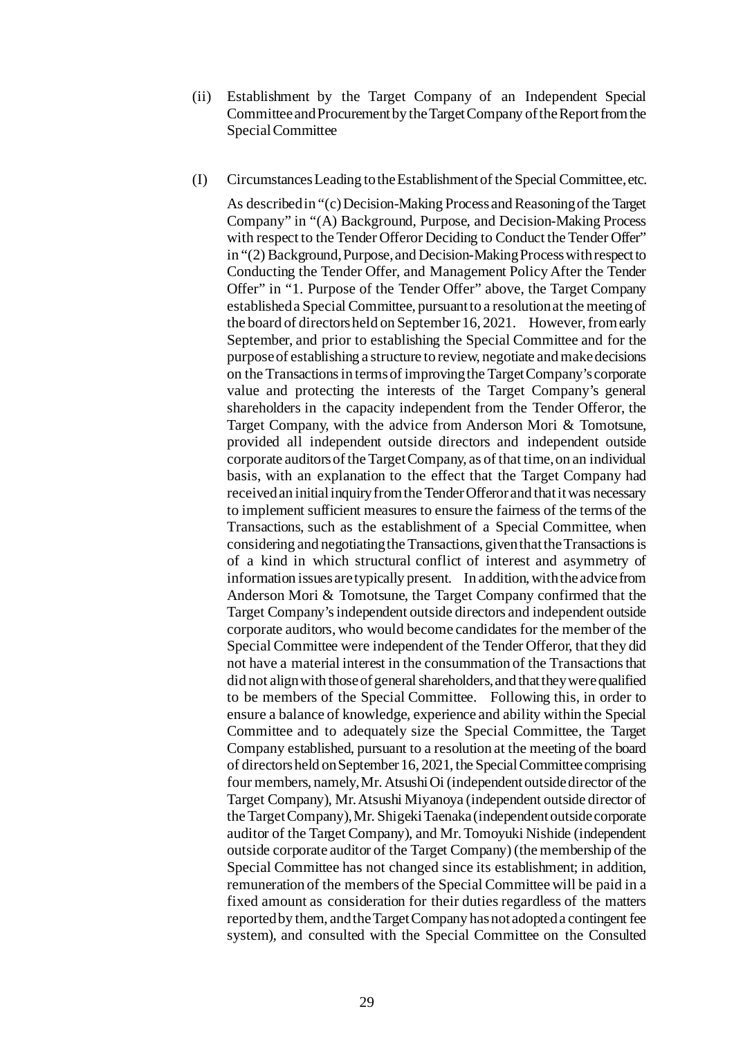(ii) Establishment by the Target Company of an Independent Special Committee and Procurement by the Target Company of the Report from the Special Committee

(I) Circumstances Leading to the Establishment of the Special Committee, etc.

As described in "(c) Decision-Making Process and Reasoning of the Target Company" in "(A) Background, Purpose, and Decision-Making Process with respect to the Tender Offeror Deciding to Conduct the Tender Offer" in "(2) Background, Purpose, and Decision-Making Process with respect to Conducting the Tender Offer, and Management Policy After the Tender Offer" in "1. Purpose of the Tender Offer" above, the Target Company established a Special Committee, pursuant to a resolution at the meeting of the board of directors held on September 16, 2021. However, from early September, and prior to establishing the Special Committee and for the purpose of establishing a structure to review, negotiate and make decisions on the Transactions in terms of improving the Target Company's corporate value and protecting the interests of the Target Company's general shareholders in the capacity independent from the Tender Offeror, the Target Company, with the advice from Anderson Mori & Tomotsune, provided all independent outside directors and independent outside corporate auditors of the Target Company, as of that time, on an individual basis, with an explanation to the effect that the Target Company had received an initial inquiry from the Tender Offeror and that it was necessary to implement sufficient measures to ensure the fairness of the terms of the Transactions, such as the establishment of a Special Committee, when considering and negotiating the Transactions, given that the Transactions is of a kind in which structural conflict of interest and asymmetry of information issues are typically present. In addition, with the advice from Anderson Mori & Tomotsune, the Target Company confirmed that the Target Company's independent outside directors and independent outside corporate auditors, who would become candidates for the member of the Special Committee were independent of the Tender Offeror, that they did not have a material interest in the consummation of the Transactions that did not align with those of general shareholders, and that they were qualified to be members of the Special Committee. Following this, in order to ensure a balance of knowledge, experience and ability within the Special Committee and to adequately size the Special Committee, the Target Company established, pursuant to a resolution at the meeting of the board of directors held on September 16, 2021, the Special Committee comprising four members, namely, Mr. Atsushi Oi (independent outside director of the Target Company), Mr. Atsushi Miyanoya (independent outside director of the Target Company), Mr. Shigeki Taenaka (independent outside corporate auditor of the Target Company), and Mr. Tomoyuki Nishide (independent outside corporate auditor of the Target Company) (the membership of the Special Committee has not changed since its establishment; in addition, remuneration of the members of the Special Committee will be paid in a fixed amount as consideration for their duties regardless of the matters reported by them, and the Target Company has not adopted a contingent fee system), and consulted with the Special Committee on the Consulted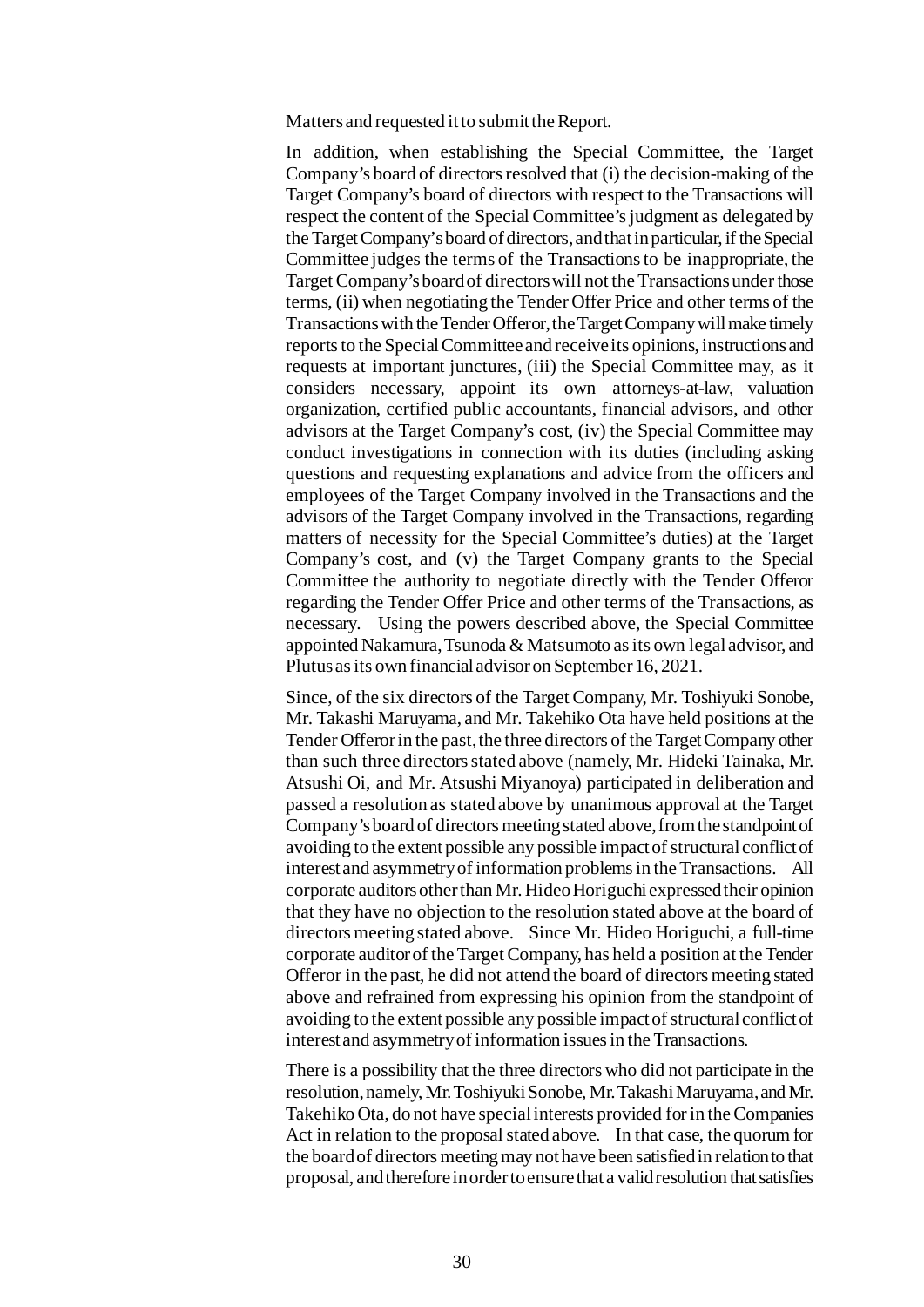Matters and requested it to submit the Report.

In addition, when establishing the Special Committee, the Target Company's board of directors resolved that (i) the decision-making of the Target Company's board of directors with respect to the Transactions will respect the content of the Special Committee's judgment as delegated by the Target Company's board of directors, and that in particular, if the Special Committee judges the terms of the Transactions to be inappropriate, the Target Company's board of directors will not the Transactions under those terms, (ii) when negotiating the Tender Offer Price and other terms of the Transactions with the Tender Offeror, the Target Company will make timely reports to the Special Committee and receive its opinions, instructions and requests at important junctures, (iii) the Special Committee may, as it considers necessary, appoint its own attorneys-at-law, valuation organization, certified public accountants, financial advisors, and other advisors at the Target Company's cost, (iv) the Special Committee may conduct investigations in connection with its duties (including asking questions and requesting explanations and advice from the officers and employees of the Target Company involved in the Transactions and the advisors of the Target Company involved in the Transactions, regarding matters of necessity for the Special Committee's duties) at the Target Company's cost, and (v) the Target Company grants to the Special Committee the authority to negotiate directly with the Tender Offeror regarding the Tender Offer Price and other terms of the Transactions, as necessary. Using the powers described above, the Special Committee appointed Nakamura, Tsunoda & Matsumoto as its own legal advisor, and Plutus as its own financial advisor on September 16, 2021.

Since, of the six directors of the Target Company, Mr. Toshiyuki Sonobe, Mr. Takashi Maruyama, and Mr. Takehiko Ota have held positions at the Tender Offeror in the past, the three directors of the Target Company other than such three directors stated above (namely, Mr. Hideki Tainaka, Mr. Atsushi Oi, and Mr. Atsushi Miyanoya) participated in deliberation and passed a resolution as stated above by unanimous approval at the Target Company's board of directors meeting stated above, from the standpoint of avoiding to the extent possible any possible impact of structural conflict of interest and asymmetry of information problems in the Transactions. All corporate auditors other than Mr. Hideo Horiguchi expressed their opinion that they have no objection to the resolution stated above at the board of directors meeting stated above. Since Mr. Hideo Horiguchi, a full-time corporate auditor of the Target Company, has held a position at the Tender Offeror in the past, he did not attend the board of directors meeting stated above and refrained from expressing his opinion from the standpoint of avoiding to the extent possible any possible impact of structural conflict of interest and asymmetry of information issues in the Transactions.

There is a possibility that the three directors who did not participate in the resolution, namely, Mr. Toshiyuki Sonobe, Mr. Takashi Maruyama, and Mr. Takehiko Ota, do not have special interests provided for in the Companies Act in relation to the proposal stated above. In that case, the quorum for the board of directors meeting may not have been satisfied in relation to that proposal, and therefore in order to ensure that a valid resolution that satisfies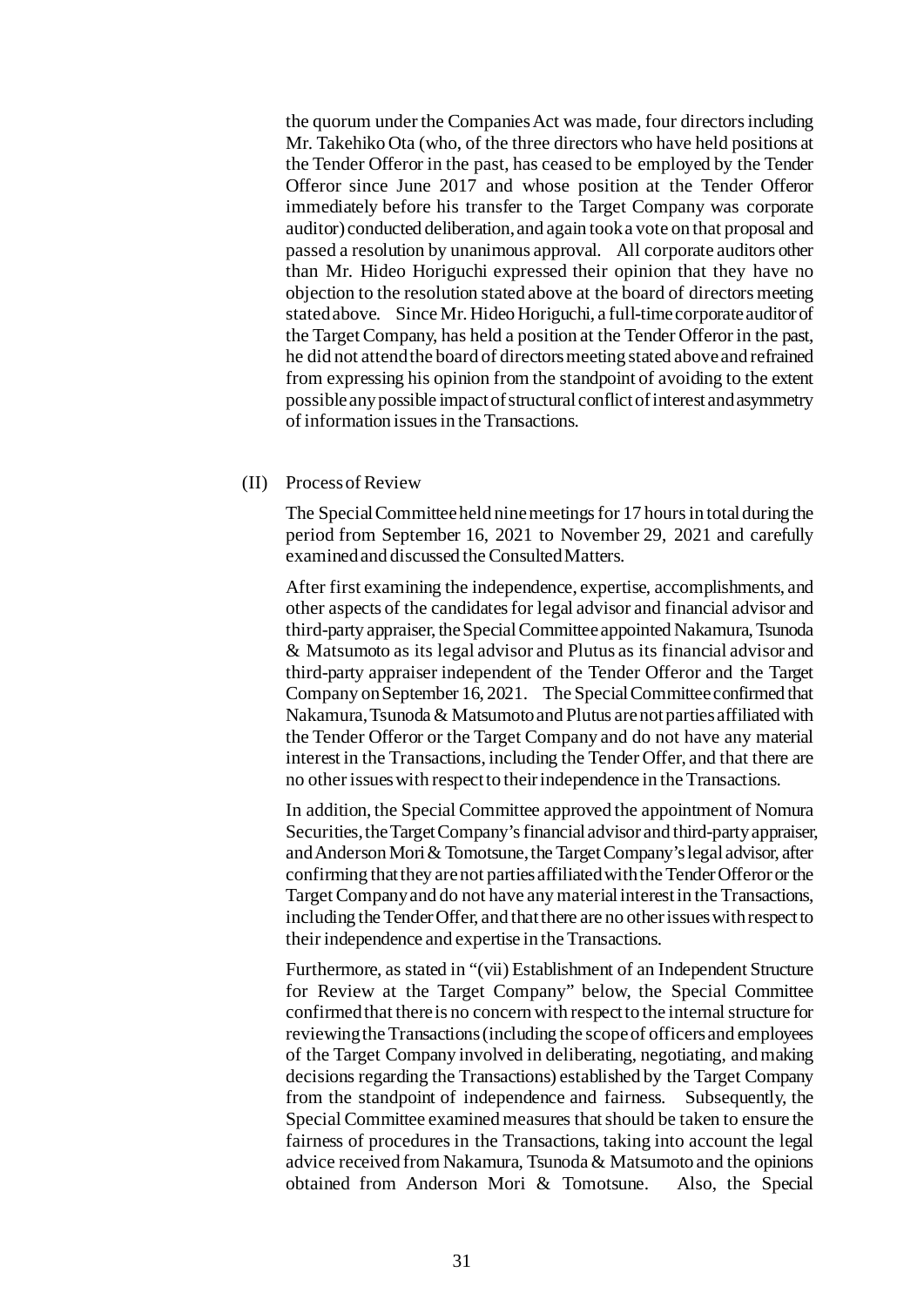the quorum under the Companies Act was made, four directors including Mr. Takehiko Ota (who, of the three directors who have held positions at the Tender Offeror in the past, has ceased to be employed by the Tender Offeror since June 2017 and whose position at the Tender Offeror immediately before his transfer to the Target Company was corporate auditor) conducted deliberation, and again took a vote on that proposal and passed a resolution by unanimous approval. All corporate auditors other than Mr. Hideo Horiguchi expressed their opinion that they have no objection to the resolution stated above at the board of directors meeting stated above. Since Mr. Hideo Horiguchi, a full-time corporate auditor of the Target Company, has held a position at the Tender Offeror in the past, he did not attend the board of directors meeting stated above and refrained from expressing his opinion from the standpoint of avoiding to the extent possible any possible impact of structural conflict of interest and asymmetry of information issues in the Transactions.

(II) Process of Review

The Special Committee held nine meetings for 17 hours in total during the period from September 16, 2021 to November 29, 2021 and carefully examined and discussed the Consulted Matters.

After first examining the independence, expertise, accomplishments, and other aspects of the candidates for legal advisor and financial advisor and third-party appraiser, the Special Committee appointed Nakamura, Tsunoda & Matsumoto as its legal advisor and Plutus as its financial advisor and third-party appraiser independent of the Tender Offeror and the Target Company on September 16, 2021. The Special Committee confirmed that Nakamura, Tsunoda & Matsumoto and Plutus are not parties affiliated with the Tender Offeror or the Target Company and do not have any material interest in the Transactions, including the Tender Offer, and that there are no other issues with respect to their independence in the Transactions.

In addition, the Special Committee approved the appointment of Nomura Securities, the Target Company's financial advisor and third-party appraiser, and Anderson Mori & Tomotsune, the Target Company's legal advisor, after confirming that they are not parties affiliated with the Tender Offeror or the Target Company and do not have any material interest in the Transactions, including the Tender Offer, and that there are no other issues with respect to their independence and expertise in the Transactions.

Furthermore, as stated in "(vii) Establishment of an Independent Structure for Review at the Target Company" below, the Special Committee confirmed that there is no concern with respect to the internal structure for reviewing the Transactions (including the scope of officers and employees of the Target Company involved in deliberating, negotiating, and making decisions regarding the Transactions) established by the Target Company from the standpoint of independence and fairness. Subsequently, the Special Committee examined measures that should be taken to ensure the fairness of procedures in the Transactions, taking into account the legal advice received from Nakamura, Tsunoda & Matsumoto and the opinions obtained from Anderson Mori & Tomotsune. Also, the Special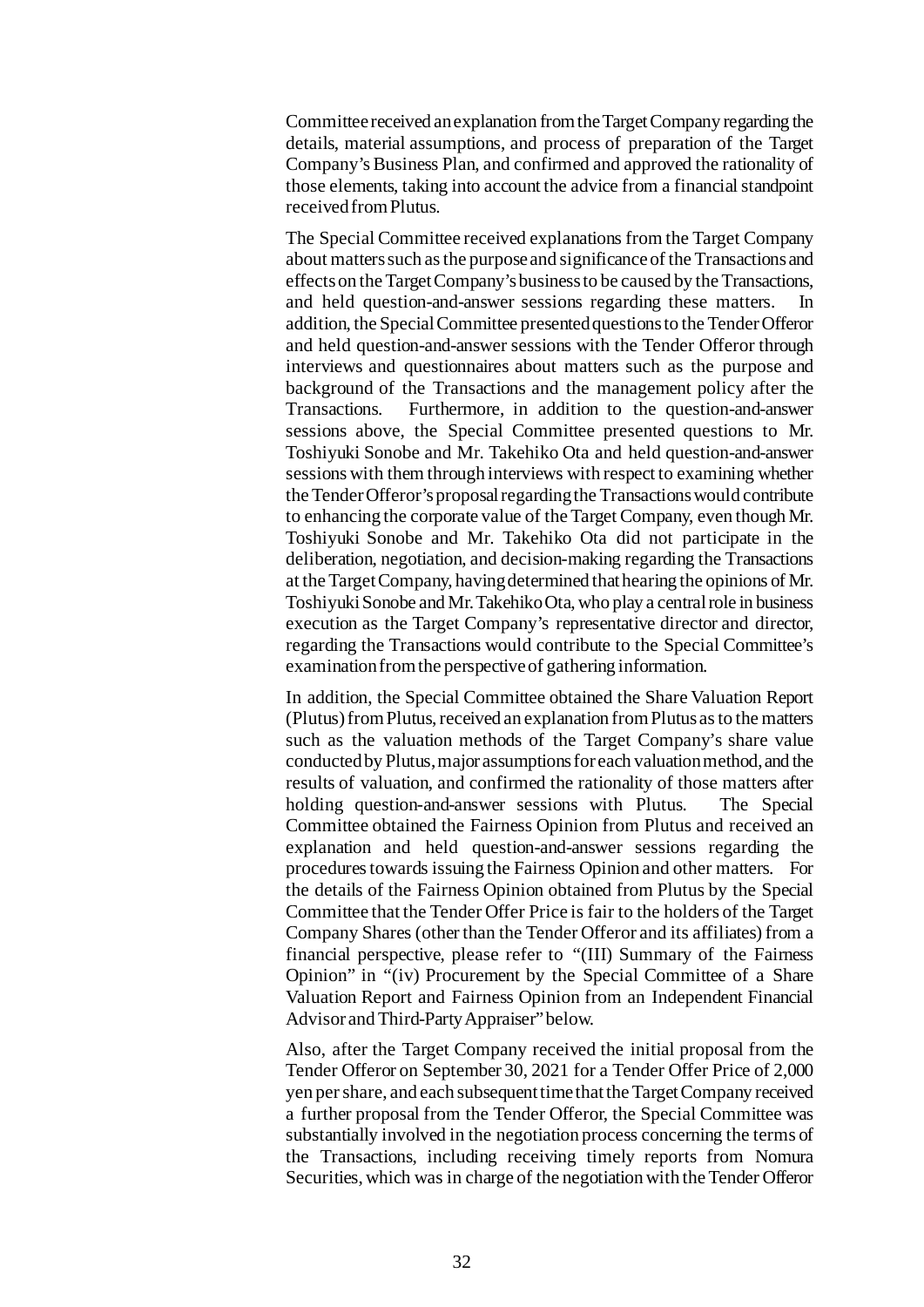Committee received an explanation from the Target Company regarding the details, material assumptions, and process of preparation of the Target Company's Business Plan, and confirmed and approved the rationality of those elements, taking into account the advice from a financial standpoint received from Plutus.

The Special Committee received explanations from the Target Company about matters such as the purpose and significance of the Transactions and effects on the Target Company's business to be caused by the Transactions, and held question-and-answer sessions regarding these matters. In addition, the Special Committee presented questions to the Tender Offeror and held question-and-answer sessions with the Tender Offeror through interviews and questionnaires about matters such as the purpose and background of the Transactions and the management policy after the Transactions. Furthermore, in addition to the question-and-answer sessions above, the Special Committee presented questions to Mr. Toshiyuki Sonobe and Mr. Takehiko Ota and held question-and-answer sessions with them through interviews with respect to examining whether the Tender Offeror's proposal regarding the Transactions would contribute to enhancing the corporate value of the Target Company, even though Mr. Toshiyuki Sonobe and Mr. Takehiko Ota did not participate in the deliberation, negotiation, and decision-making regarding the Transactions at the Target Company, having determined that hearing the opinions of Mr. Toshiyuki Sonobe and Mr. Takehiko Ota, who play a central role in business execution as the Target Company's representative director and director, regarding the Transactions would contribute to the Special Committee's examination from the perspective of gathering information.

In addition, the Special Committee obtained the Share Valuation Report (Plutus) from Plutus, received an explanation from Plutus as to the matters such as the valuation methods of the Target Company's share value conducted by Plutus, major assumptions for each valuation method, and the results of valuation, and confirmed the rationality of those matters after holding question-and-answer sessions with Plutus. The Special Committee obtained the Fairness Opinion from Plutus and received an explanation and held question-and-answer sessions regarding the procedures towards issuing the Fairness Opinion and other matters. For the details of the Fairness Opinion obtained from Plutus by the Special Committee that the Tender Offer Price is fair to the holders of the Target Company Shares (other than the Tender Offeror and its affiliates) from a financial perspective, please refer to "(III) Summary of the Fairness Opinion" in "(iv) Procurement by the Special Committee of a Share Valuation Report and Fairness Opinion from an Independent Financial Advisor and Third-Party Appraiser" below.

Also, after the Target Company received the initial proposal from the Tender Offeror on September 30, 2021 for a Tender Offer Price of 2,000 yen per share, and each subsequent time that the Target Company received a further proposal from the Tender Offeror, the Special Committee was substantially involved in the negotiation process concerning the terms of the Transactions, including receiving timely reports from Nomura Securities, which was in charge of the negotiation with the Tender Offeror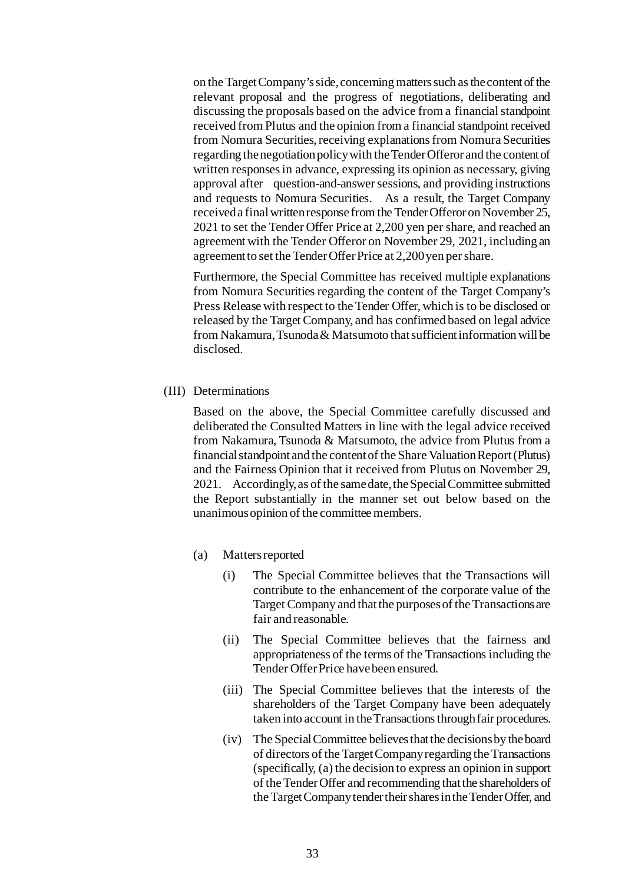on the Target Company's side, concerning matters such as the content of the relevant proposal and the progress of negotiations, deliberating and discussing the proposals based on the advice from a financial standpoint received from Plutus and the opinion from a financial standpoint received from Nomura Securities, receiving explanations from Nomura Securities regarding the negotiation policy with the Tender Offeror and the content of written responses in advance, expressing its opinion as necessary, giving approval after question-and-answer sessions, and providing instructions and requests to Nomura Securities. As a result, the Target Company received a final written response from the Tender Offeror on November 25, 2021 to set the Tender Offer Price at 2,200 yen per share, and reached an agreement with the Tender Offeror on November 29, 2021, including an agreement to set the Tender Offer Price at 2,200 yen per share.

Furthermore, the Special Committee has received multiple explanations from Nomura Securities regarding the content of the Target Company's Press Release with respect to the Tender Offer, which is to be disclosed or released by the Target Company, and has confirmed based on legal advice from Nakamura, Tsunoda & Matsumoto that sufficient information will be disclosed.

(III) Determinations

Based on the above, the Special Committee carefully discussed and deliberated the Consulted Matters in line with the legal advice received from Nakamura, Tsunoda & Matsumoto, the advice from Plutus from a financial standpoint and the content of the Share Valuation Report (Plutus) and the Fairness Opinion that it received from Plutus on November 29, 2021. Accordingly, as of the same date, the Special Committee submitted the Report substantially in the manner set out below based on the unanimous opinion of the committee members.

(a) Matters reported

(i) The Special Committee believes that the Transactions will contribute to the enhancement of the corporate value of the Target Company and that the purposes of the Transactions are fair and reasonable.

(ii) The Special Committee believes that the fairness and appropriateness of the terms of the Transactions including the Tender Offer Price have been ensured.

(iii) The Special Committee believes that the interests of the shareholders of the Target Company have been adequately taken into account in the Transactions through fair procedures.

(iv) The Special Committee believes that the decisions by the board of directors of the Target Company regarding the Transactions (specifically, (a) the decision to express an opinion in support of the Tender Offer and recommending that the shareholders of the Target Company tender their shares in the Tender Offer, and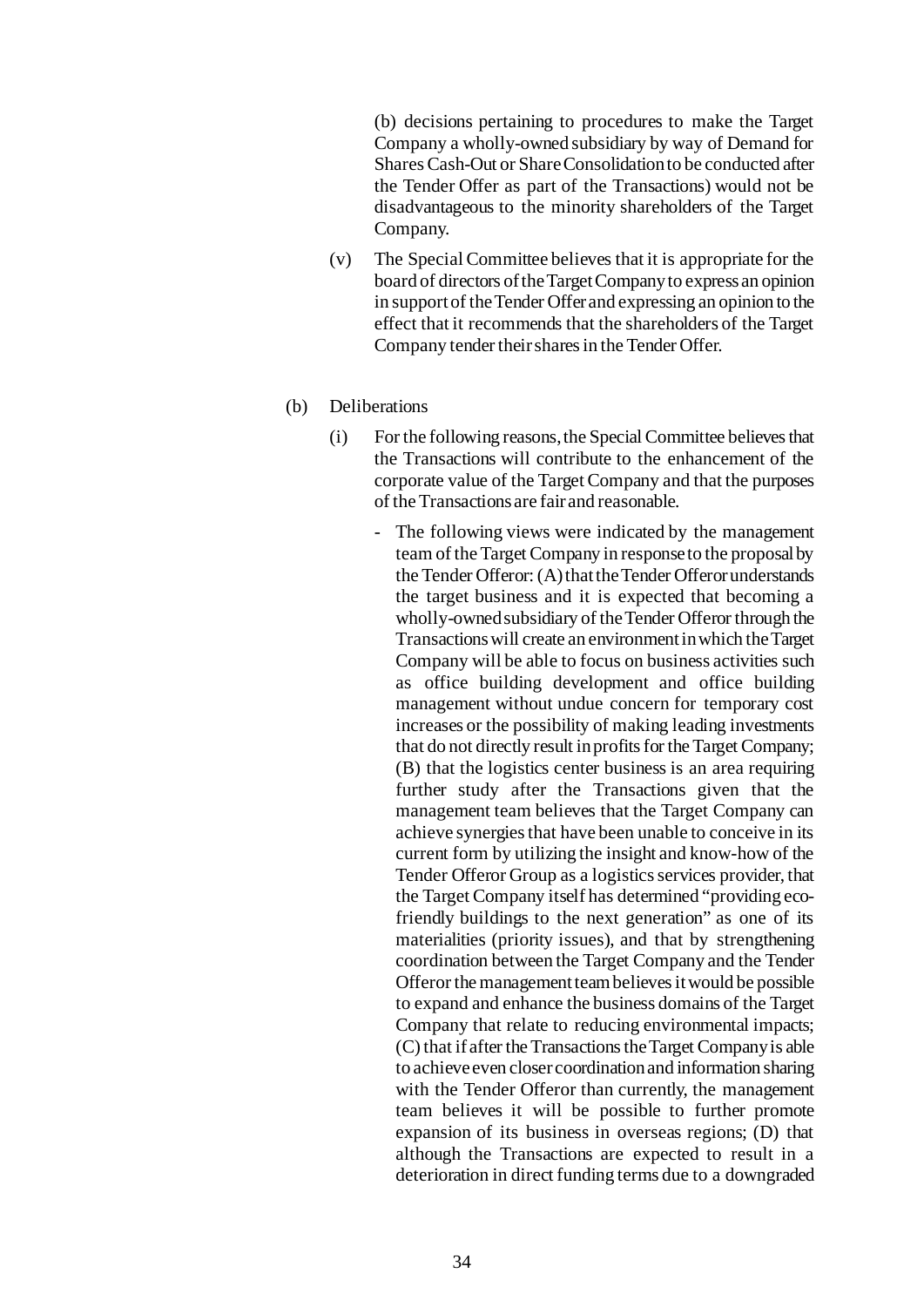(b) decisions pertaining to procedures to make the Target Company a wholly-owned subsidiary by way of Demand for Shares Cash-Out or Share Consolidation to be conducted after the Tender Offer as part of the Transactions) would not be disadvantageous to the minority shareholders of the Target Company.

(v) The Special Committee believes that it is appropriate for the board of directors of the Target Company to express an opinion in support of the Tender Offer and expressing an opinion to the effect that it recommends that the shareholders of the Target Company tender their shares in the Tender Offer.

(b) Deliberations

(i) For the following reasons, the Special Committee believes that the Transactions will contribute to the enhancement of the corporate value of the Target Company and that the purposes of the Transactions are fair and reasonable.

- The following views were indicated by the management team of the Target Company in response to the proposal by the Tender Offeror: (A) that the Tender Offeror understands the target business and it is expected that becoming a wholly-owned subsidiary of the Tender Offeror through the Transactions will create an environment in which the Target Company will be able to focus on business activities such as office building development and office building management without undue concern for temporary cost increases or the possibility of making leading investments that do not directly result in profits for the Target Company; (B) that the logistics center business is an area requiring further study after the Transactions given that the management team believes that the Target Company can achieve synergies that have been unable to conceive in its current form by utilizing the insight and know-how of the Tender Offeror Group as a logistics services provider, that the Target Company itself has determined "providing eco-friendly buildings to the next generation" as one of its materialities (priority issues), and that by strengthening coordination between the Target Company and the Tender Offeror the management team believes it would be possible to expand and enhance the business domains of the Target Company that relate to reducing environmental impacts; (C) that if after the Transactions the Target Company is able to achieve even closer coordination and information sharing with the Tender Offeror than currently, the management team believes it will be possible to further promote expansion of its business in overseas regions; (D) that although the Transactions are expected to result in a deterioration in direct funding terms due to a downgraded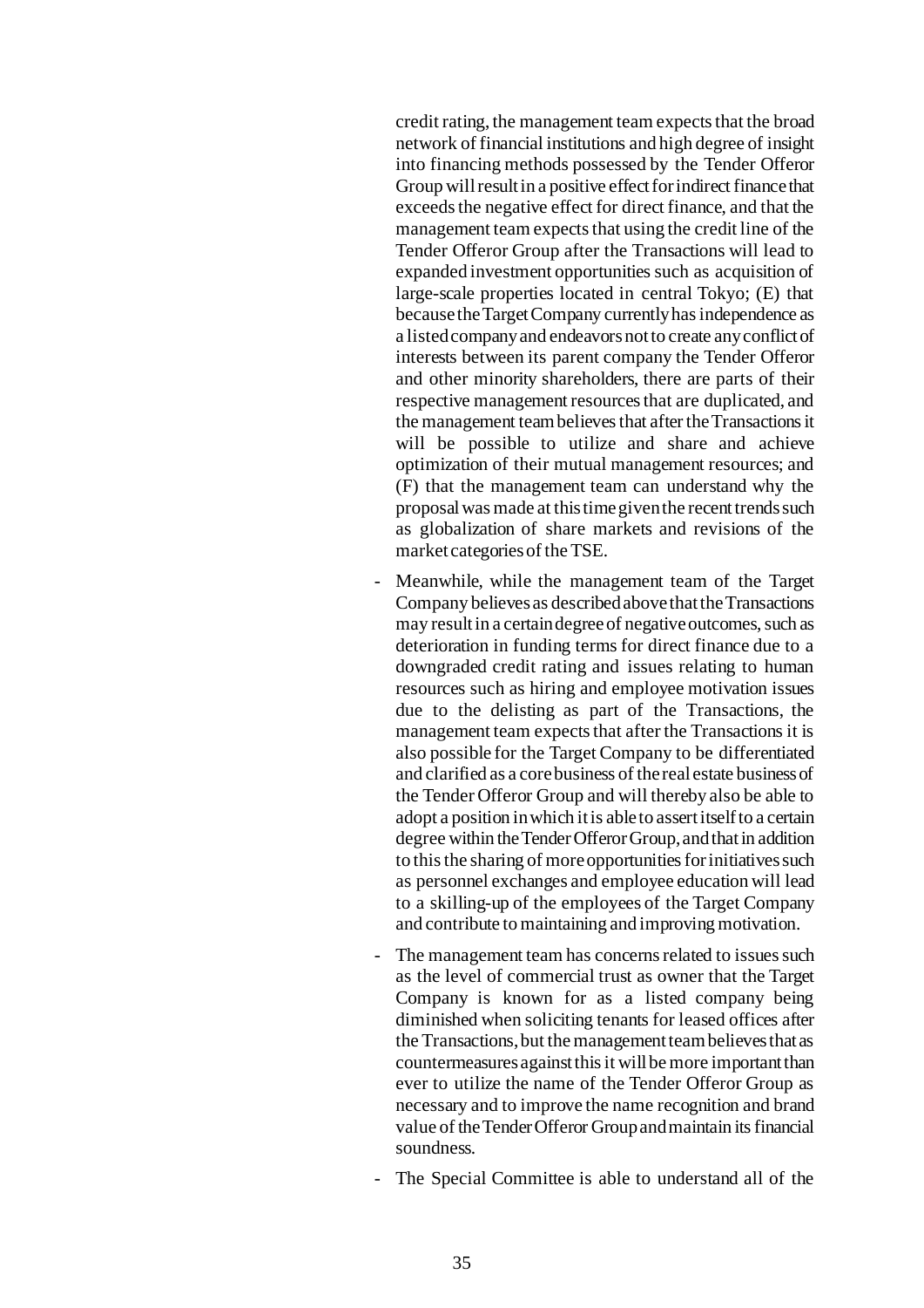credit rating, the management team expects that the broad network of financial institutions and high degree of insight into financing methods possessed by the Tender Offeror Group will result in a positive effect for indirect finance that exceeds the negative effect for direct finance, and that the management team expects that using the credit line of the Tender Offeror Group after the Transactions will lead to expanded investment opportunities such as acquisition of large-scale properties located in central Tokyo; (E) that because the Target Company currently has independence as a listed company and endeavors not to create any conflict of interests between its parent company the Tender Offeror and other minority shareholders, there are parts of their respective management resources that are duplicated, and the management team believes that after the Transactions it will be possible to utilize and share and achieve optimization of their mutual management resources; and (F) that the management team can understand why the proposal was made at this time given the recent trends such as globalization of share markets and revisions of the market categories of the TSE.

- Meanwhile, while the management team of the Target Company believes as described above that the Transactions may result in a certain degree of negative outcomes, such as deterioration in funding terms for direct finance due to a downgraded credit rating and issues relating to human resources such as hiring and employee motivation issues due to the delisting as part of the Transactions, the management team expects that after the Transactions it is also possible for the Target Company to be differentiated and clarified as a core business of the real estate business of the Tender Offeror Group and will thereby also be able to adopt a position in which it is able to assert itself to a certain degree within the Tender Offeror Group, and that in addition to this the sharing of more opportunities for initiatives such as personnel exchanges and employee education will lead to a skilling-up of the employees of the Target Company and contribute to maintaining and improving motivation.
- The management team has concerns related to issues such as the level of commercial trust as owner that the Target Company is known for as a listed company being diminished when soliciting tenants for leased offices after the Transactions, but the management team believes that as countermeasures against this it will be more important than ever to utilize the name of the Tender Offeror Group as necessary and to improve the name recognition and brand value of the Tender Offeror Group and maintain its financial soundness.
- The Special Committee is able to understand all of the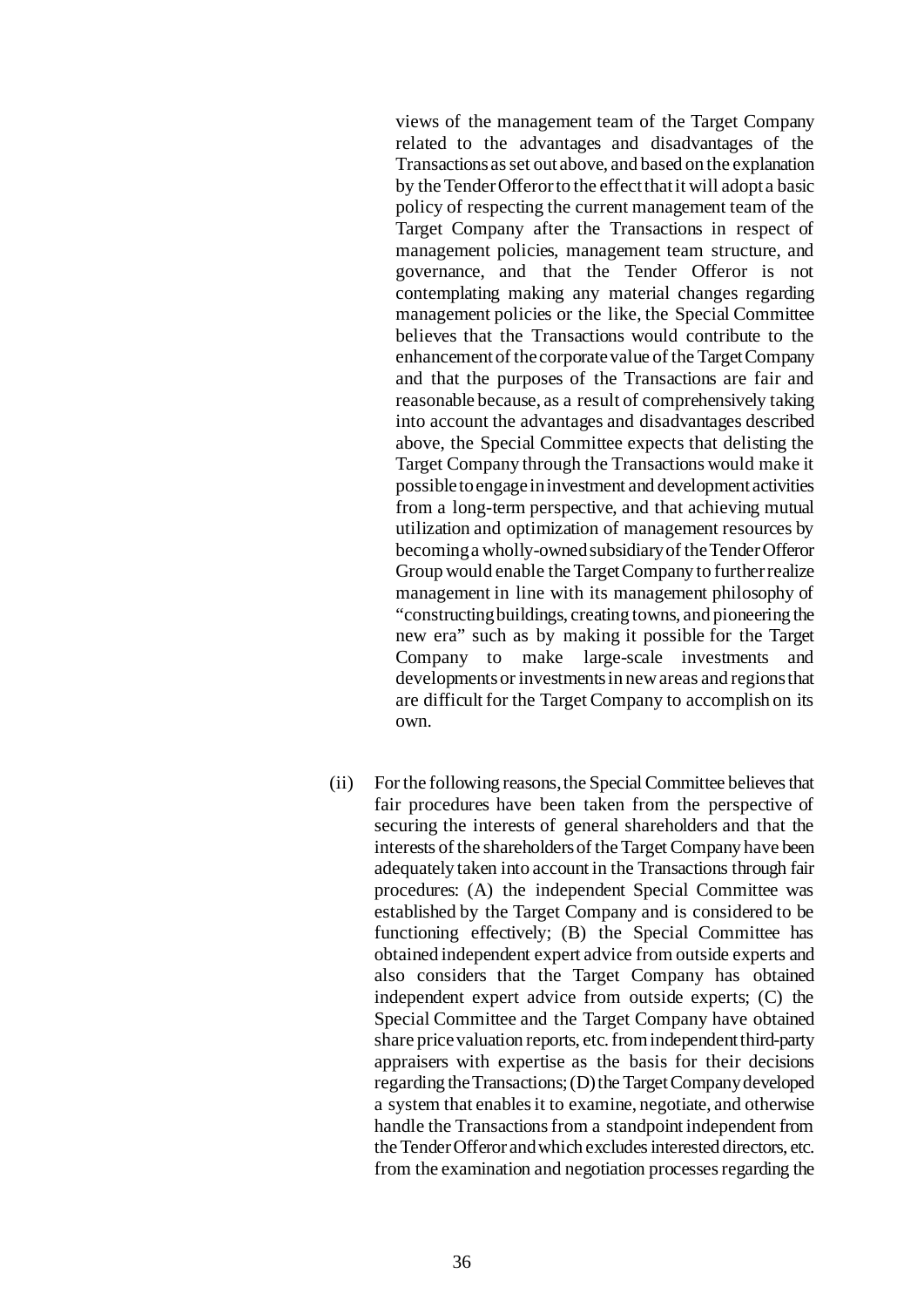views of the management team of the Target Company related to the advantages and disadvantages of the Transactions as set out above, and based on the explanation by the Tender Offeror to the effect that it will adopt a basic policy of respecting the current management team of the Target Company after the Transactions in respect of management policies, management team structure, and governance, and that the Tender Offeror is not contemplating making any material changes regarding management policies or the like, the Special Committee believes that the Transactions would contribute to the enhancement of the corporate value of the Target Company and that the purposes of the Transactions are fair and reasonable because, as a result of comprehensively taking into account the advantages and disadvantages described above, the Special Committee expects that delisting the Target Company through the Transactions would make it possible to engage in investment and development activities from a long-term perspective, and that achieving mutual utilization and optimization of management resources by becoming a wholly-owned subsidiary of the Tender Offeror Group would enable the Target Company to further realize management in line with its management philosophy of "constructing buildings, creating towns, and pioneering the new era" such as by making it possible for the Target Company to make large-scale investments and developments or investments in new areas and regions that are difficult for the Target Company to accomplish on its own.

(ii) For the following reasons, the Special Committee believes that fair procedures have been taken from the perspective of securing the interests of general shareholders and that the interests of the shareholders of the Target Company have been adequately taken into account in the Transactions through fair procedures: (A) the independent Special Committee was established by the Target Company and is considered to be functioning effectively; (B) the Special Committee has obtained independent expert advice from outside experts and also considers that the Target Company has obtained independent expert advice from outside experts; (C) the Special Committee and the Target Company have obtained share price valuation reports, etc. from independent third-party appraisers with expertise as the basis for their decisions regarding the Transactions; (D) the Target Company developed a system that enables it to examine, negotiate, and otherwise handle the Transactions from a standpoint independent from the Tender Offeror and which excludes interested directors, etc. from the examination and negotiation processes regarding the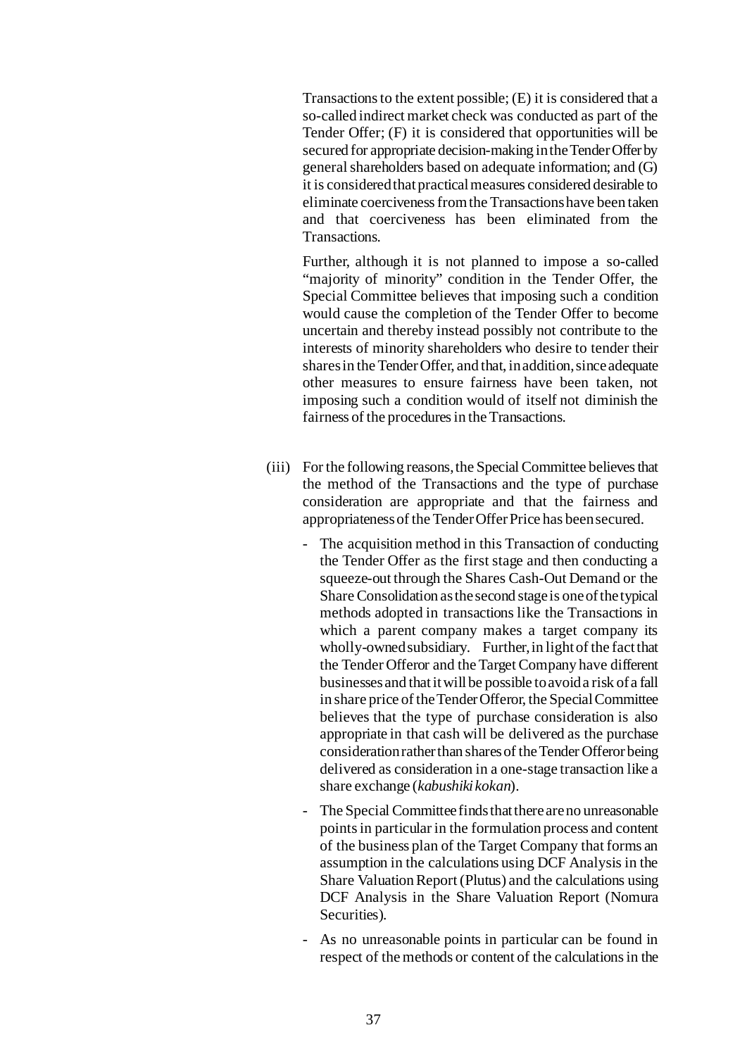Transactions to the extent possible; (E) it is considered that a so-called indirect market check was conducted as part of the Tender Offer; (F) it is considered that opportunities will be secured for appropriate decision-making in the Tender Offer by general shareholders based on adequate information; and (G) it is considered that practical measures considered desirable to eliminate coerciveness from the Transactions have been taken and that coerciveness has been eliminated from the Transactions.

Further, although it is not planned to impose a so-called "majority of minority" condition in the Tender Offer, the Special Committee believes that imposing such a condition would cause the completion of the Tender Offer to become uncertain and thereby instead possibly not contribute to the interests of minority shareholders who desire to tender their shares in the Tender Offer, and that, in addition, since adequate other measures to ensure fairness have been taken, not imposing such a condition would of itself not diminish the fairness of the procedures in the Transactions.

(iii) For the following reasons, the Special Committee believes that the method of the Transactions and the type of purchase consideration are appropriate and that the fairness and appropriateness of the Tender Offer Price has been secured.

- The acquisition method in this Transaction of conducting the Tender Offer as the first stage and then conducting a squeeze-out through the Shares Cash-Out Demand or the Share Consolidation as the second stage is one of the typical methods adopted in transactions like the Transactions in which a parent company makes a target company its wholly-owned subsidiary. Further, in light of the fact that the Tender Offeror and the Target Company have different businesses and that it will be possible to avoid a risk of a fall in share price of the Tender Offeror, the Special Committee believes that the type of purchase consideration is also appropriate in that cash will be delivered as the purchase consideration rather than shares of the Tender Offeror being delivered as consideration in a one-stage transaction like a share exchange (*kabushiki kokan*).
- The Special Committee finds that there are no unreasonable points in particular in the formulation process and content of the business plan of the Target Company that forms an assumption in the calculations using DCF Analysis in the Share Valuation Report (Plutus) and the calculations using DCF Analysis in the Share Valuation Report (Nomura Securities).
- As no unreasonable points in particular can be found in respect of the methods or content of the calculations in the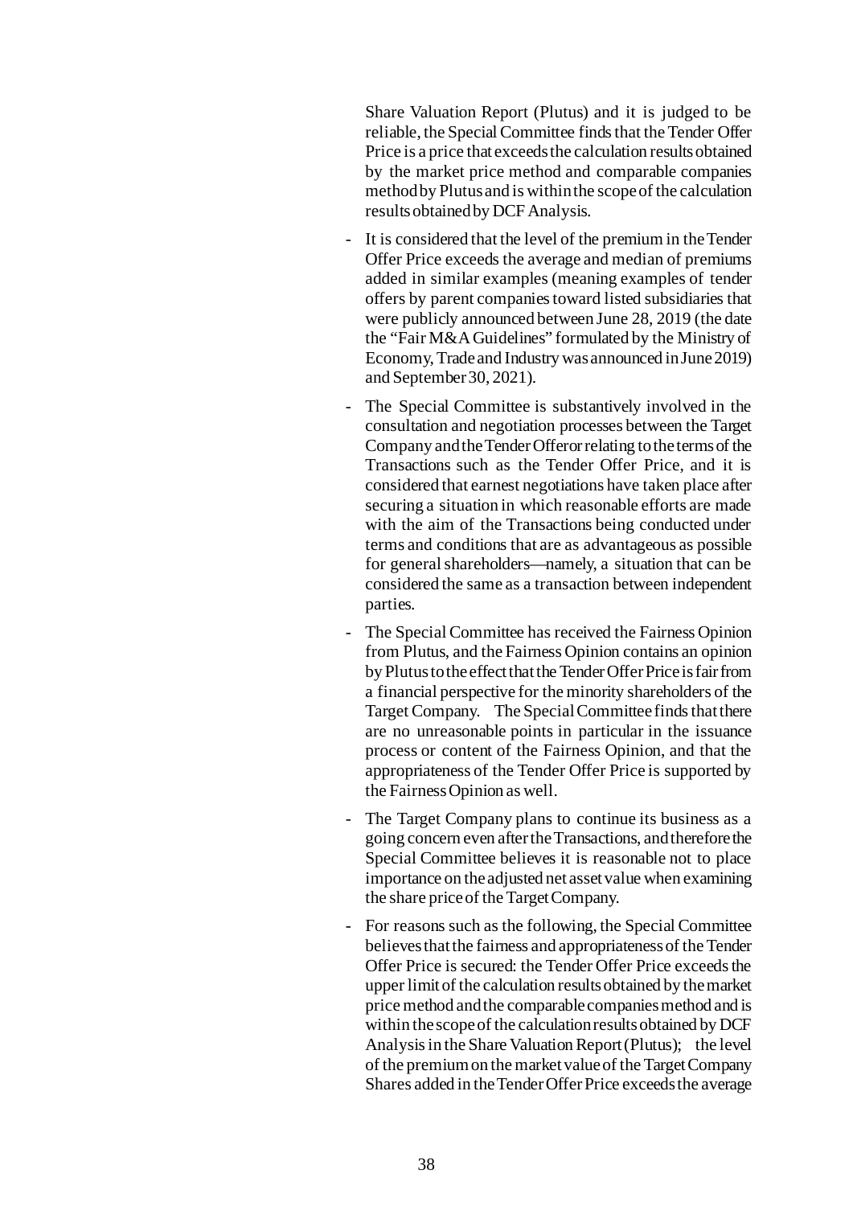Share Valuation Report (Plutus) and it is judged to be reliable, the Special Committee finds that the Tender Offer Price is a price that exceeds the calculation results obtained by the market price method and comparable companies method by Plutus and is within the scope of the calculation results obtained by DCF Analysis.

- It is considered that the level of the premium in the Tender Offer Price exceeds the average and median of premiums added in similar examples (meaning examples of tender offers by parent companies toward listed subsidiaries that were publicly announced between June 28, 2019 (the date the "Fair M&A Guidelines" formulated by the Ministry of Economy, Trade and Industry was announced in June 2019) and September 30, 2021).
- The Special Committee is substantively involved in the consultation and negotiation processes between the Target Company and the Tender Offeror relating to the terms of the Transactions such as the Tender Offer Price, and it is considered that earnest negotiations have taken place after securing a situation in which reasonable efforts are made with the aim of the Transactions being conducted under terms and conditions that are as advantageous as possible for general shareholders—namely, a situation that can be considered the same as a transaction between independent parties.
- The Special Committee has received the Fairness Opinion from Plutus, and the Fairness Opinion contains an opinion by Plutus to the effect that the Tender Offer Price is fair from a financial perspective for the minority shareholders of the Target Company. The Special Committee finds that there are no unreasonable points in particular in the issuance process or content of the Fairness Opinion, and that the appropriateness of the Tender Offer Price is supported by the Fairness Opinion as well.
- The Target Company plans to continue its business as a going concern even after the Transactions, and therefore the Special Committee believes it is reasonable not to place importance on the adjusted net asset value when examining the share price of the Target Company.
- For reasons such as the following, the Special Committee believes that the fairness and appropriateness of the Tender Offer Price is secured: the Tender Offer Price exceeds the upper limit of the calculation results obtained by the market price method and the comparable companies method and is within the scope of the calculation results obtained by DCF Analysis in the Share Valuation Report (Plutus); the level of the premium on the market value of the Target Company Shares added in the Tender Offer Price exceeds the average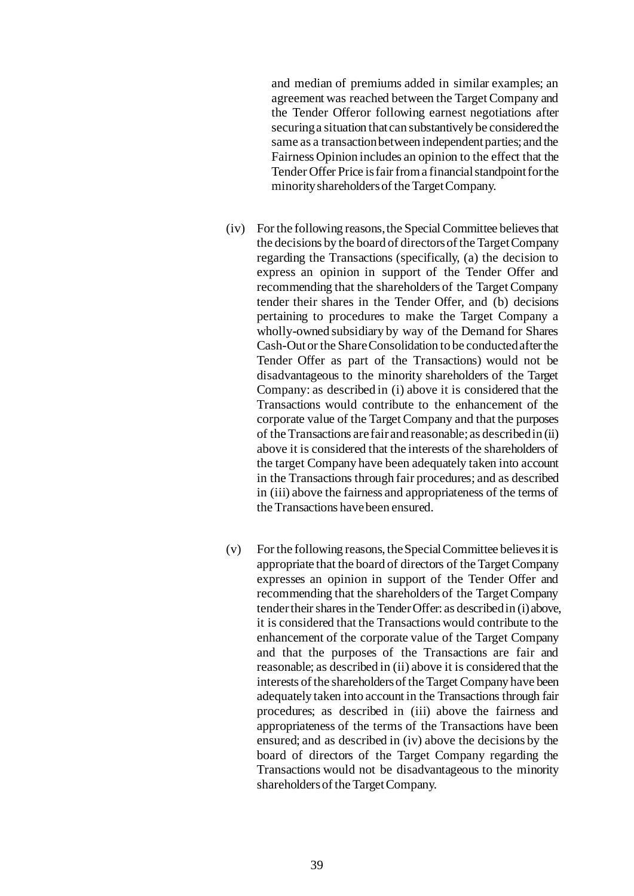and median of premiums added in similar examples; an agreement was reached between the Target Company and the Tender Offeror following earnest negotiations after securing a situation that can substantively be considered the same as a transaction between independent parties; and the Fairness Opinion includes an opinion to the effect that the Tender Offer Price is fair from a financial standpoint for the minority shareholders of the Target Company.

(iv) For the following reasons, the Special Committee believes that the decisions by the board of directors of the Target Company regarding the Transactions (specifically, (a) the decision to express an opinion in support of the Tender Offer and recommending that the shareholders of the Target Company tender their shares in the Tender Offer, and (b) decisions pertaining to procedures to make the Target Company a wholly-owned subsidiary by way of the Demand for Shares Cash-Out or the Share Consolidation to be conducted after the Tender Offer as part of the Transactions) would not be disadvantageous to the minority shareholders of the Target Company: as described in (i) above it is considered that the Transactions would contribute to the enhancement of the corporate value of the Target Company and that the purposes of the Transactions are fair and reasonable; as described in (ii) above it is considered that the interests of the shareholders of the target Company have been adequately taken into account in the Transactions through fair procedures; and as described in (iii) above the fairness and appropriateness of the terms of the Transactions have been ensured.

(v) For the following reasons, the Special Committee believes it is appropriate that the board of directors of the Target Company expresses an opinion in support of the Tender Offer and recommending that the shareholders of the Target Company tender their shares in the Tender Offer: as described in (i) above, it is considered that the Transactions would contribute to the enhancement of the corporate value of the Target Company and that the purposes of the Transactions are fair and reasonable; as described in (ii) above it is considered that the interests of the shareholders of the Target Company have been adequately taken into account in the Transactions through fair procedures; as described in (iii) above the fairness and appropriateness of the terms of the Transactions have been ensured; and as described in (iv) above the decisions by the board of directors of the Target Company regarding the Transactions would not be disadvantageous to the minority shareholders of the Target Company.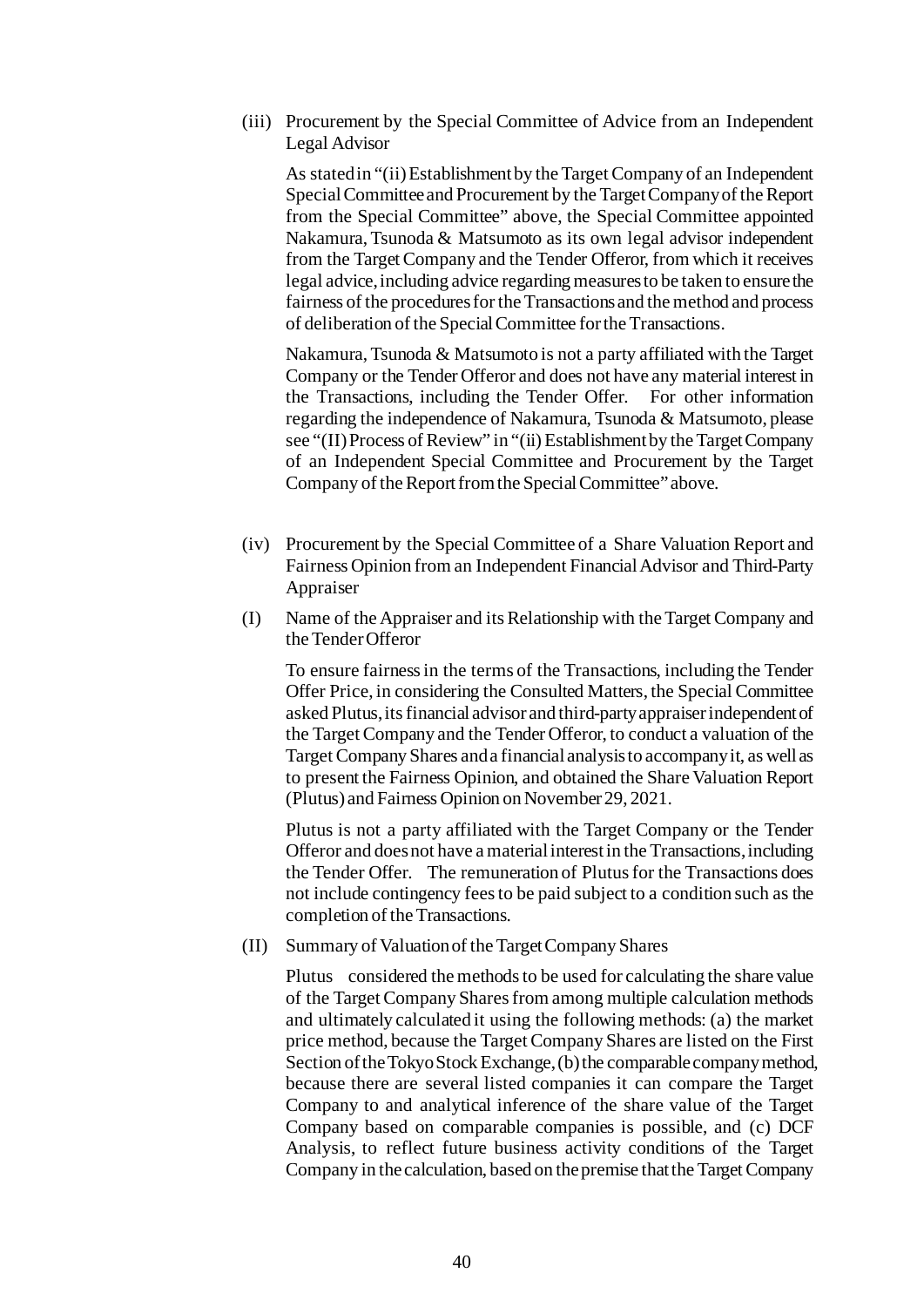(iii) Procurement by the Special Committee of Advice from an Independent Legal Advisor

As stated in "(ii) Establishment by the Target Company of an Independent Special Committee and Procurement by the Target Company of the Report from the Special Committee" above, the Special Committee appointed Nakamura, Tsunoda & Matsumoto as its own legal advisor independent from the Target Company and the Tender Offeror, from which it receives legal advice, including advice regarding measures to be taken to ensure the fairness of the procedures for the Transactions and the method and process of deliberation of the Special Committee for the Transactions.

Nakamura, Tsunoda & Matsumoto is not a party affiliated with the Target Company or the Tender Offeror and does not have any material interest in the Transactions, including the Tender Offer. For other information regarding the independence of Nakamura, Tsunoda & Matsumoto, please see "(II) Process of Review" in "(ii) Establishment by the Target Company of an Independent Special Committee and Procurement by the Target Company of the Report from the Special Committee" above.

(iv) Procurement by the Special Committee of a Share Valuation Report and Fairness Opinion from an Independent Financial Advisor and Third-Party Appraiser

(I) Name of the Appraiser and its Relationship with the Target Company and the Tender Offeror

To ensure fairness in the terms of the Transactions, including the Tender Offer Price, in considering the Consulted Matters, the Special Committee asked Plutus, its financial advisor and third-party appraiser independent of the Target Company and the Tender Offeror, to conduct a valuation of the Target Company Shares and a financial analysis to accompany it, as well as to present the Fairness Opinion, and obtained the Share Valuation Report (Plutus) and Fairness Opinion on November 29, 2021.

Plutus is not a party affiliated with the Target Company or the Tender Offeror and does not have a material interest in the Transactions, including the Tender Offer. The remuneration of Plutus for the Transactions does not include contingency fees to be paid subject to a condition such as the completion of the Transactions.

(II) Summary of Valuation of the Target Company Shares

Plutus considered the methods to be used for calculating the share value of the Target Company Shares from among multiple calculation methods and ultimately calculated it using the following methods: (a) the market price method, because the Target Company Shares are listed on the First Section of the Tokyo Stock Exchange, (b) the comparable company method, because there are several listed companies it can compare the Target Company to and analytical inference of the share value of the Target Company based on comparable companies is possible, and (c) DCF Analysis, to reflect future business activity conditions of the Target Company in the calculation, based on the premise that the Target Company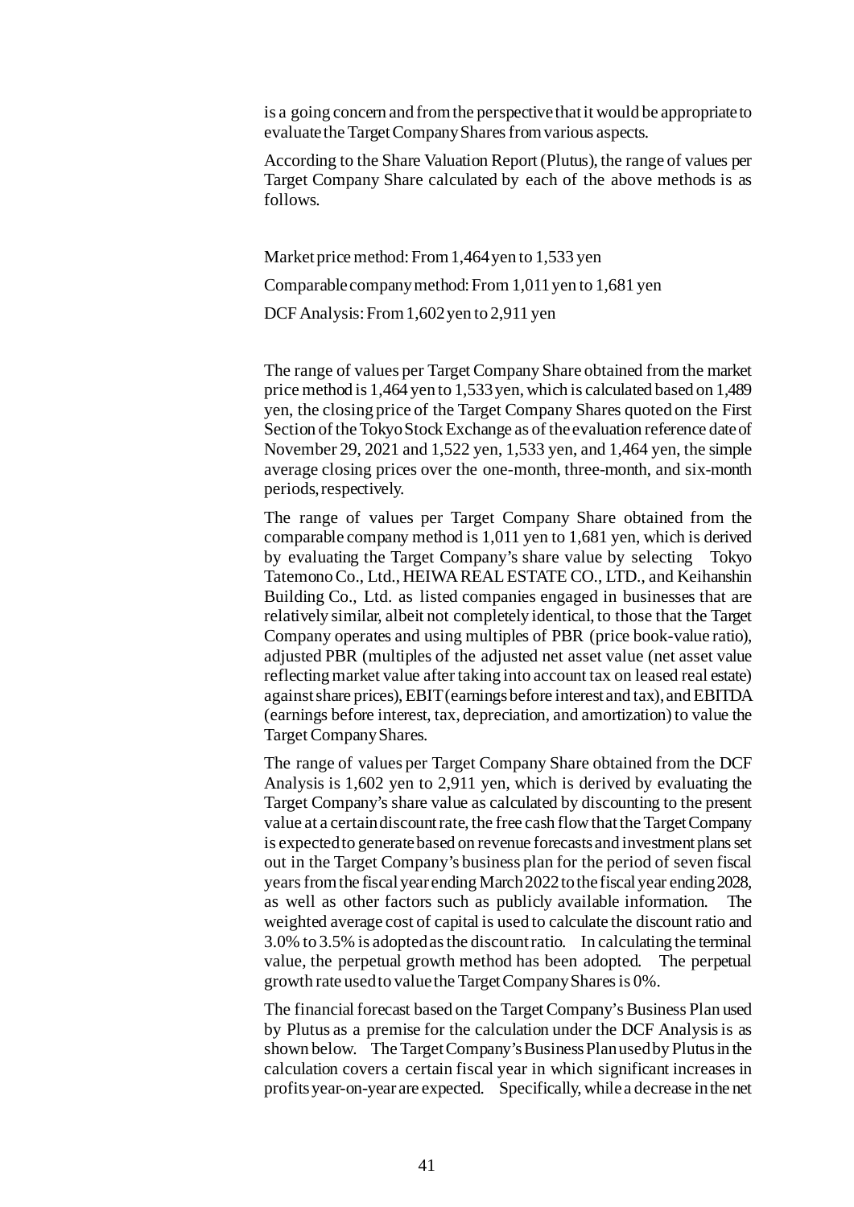is a going concern and from the perspective that it would be appropriate to evaluate the Target Company Shares from various aspects.

According to the Share Valuation Report (Plutus), the range of values per Target Company Share calculated by each of the above methods is as follows.

Market price method: From 1,464 yen to 1,533 yen

Comparable company method: From 1,011 yen to 1,681 yen

DCF Analysis: From 1,602 yen to 2,911 yen

The range of values per Target Company Share obtained from the market price method is 1,464 yen to 1,533 yen, which is calculated based on 1,489 yen, the closing price of the Target Company Shares quoted on the First Section of the Tokyo Stock Exchange as of the evaluation reference date of November 29, 2021 and 1,522 yen, 1,533 yen, and 1,464 yen, the simple average closing prices over the one-month, three-month, and six-month periods, respectively.

The range of values per Target Company Share obtained from the comparable company method is 1,011 yen to 1,681 yen, which is derived by evaluating the Target Company's share value by selecting Tokyo Tatemono Co., Ltd., HEIWA REAL ESTATE CO., LTD., and Keihanshin Building Co., Ltd. as listed companies engaged in businesses that are relatively similar, albeit not completely identical, to those that the Target Company operates and using multiples of PBR (price book-value ratio), adjusted PBR (multiples of the adjusted net asset value (net asset value reflecting market value after taking into account tax on leased real estate) against share prices), EBIT (earnings before interest and tax), and EBITDA (earnings before interest, tax, depreciation, and amortization) to value the Target Company Shares.

The range of values per Target Company Share obtained from the DCF Analysis is 1,602 yen to 2,911 yen, which is derived by evaluating the Target Company's share value as calculated by discounting to the present value at a certain discount rate, the free cash flow that the Target Company is expected to generate based on revenue forecasts and investment plans set out in the Target Company's business plan for the period of seven fiscal years from the fiscal year ending March 2022 to the fiscal year ending 2028, as well as other factors such as publicly available information. The weighted average cost of capital is used to calculate the discount ratio and 3.0% to 3.5% is adopted as the discount ratio. In calculating the terminal value, the perpetual growth method has been adopted. The perpetual growth rate used to value the Target Company Shares is 0%.

The financial forecast based on the Target Company's Business Plan used by Plutus as a premise for the calculation under the DCF Analysis is as shown below. The Target Company's Business Plan used by Plutus in the calculation covers a certain fiscal year in which significant increases in profits year-on-year are expected. Specifically, while a decrease in the net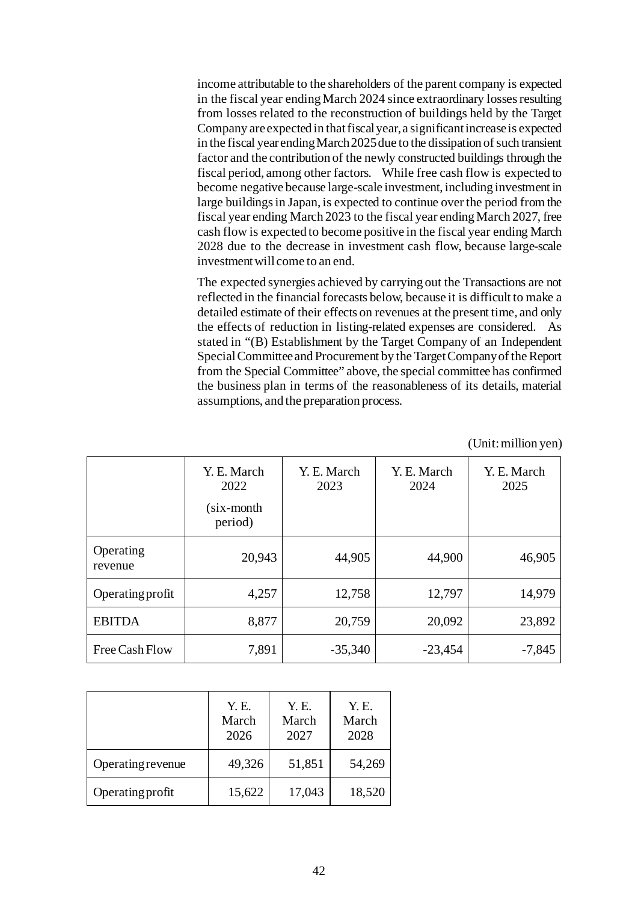income attributable to the shareholders of the parent company is expected in the fiscal year ending March 2024 since extraordinary losses resulting from losses related to the reconstruction of buildings held by the Target Company are expected in that fiscal year, a significant increase is expected in the fiscal year ending March 2025 due to the dissipation of such transient factor and the contribution of the newly constructed buildings through the fiscal period, among other factors. While free cash flow is expected to become negative because large-scale investment, including investment in large buildings in Japan, is expected to continue over the period from the fiscal year ending March 2023 to the fiscal year ending March 2027, free cash flow is expected to become positive in the fiscal year ending March 2028 due to the decrease in investment cash flow, because large-scale investment will come to an end.

The expected synergies achieved by carrying out the Transactions are not reflected in the financial forecasts below, because it is difficult to make a detailed estimate of their effects on revenues at the present time, and only the effects of reduction in listing-related expenses are considered. As stated in "(B) Establishment by the Target Company of an Independent Special Committee and Procurement by the Target Company of the Report from the Special Committee" above, the special committee has confirmed the business plan in terms of the reasonableness of its details, material assumptions, and the preparation process.

(Unit: million yen)

| | Y. E. March 2022 (six-month period) | Y. E. March 2023 | Y. E. March 2024 | Y. E. March 2025 |
|---|---|---|---|---|
| Operating revenue | 20,943 | 44,905 | 44,900 | 46,905 |
| Operating profit | 4,257 | 12,758 | 12,797 | 14,979 |
| EBITDA | 8,877 | 20,759 | 20,092 | 23,892 |
| Free Cash Flow | 7,891 | -35,340 | -23,454 | -7,845 |

| | Y. E. March 2026 | Y. E. March 2027 | Y. E. March 2028 |
|---|---|---|---|
| Operating revenue | 49,326 | 51,851 | 54,269 |
| Operating profit | 15,622 | 17,043 | 18,520 |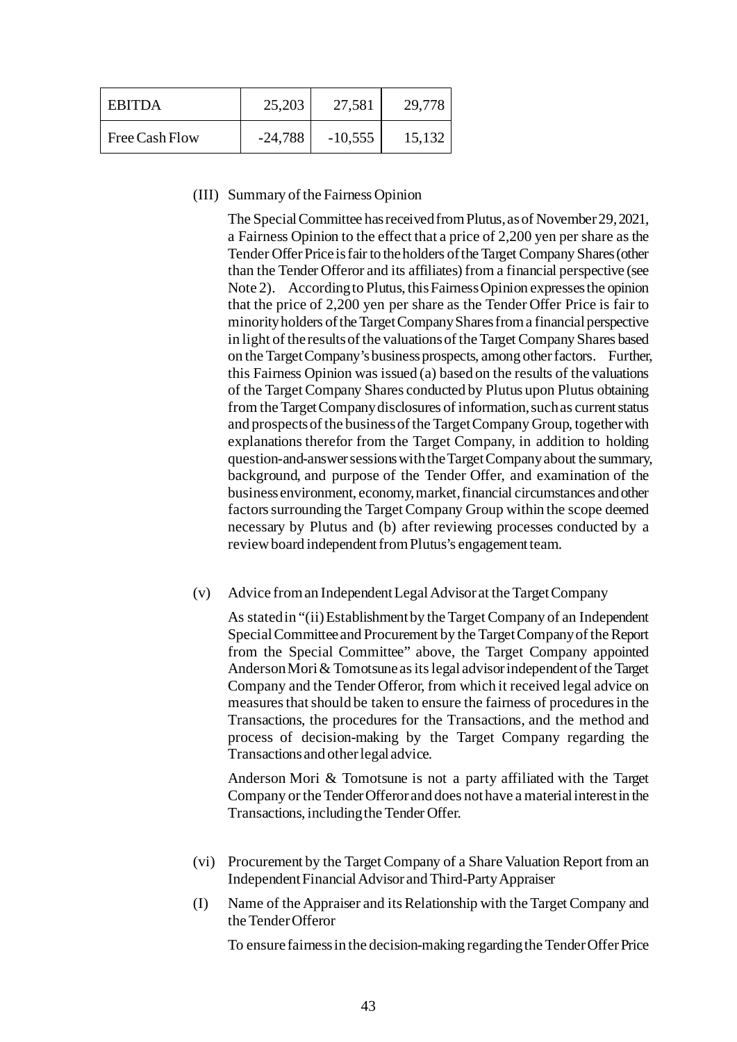| EBITDA | 25,203 | 27,581 | 29,778 |
|---|---|---|---|
| Free Cash Flow | -24,788 | -10,555 | 15,132 |

(III) Summary of the Fairness Opinion

The Special Committee has received from Plutus, as of November 29, 2021, a Fairness Opinion to the effect that a price of 2,200 yen per share as the Tender Offer Price is fair to the holders of the Target Company Shares (other than the Tender Offeror and its affiliates) from a financial perspective (see Note 2). According to Plutus, this Fairness Opinion expresses the opinion that the price of 2,200 yen per share as the Tender Offer Price is fair to minority holders of the Target Company Shares from a financial perspective in light of the results of the valuations of the Target Company Shares based on the Target Company's business prospects, among other factors. Further, this Fairness Opinion was issued (a) based on the results of the valuations of the Target Company Shares conducted by Plutus upon Plutus obtaining from the Target Company disclosures of information, such as current status and prospects of the business of the Target Company Group, together with explanations therefor from the Target Company, in addition to holding question-and-answer sessions with the Target Company about the summary, background, and purpose of the Tender Offer, and examination of the business environment, economy, market, financial circumstances and other factors surrounding the Target Company Group within the scope deemed necessary by Plutus and (b) after reviewing processes conducted by a review board independent from Plutus's engagement team.

(v) Advice from an Independent Legal Advisor at the Target Company

As stated in "(ii) Establishment by the Target Company of an Independent Special Committee and Procurement by the Target Company of the Report from the Special Committee" above, the Target Company appointed Anderson Mori & Tomotsune as its legal advisor independent of the Target Company and the Tender Offeror, from which it received legal advice on measures that should be taken to ensure the fairness of procedures in the Transactions, the procedures for the Transactions, and the method and process of decision-making by the Target Company regarding the Transactions and other legal advice.

Anderson Mori & Tomotsune is not a party affiliated with the Target Company or the Tender Offeror and does not have a material interest in the Transactions, including the Tender Offer.

(vi) Procurement by the Target Company of a Share Valuation Report from an Independent Financial Advisor and Third-Party Appraiser

(I) Name of the Appraiser and its Relationship with the Target Company and the Tender Offeror

To ensure fairness in the decision-making regarding the Tender Offer Price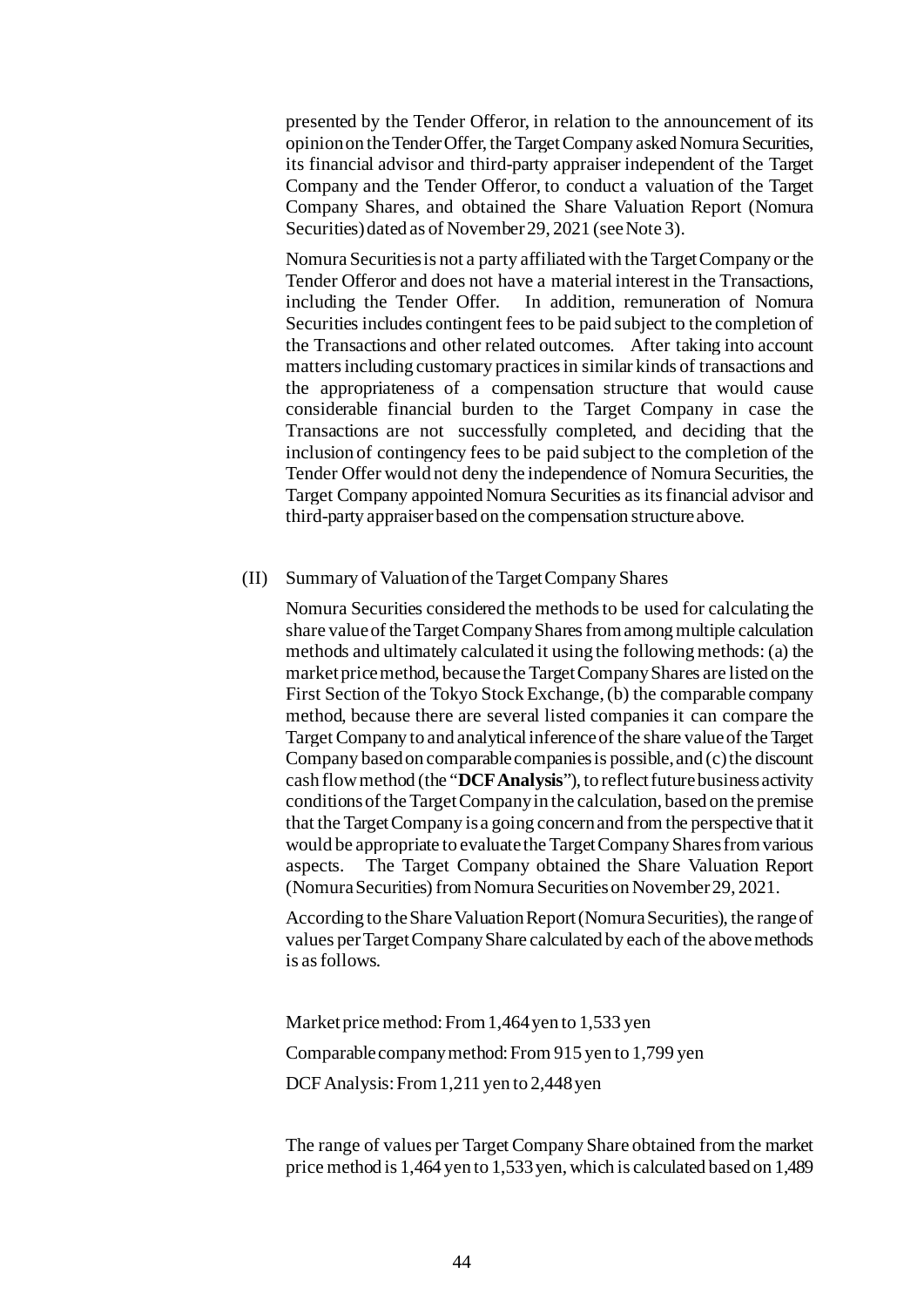presented by the Tender Offeror, in relation to the announcement of its opinion on the Tender Offer, the Target Company asked Nomura Securities, its financial advisor and third-party appraiser independent of the Target Company and the Tender Offeror, to conduct a valuation of the Target Company Shares, and obtained the Share Valuation Report (Nomura Securities) dated as of November 29, 2021 (see Note 3).

Nomura Securities is not a party affiliated with the Target Company or the Tender Offeror and does not have a material interest in the Transactions, including the Tender Offer. In addition, remuneration of Nomura Securities includes contingent fees to be paid subject to the completion of the Transactions and other related outcomes. After taking into account matters including customary practices in similar kinds of transactions and the appropriateness of a compensation structure that would cause considerable financial burden to the Target Company in case the Transactions are not successfully completed, and deciding that the inclusion of contingency fees to be paid subject to the completion of the Tender Offer would not deny the independence of Nomura Securities, the Target Company appointed Nomura Securities as its financial advisor and third-party appraiser based on the compensation structure above.

(II) Summary of Valuation of the Target Company Shares

Nomura Securities considered the methods to be used for calculating the share value of the Target Company Shares from among multiple calculation methods and ultimately calculated it using the following methods: (a) the market price method, because the Target Company Shares are listed on the First Section of the Tokyo Stock Exchange, (b) the comparable company method, because there are several listed companies it can compare the Target Company to and analytical inference of the share value of the Target Company based on comparable companies is possible, and (c) the discount cash flow method (the "**DCF Analysis**"), to reflect future business activity conditions of the Target Company in the calculation, based on the premise that the Target Company is a going concern and from the perspective that it would be appropriate to evaluate the Target Company Shares from various aspects. The Target Company obtained the Share Valuation Report (Nomura Securities) from Nomura Securities on November 29, 2021.

According to the Share Valuation Report (Nomura Securities), the range of values per Target Company Share calculated by each of the above methods is as follows.

Market price method: From 1,464 yen to 1,533 yen

Comparable company method: From 915 yen to 1,799 yen

DCF Analysis: From 1,211 yen to 2,448 yen

The range of values per Target Company Share obtained from the market price method is 1,464 yen to 1,533 yen, which is calculated based on 1,489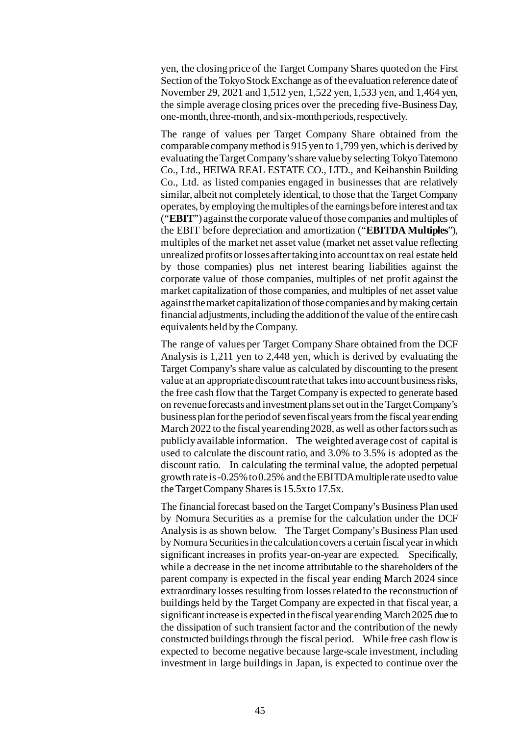yen, the closing price of the Target Company Shares quoted on the First Section of the Tokyo Stock Exchange as of the evaluation reference date of November 29, 2021 and 1,512 yen, 1,522 yen, 1,533 yen, and 1,464 yen, the simple average closing prices over the preceding five-Business Day, one-month, three-month, and six-month periods, respectively.

The range of values per Target Company Share obtained from the comparable company method is 915 yen to 1,799 yen, which is derived by evaluating the Target Company's share value by selecting Tokyo Tatemono Co., Ltd., HEIWA REAL ESTATE CO., LTD., and Keihanshin Building Co., Ltd. as listed companies engaged in businesses that are relatively similar, albeit not completely identical, to those that the Target Company operates, by employing the multiples of the earnings before interest and tax ("**EBIT**") against the corporate value of those companies and multiples of the EBIT before depreciation and amortization ("**EBITDA Multiples**"), multiples of the market net asset value (market net asset value reflecting unrealized profits or losses after taking into account tax on real estate held by those companies) plus net interest bearing liabilities against the corporate value of those companies, multiples of net profit against the market capitalization of those companies, and multiples of net asset value against the market capitalization of those companies and by making certain financial adjustments, including the addition of the value of the entire cash equivalents held by the Company.

The range of values per Target Company Share obtained from the DCF Analysis is 1,211 yen to 2,448 yen, which is derived by evaluating the Target Company's share value as calculated by discounting to the present value at an appropriate discount rate that takes into account business risks, the free cash flow that the Target Company is expected to generate based on revenue forecasts and investment plans set out in the Target Company's business plan for the period of seven fiscal years from the fiscal year ending March 2022 to the fiscal year ending 2028, as well as other factors such as publicly available information. The weighted average cost of capital is used to calculate the discount ratio, and 3.0% to 3.5% is adopted as the discount ratio. In calculating the terminal value, the adopted perpetual growth rate is -0.25% to 0.25% and the EBITDA multiple rate used to value the Target Company Shares is 15.5x to 17.5x.

The financial forecast based on the Target Company's Business Plan used by Nomura Securities as a premise for the calculation under the DCF Analysis is as shown below. The Target Company's Business Plan used by Nomura Securities in the calculation covers a certain fiscal year in which significant increases in profits year-on-year are expected. Specifically, while a decrease in the net income attributable to the shareholders of the parent company is expected in the fiscal year ending March 2024 since extraordinary losses resulting from losses related to the reconstruction of buildings held by the Target Company are expected in that fiscal year, a significant increase is expected in the fiscal year ending March 2025 due to the dissipation of such transient factor and the contribution of the newly constructed buildings through the fiscal period. While free cash flow is expected to become negative because large-scale investment, including investment in large buildings in Japan, is expected to continue over the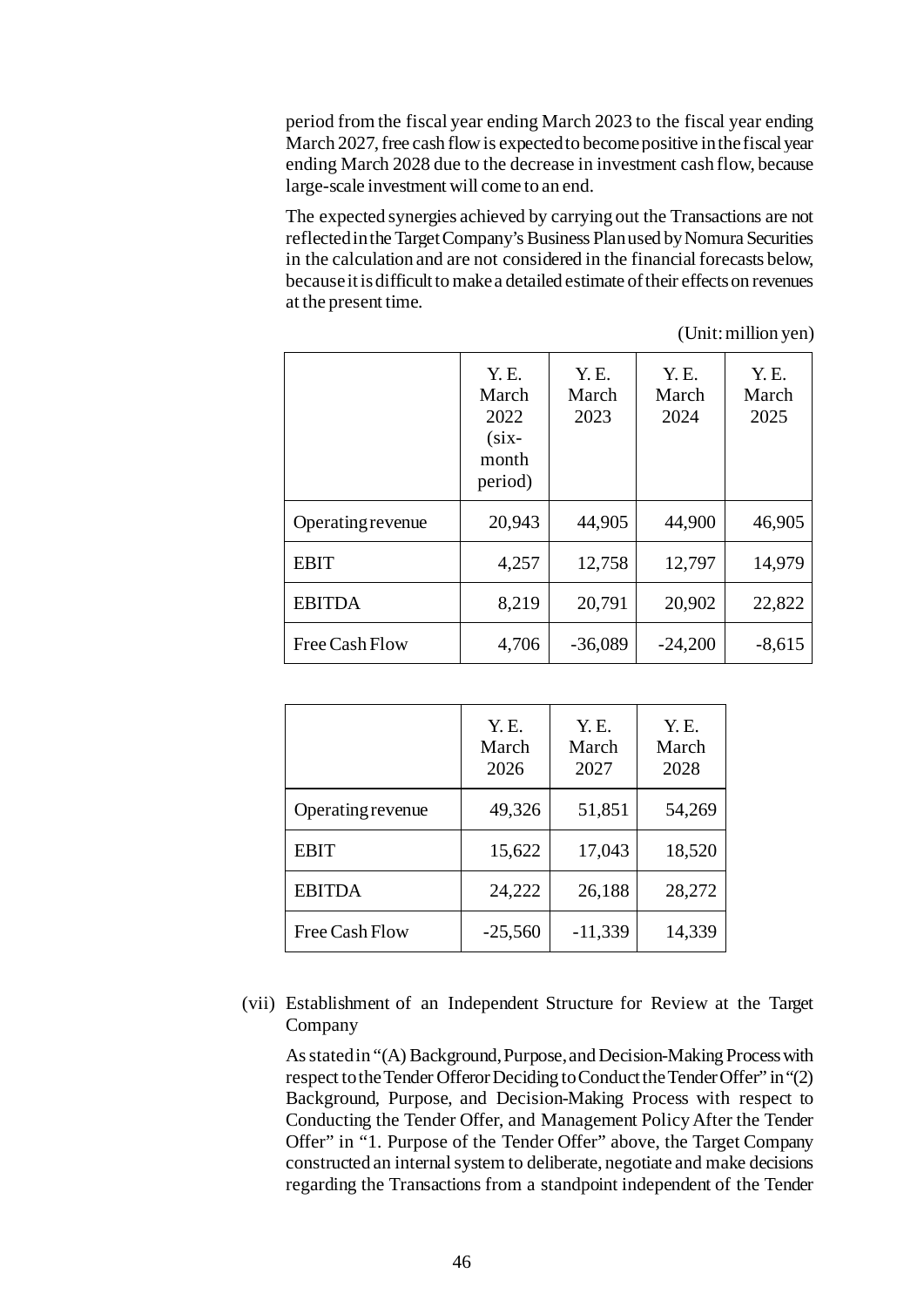period from the fiscal year ending March 2023 to the fiscal year ending March 2027, free cash flow is expected to become positive in the fiscal year ending March 2028 due to the decrease in investment cash flow, because large-scale investment will come to an end.

The expected synergies achieved by carrying out the Transactions are not reflected in the Target Company's Business Plan used by Nomura Securities in the calculation and are not considered in the financial forecasts below, because it is difficult to make a detailed estimate of their effects on revenues at the present time.

(Unit: million yen)

| | Y. E. March 2022 (six-month period) | Y. E. March 2023 | Y. E. March 2024 | Y. E. March 2025 |
|---|---|---|---|---|
| Operating revenue | 20,943 | 44,905 | 44,900 | 46,905 |
| EBIT | 4,257 | 12,758 | 12,797 | 14,979 |
| EBITDA | 8,219 | 20,791 | 20,902 | 22,822 |
| Free Cash Flow | 4,706 | -36,089 | -24,200 | -8,615 |

| | Y. E. March 2026 | Y. E. March 2027 | Y. E. March 2028 |
|---|---|---|---|
| Operating revenue | 49,326 | 51,851 | 54,269 |
| EBIT | 15,622 | 17,043 | 18,520 |
| EBITDA | 24,222 | 26,188 | 28,272 |
| Free Cash Flow | -25,560 | -11,339 | 14,339 |

(vii) Establishment of an Independent Structure for Review at the Target Company

As stated in "(A) Background, Purpose, and Decision-Making Process with respect to the Tender Offeror Deciding to Conduct the Tender Offer" in "(2) Background, Purpose, and Decision-Making Process with respect to Conducting the Tender Offer, and Management Policy After the Tender Offer" in "1. Purpose of the Tender Offer" above, the Target Company constructed an internal system to deliberate, negotiate and make decisions regarding the Transactions from a standpoint independent of the Tender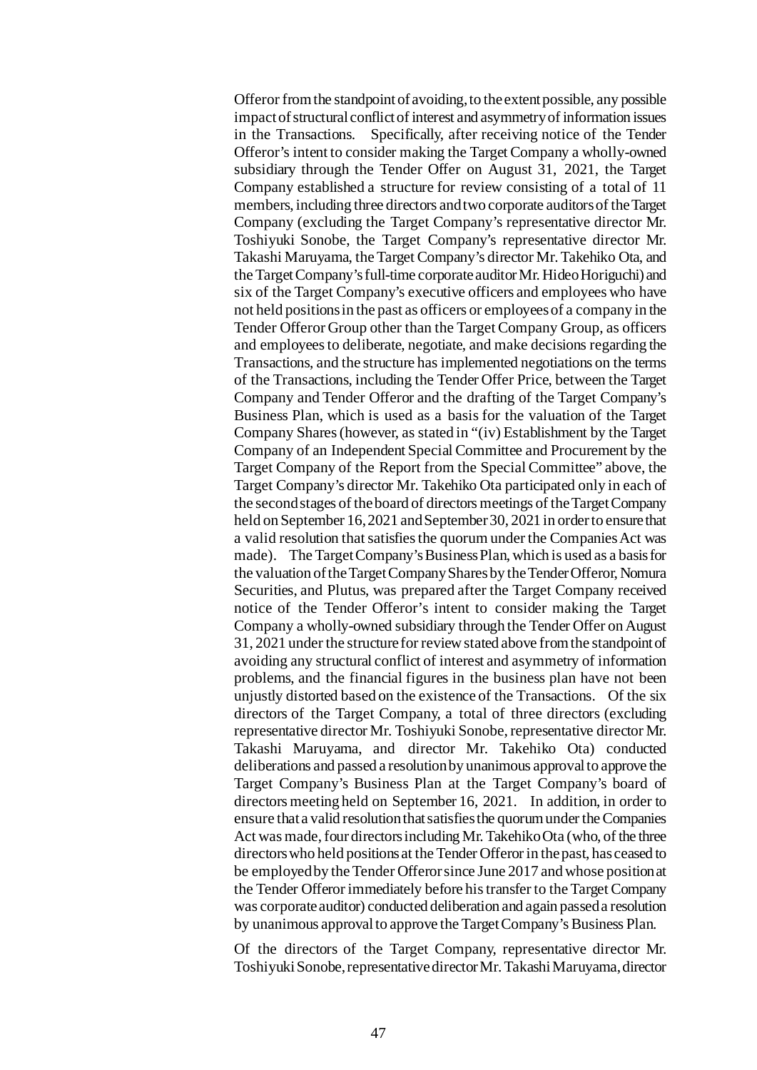Offeror from the standpoint of avoiding, to the extent possible, any possible impact of structural conflict of interest and asymmetry of information issues in the Transactions. Specifically, after receiving notice of the Tender Offeror's intent to consider making the Target Company a wholly-owned subsidiary through the Tender Offer on August 31, 2021, the Target Company established a structure for review consisting of a total of 11 members, including three directors and two corporate auditors of the Target Company (excluding the Target Company's representative director Mr. Toshiyuki Sonobe, the Target Company's representative director Mr. Takashi Maruyama, the Target Company's director Mr. Takehiko Ota, and the Target Company's full-time corporate auditor Mr. Hideo Horiguchi) and six of the Target Company's executive officers and employees who have not held positions in the past as officers or employees of a company in the Tender Offeror Group other than the Target Company Group, as officers and employees to deliberate, negotiate, and make decisions regarding the Transactions, and the structure has implemented negotiations on the terms of the Transactions, including the Tender Offer Price, between the Target Company and Tender Offeror and the drafting of the Target Company's Business Plan, which is used as a basis for the valuation of the Target Company Shares (however, as stated in "(iv) Establishment by the Target Company of an Independent Special Committee and Procurement by the Target Company of the Report from the Special Committee" above, the Target Company's director Mr. Takehiko Ota participated only in each of the second stages of the board of directors meetings of the Target Company held on September 16, 2021 and September 30, 2021 in order to ensure that a valid resolution that satisfies the quorum under the Companies Act was made). The Target Company's Business Plan, which is used as a basis for the valuation of the Target Company Shares by the Tender Offeror, Nomura Securities, and Plutus, was prepared after the Target Company received notice of the Tender Offeror's intent to consider making the Target Company a wholly-owned subsidiary through the Tender Offer on August 31, 2021 under the structure for review stated above from the standpoint of avoiding any structural conflict of interest and asymmetry of information problems, and the financial figures in the business plan have not been unjustly distorted based on the existence of the Transactions. Of the six directors of the Target Company, a total of three directors (excluding representative director Mr. Toshiyuki Sonobe, representative director Mr. Takashi Maruyama, and director Mr. Takehiko Ota) conducted deliberations and passed a resolution by unanimous approval to approve the Target Company's Business Plan at the Target Company's board of directors meeting held on September 16, 2021. In addition, in order to ensure that a valid resolution that satisfies the quorum under the Companies Act was made, four directors including Mr. Takehiko Ota (who, of the three directors who held positions at the Tender Offeror in the past, has ceased to be employed by the Tender Offeror since June 2017 and whose position at the Tender Offeror immediately before his transfer to the Target Company was corporate auditor) conducted deliberation and again passed a resolution by unanimous approval to approve the Target Company's Business Plan.

Of the directors of the Target Company, representative director Mr. Toshiyuki Sonobe, representative director Mr. Takashi Maruyama, director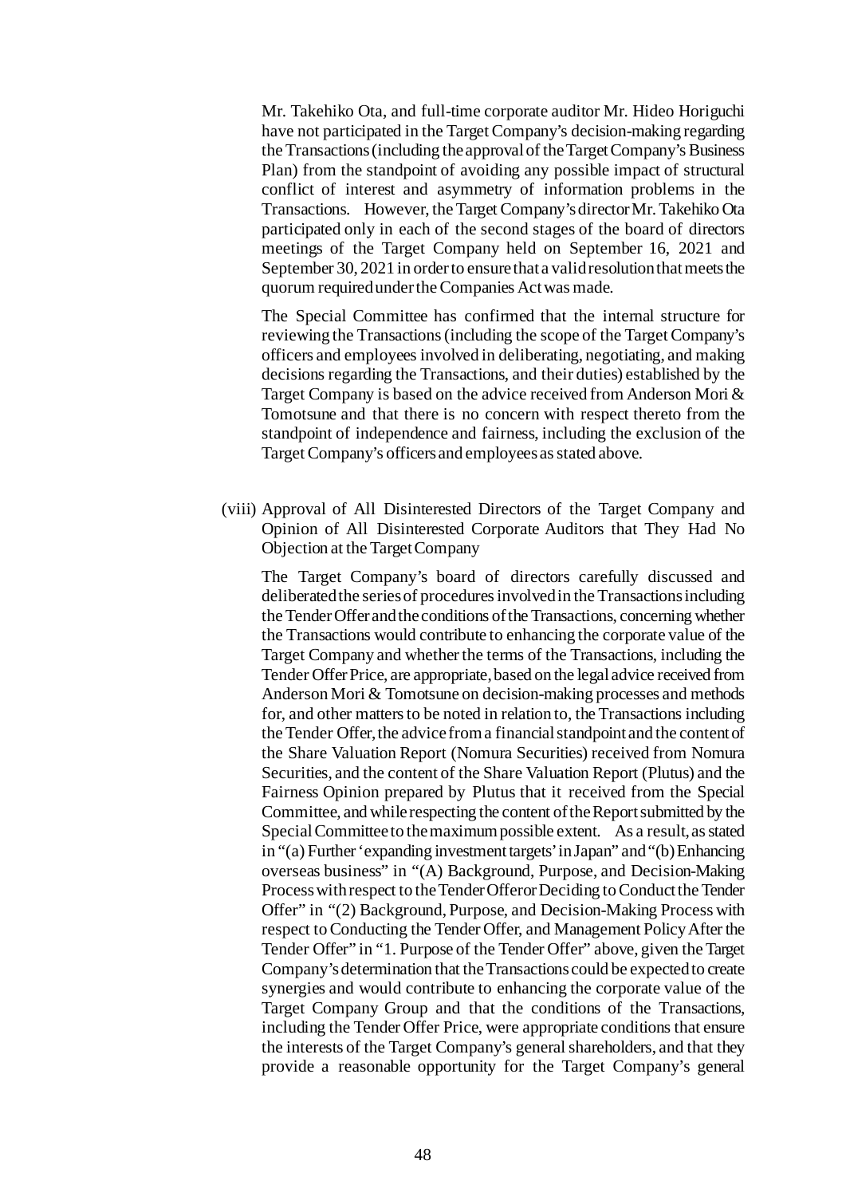Mr. Takehiko Ota, and full-time corporate auditor Mr. Hideo Horiguchi have not participated in the Target Company's decision-making regarding the Transactions (including the approval of the Target Company's Business Plan) from the standpoint of avoiding any possible impact of structural conflict of interest and asymmetry of information problems in the Transactions. However, the Target Company's director Mr. Takehiko Ota participated only in each of the second stages of the board of directors meetings of the Target Company held on September 16, 2021 and September 30, 2021 in order to ensure that a valid resolution that meets the quorum required under the Companies Act was made.

The Special Committee has confirmed that the internal structure for reviewing the Transactions (including the scope of the Target Company's officers and employees involved in deliberating, negotiating, and making decisions regarding the Transactions, and their duties) established by the Target Company is based on the advice received from Anderson Mori & Tomotsune and that there is no concern with respect thereto from the standpoint of independence and fairness, including the exclusion of the Target Company's officers and employees as stated above.

(viii) Approval of All Disinterested Directors of the Target Company and Opinion of All Disinterested Corporate Auditors that They Had No Objection at the Target Company

The Target Company's board of directors carefully discussed and deliberated the series of procedures involved in the Transactions including the Tender Offer and the conditions of the Transactions, concerning whether the Transactions would contribute to enhancing the corporate value of the Target Company and whether the terms of the Transactions, including the Tender Offer Price, are appropriate, based on the legal advice received from Anderson Mori & Tomotsune on decision-making processes and methods for, and other matters to be noted in relation to, the Transactions including the Tender Offer, the advice from a financial standpoint and the content of the Share Valuation Report (Nomura Securities) received from Nomura Securities, and the content of the Share Valuation Report (Plutus) and the Fairness Opinion prepared by Plutus that it received from the Special Committee, and while respecting the content of the Report submitted by the Special Committee to the maximum possible extent. As a result, as stated in "(a) Further 'expanding investment targets' in Japan" and "(b) Enhancing overseas business" in "(A) Background, Purpose, and Decision-Making Process with respect to the Tender Offeror Deciding to Conduct the Tender Offer" in "(2) Background, Purpose, and Decision-Making Process with respect to Conducting the Tender Offer, and Management Policy After the Tender Offer" in "1. Purpose of the Tender Offer" above, given the Target Company's determination that the Transactions could be expected to create synergies and would contribute to enhancing the corporate value of the Target Company Group and that the conditions of the Transactions, including the Tender Offer Price, were appropriate conditions that ensure the interests of the Target Company's general shareholders, and that they provide a reasonable opportunity for the Target Company's general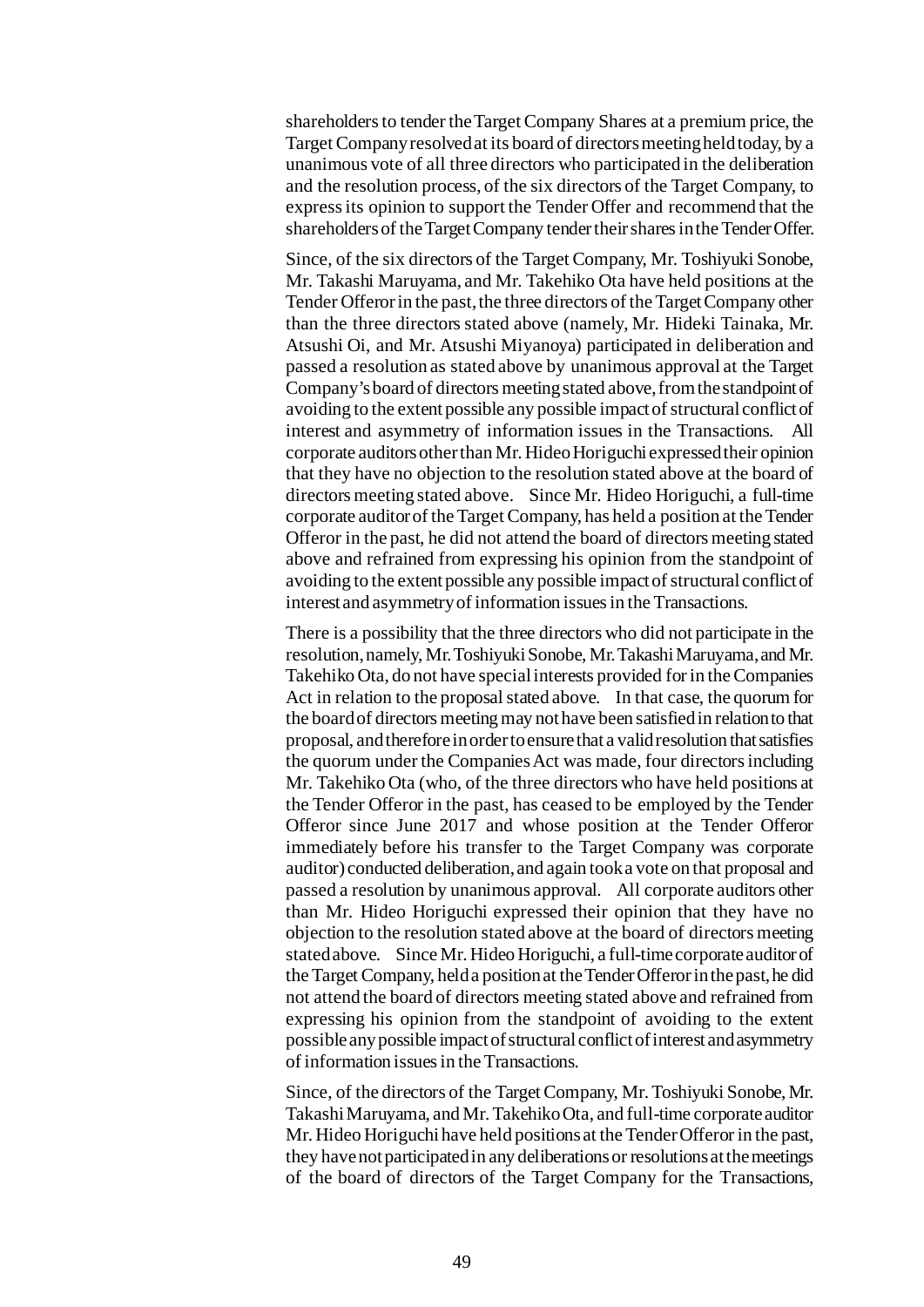shareholders to tender the Target Company Shares at a premium price, the Target Company resolved at its board of directors meeting held today, by a unanimous vote of all three directors who participated in the deliberation and the resolution process, of the six directors of the Target Company, to express its opinion to support the Tender Offer and recommend that the shareholders of the Target Company tender their shares in the Tender Offer.

Since, of the six directors of the Target Company, Mr. Toshiyuki Sonobe, Mr. Takashi Maruyama, and Mr. Takehiko Ota have held positions at the Tender Offeror in the past, the three directors of the Target Company other than the three directors stated above (namely, Mr. Hideki Tainaka, Mr. Atsushi Oi, and Mr. Atsushi Miyanoya) participated in deliberation and passed a resolution as stated above by unanimous approval at the Target Company's board of directors meeting stated above, from the standpoint of avoiding to the extent possible any possible impact of structural conflict of interest and asymmetry of information issues in the Transactions. All corporate auditors other than Mr. Hideo Horiguchi expressed their opinion that they have no objection to the resolution stated above at the board of directors meeting stated above. Since Mr. Hideo Horiguchi, a full-time corporate auditor of the Target Company, has held a position at the Tender Offeror in the past, he did not attend the board of directors meeting stated above and refrained from expressing his opinion from the standpoint of avoiding to the extent possible any possible impact of structural conflict of interest and asymmetry of information issues in the Transactions.

There is a possibility that the three directors who did not participate in the resolution, namely, Mr. Toshiyuki Sonobe, Mr. Takashi Maruyama, and Mr. Takehiko Ota, do not have special interests provided for in the Companies Act in relation to the proposal stated above. In that case, the quorum for the board of directors meeting may not have been satisfied in relation to that proposal, and therefore in order to ensure that a valid resolution that satisfies the quorum under the Companies Act was made, four directors including Mr. Takehiko Ota (who, of the three directors who have held positions at the Tender Offeror in the past, has ceased to be employed by the Tender Offeror since June 2017 and whose position at the Tender Offeror immediately before his transfer to the Target Company was corporate auditor) conducted deliberation, and again took a vote on that proposal and passed a resolution by unanimous approval. All corporate auditors other than Mr. Hideo Horiguchi expressed their opinion that they have no objection to the resolution stated above at the board of directors meeting stated above. Since Mr. Hideo Horiguchi, a full-time corporate auditor of the Target Company, held a position at the Tender Offeror in the past, he did not attend the board of directors meeting stated above and refrained from expressing his opinion from the standpoint of avoiding to the extent possible any possible impact of structural conflict of interest and asymmetry of information issues in the Transactions.

Since, of the directors of the Target Company, Mr. Toshiyuki Sonobe, Mr. Takashi Maruyama, and Mr. Takehiko Ota, and full-time corporate auditor Mr. Hideo Horiguchi have held positions at the Tender Offeror in the past, they have not participated in any deliberations or resolutions at the meetings of the board of directors of the Target Company for the Transactions,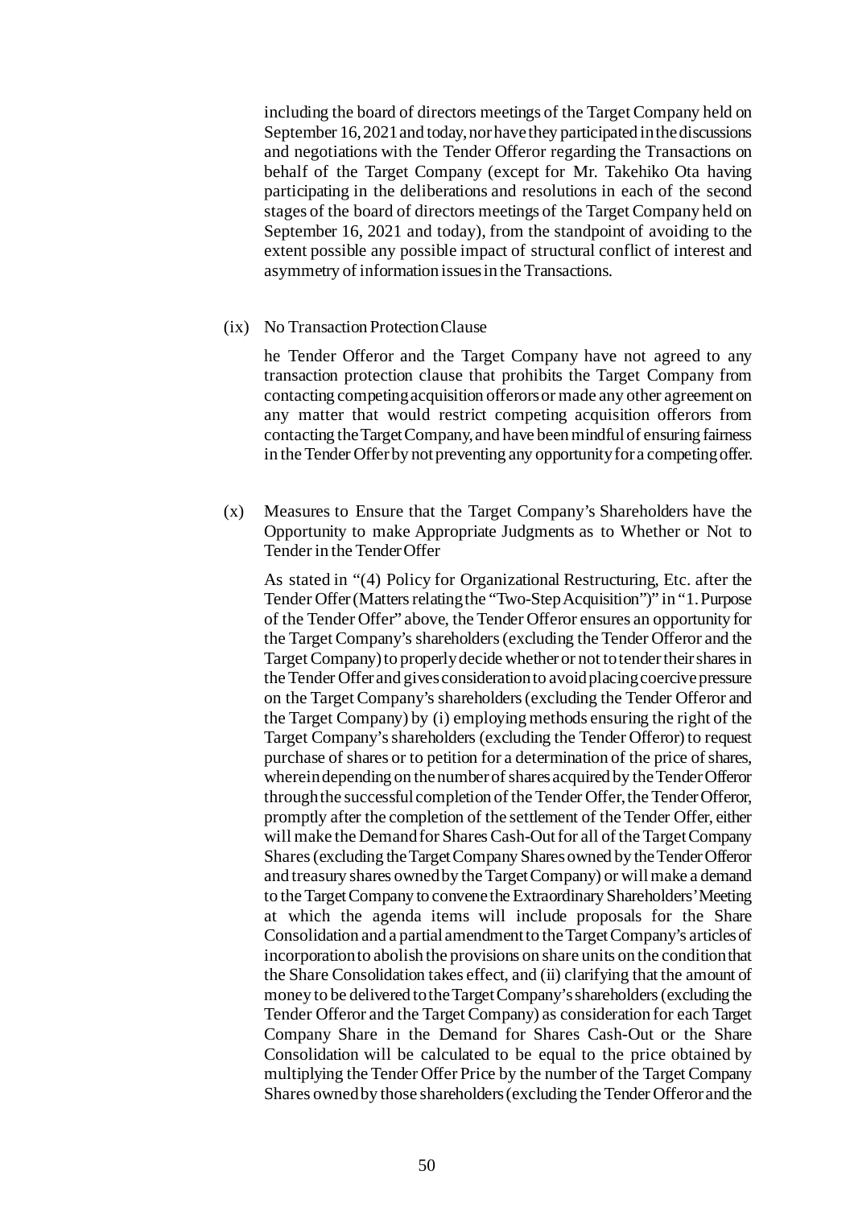including the board of directors meetings of the Target Company held on September 16, 2021 and today, nor have they participated in the discussions and negotiations with the Tender Offeror regarding the Transactions on behalf of the Target Company (except for Mr. Takehiko Ota having participating in the deliberations and resolutions in each of the second stages of the board of directors meetings of the Target Company held on September 16, 2021 and today), from the standpoint of avoiding to the extent possible any possible impact of structural conflict of interest and asymmetry of information issues in the Transactions.

(ix) No Transaction Protection Clause

he Tender Offeror and the Target Company have not agreed to any transaction protection clause that prohibits the Target Company from contacting competing acquisition offerors or made any other agreement on any matter that would restrict competing acquisition offerors from contacting the Target Company, and have been mindful of ensuring fairness in the Tender Offer by not preventing any opportunity for a competing offer.

(x) Measures to Ensure that the Target Company's Shareholders have the Opportunity to make Appropriate Judgments as to Whether or Not to Tender in the Tender Offer

As stated in "(4) Policy for Organizational Restructuring, Etc. after the Tender Offer (Matters relating the "Two-Step Acquisition")" in "1. Purpose of the Tender Offer" above, the Tender Offeror ensures an opportunity for the Target Company's shareholders (excluding the Tender Offeror and the Target Company) to properly decide whether or not to tender their shares in the Tender Offer and gives consideration to avoid placing coercive pressure on the Target Company's shareholders (excluding the Tender Offeror and the Target Company) by (i) employing methods ensuring the right of the Target Company's shareholders (excluding the Tender Offeror) to request purchase of shares or to petition for a determination of the price of shares, wherein depending on the number of shares acquired by the Tender Offeror through the successful completion of the Tender Offer, the Tender Offeror, promptly after the completion of the settlement of the Tender Offer, either will make the Demand for Shares Cash-Out for all of the Target Company Shares (excluding the Target Company Shares owned by the Tender Offeror and treasury shares owned by the Target Company) or will make a demand to the Target Company to convene the Extraordinary Shareholders' Meeting at which the agenda items will include proposals for the Share Consolidation and a partial amendment to the Target Company's articles of incorporation to abolish the provisions on share units on the condition that the Share Consolidation takes effect, and (ii) clarifying that the amount of money to be delivered to the Target Company's shareholders (excluding the Tender Offeror and the Target Company) as consideration for each Target Company Share in the Demand for Shares Cash-Out or the Share Consolidation will be calculated to be equal to the price obtained by multiplying the Tender Offer Price by the number of the Target Company Shares owned by those shareholders (excluding the Tender Offeror and the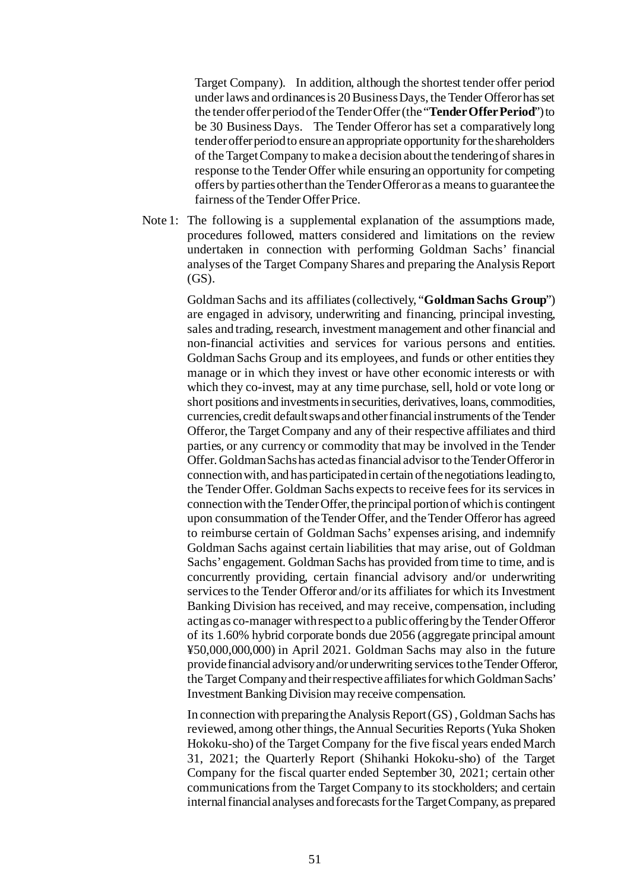Target Company). In addition, although the shortest tender offer period under laws and ordinances is 20 Business Days, the Tender Offeror has set the tender offer period of the Tender Offer (the "**Tender Offer Period**") to be 30 Business Days. The Tender Offeror has set a comparatively long tender offer period to ensure an appropriate opportunity for the shareholders of the Target Company to make a decision about the tendering of shares in response to the Tender Offer while ensuring an opportunity for competing offers by parties other than the Tender Offeror as a means to guarantee the fairness of the Tender Offer Price.

Note 1: The following is a supplemental explanation of the assumptions made, procedures followed, matters considered and limitations on the review undertaken in connection with performing Goldman Sachs' financial analyses of the Target Company Shares and preparing the Analysis Report (GS).

Goldman Sachs and its affiliates (collectively, "**Goldman Sachs Group**") are engaged in advisory, underwriting and financing, principal investing, sales and trading, research, investment management and other financial and non-financial activities and services for various persons and entities. Goldman Sachs Group and its employees, and funds or other entities they manage or in which they invest or have other economic interests or with which they co-invest, may at any time purchase, sell, hold or vote long or short positions and investments in securities, derivatives, loans, commodities, currencies, credit default swaps and other financial instruments of the Tender Offeror, the Target Company and any of their respective affiliates and third parties, or any currency or commodity that may be involved in the Tender Offer. Goldman Sachs has acted as financial advisor to the Tender Offeror in connection with, and has participated in certain of the negotiations leading to, the Tender Offer. Goldman Sachs expects to receive fees for its services in connection with the Tender Offer, the principal portion of which is contingent upon consummation of the Tender Offer, and the Tender Offeror has agreed to reimburse certain of Goldman Sachs' expenses arising, and indemnify Goldman Sachs against certain liabilities that may arise, out of Goldman Sachs' engagement. Goldman Sachs has provided from time to time, and is concurrently providing, certain financial advisory and/or underwriting services to the Tender Offeror and/or its affiliates for which its Investment Banking Division has received, and may receive, compensation, including acting as co-manager with respect to a public offering by the Tender Offeror of its 1.60% hybrid corporate bonds due 2056 (aggregate principal amount ¥50,000,000,000) in April 2021. Goldman Sachs may also in the future provide financial advisory and/or underwriting services to the Tender Offeror, the Target Company and their respective affiliates for which Goldman Sachs' Investment Banking Division may receive compensation.

In connection with preparing the Analysis Report (GS) , Goldman Sachs has reviewed, among other things, the Annual Securities Reports (Yuka Shoken Hokoku-sho) of the Target Company for the five fiscal years ended March 31, 2021; the Quarterly Report (Shihanki Hokoku-sho) of the Target Company for the fiscal quarter ended September 30, 2021; certain other communications from the Target Company to its stockholders; and certain internal financial analyses and forecasts for the Target Company, as prepared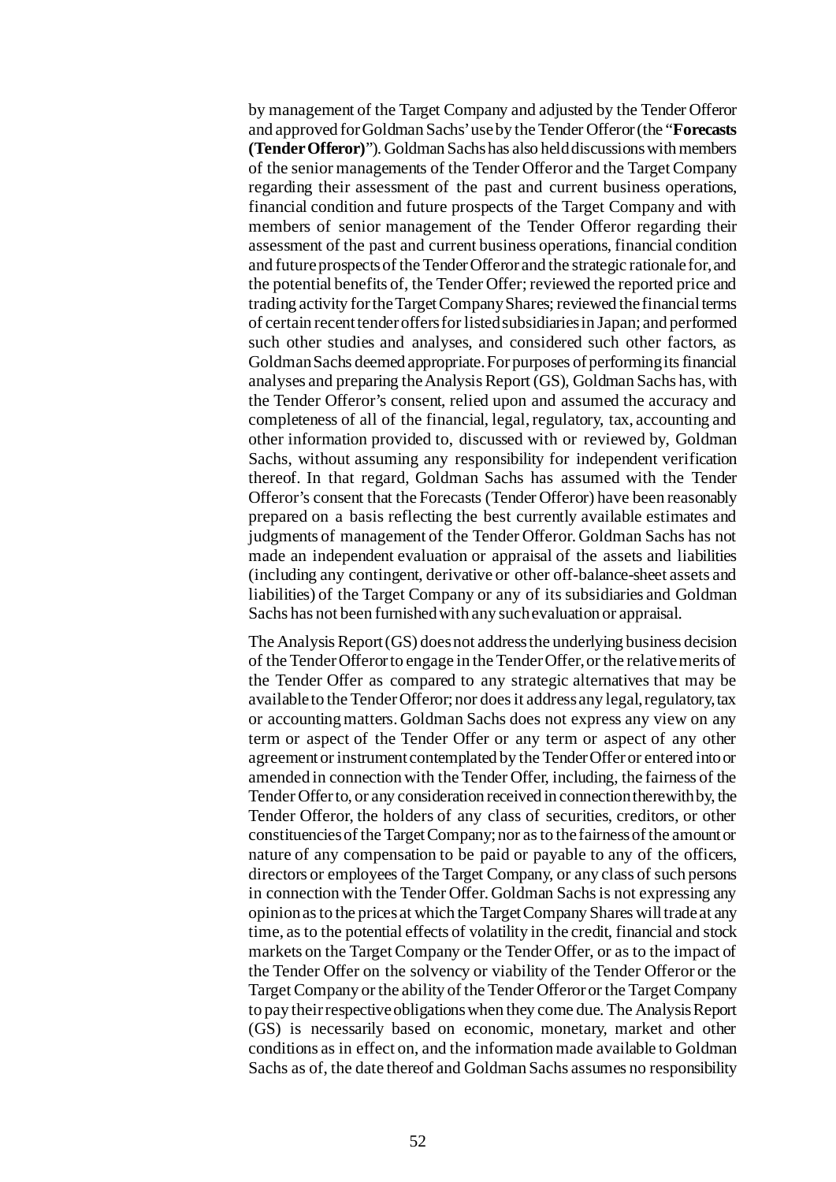by management of the Target Company and adjusted by the Tender Offeror and approved for Goldman Sachs' use by the Tender Offeror (the "**Forecasts (Tender Offeror)**"). Goldman Sachs has also held discussions with members of the senior managements of the Tender Offeror and the Target Company regarding their assessment of the past and current business operations, financial condition and future prospects of the Target Company and with members of senior management of the Tender Offeror regarding their assessment of the past and current business operations, financial condition and future prospects of the Tender Offeror and the strategic rationale for, and the potential benefits of, the Tender Offer; reviewed the reported price and trading activity for the Target Company Shares; reviewed the financial terms of certain recent tender offers for listed subsidiaries in Japan; and performed such other studies and analyses, and considered such other factors, as Goldman Sachs deemed appropriate. For purposes of performing its financial analyses and preparing the Analysis Report (GS), Goldman Sachs has, with the Tender Offeror's consent, relied upon and assumed the accuracy and completeness of all of the financial, legal, regulatory, tax, accounting and other information provided to, discussed with or reviewed by, Goldman Sachs, without assuming any responsibility for independent verification thereof. In that regard, Goldman Sachs has assumed with the Tender Offeror's consent that the Forecasts (Tender Offeror) have been reasonably prepared on a basis reflecting the best currently available estimates and judgments of management of the Tender Offeror. Goldman Sachs has not made an independent evaluation or appraisal of the assets and liabilities (including any contingent, derivative or other off-balance-sheet assets and liabilities) of the Target Company or any of its subsidiaries and Goldman Sachs has not been furnished with any such evaluation or appraisal.

The Analysis Report (GS) does not address the underlying business decision of the Tender Offeror to engage in the Tender Offer, or the relative merits of the Tender Offer as compared to any strategic alternatives that may be available to the Tender Offeror; nor does it address any legal, regulatory, tax or accounting matters. Goldman Sachs does not express any view on any term or aspect of the Tender Offer or any term or aspect of any other agreement or instrument contemplated by the Tender Offer or entered into or amended in connection with the Tender Offer, including, the fairness of the Tender Offer to, or any consideration received in connection therewith by, the Tender Offeror, the holders of any class of securities, creditors, or other constituencies of the Target Company; nor as to the fairness of the amount or nature of any compensation to be paid or payable to any of the officers, directors or employees of the Target Company, or any class of such persons in connection with the Tender Offer. Goldman Sachs is not expressing any opinion as to the prices at which the Target Company Shares will trade at any time, as to the potential effects of volatility in the credit, financial and stock markets on the Target Company or the Tender Offer, or as to the impact of the Tender Offer on the solvency or viability of the Tender Offeror or the Target Company or the ability of the Tender Offeror or the Target Company to pay their respective obligations when they come due. The Analysis Report (GS) is necessarily based on economic, monetary, market and other conditions as in effect on, and the information made available to Goldman Sachs as of, the date thereof and Goldman Sachs assumes no responsibility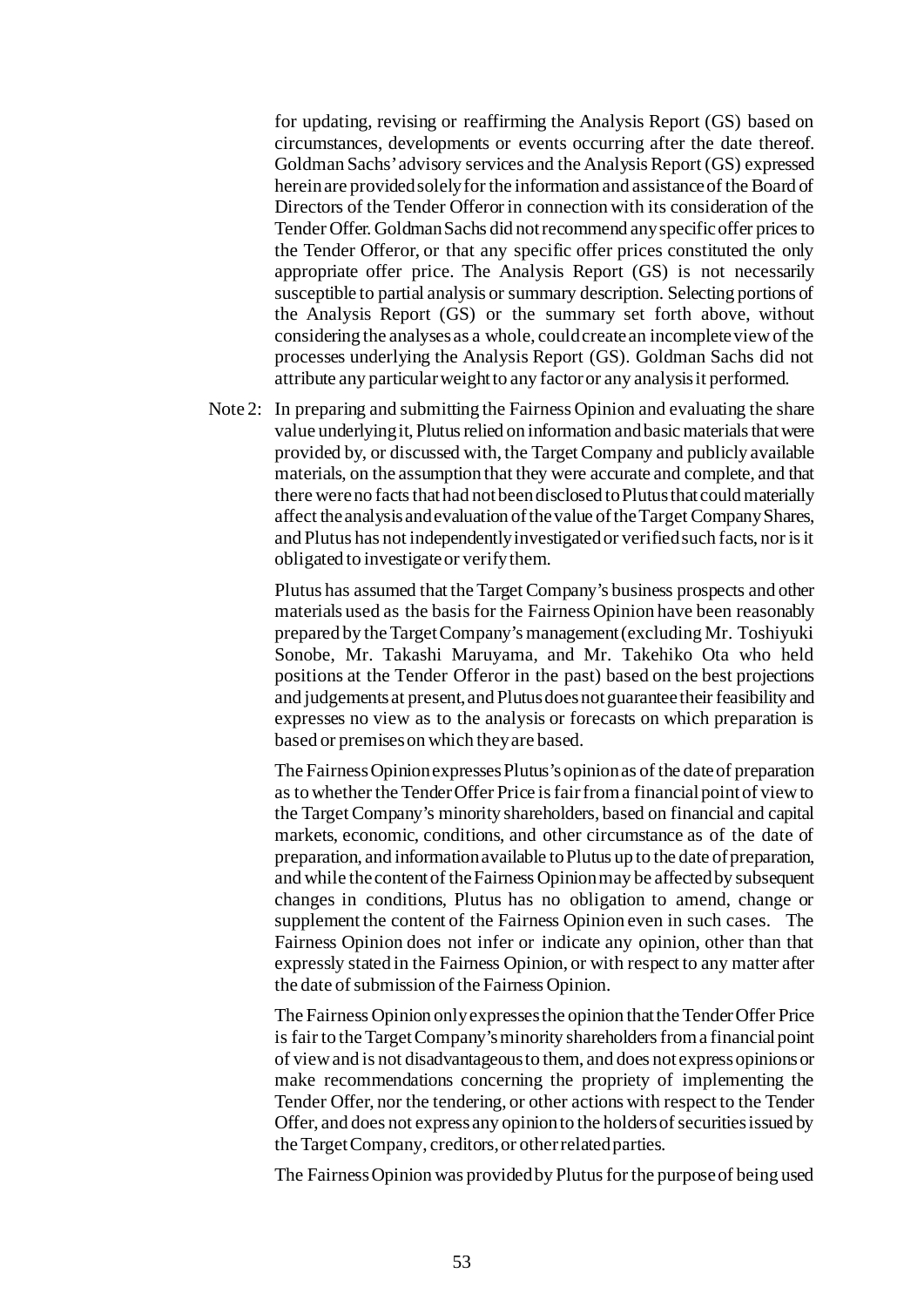for updating, revising or reaffirming the Analysis Report (GS) based on circumstances, developments or events occurring after the date thereof. Goldman Sachs' advisory services and the Analysis Report (GS) expressed herein are provided solely for the information and assistance of the Board of Directors of the Tender Offeror in connection with its consideration of the Tender Offer. Goldman Sachs did not recommend any specific offer prices to the Tender Offeror, or that any specific offer prices constituted the only appropriate offer price. The Analysis Report (GS) is not necessarily susceptible to partial analysis or summary description. Selecting portions of the Analysis Report (GS) or the summary set forth above, without considering the analyses as a whole, could create an incomplete view of the processes underlying the Analysis Report (GS). Goldman Sachs did not attribute any particular weight to any factor or any analysis it performed.

Note 2: In preparing and submitting the Fairness Opinion and evaluating the share value underlying it, Plutus relied on information and basic materials that were provided by, or discussed with, the Target Company and publicly available materials, on the assumption that they were accurate and complete, and that there were no facts that had not been disclosed to Plutus that could materially affect the analysis and evaluation of the value of the Target Company Shares, and Plutus has not independently investigated or verified such facts, nor is it obligated to investigate or verify them.

Plutus has assumed that the Target Company's business prospects and other materials used as the basis for the Fairness Opinion have been reasonably prepared by the Target Company's management (excluding Mr. Toshiyuki Sonobe, Mr. Takashi Maruyama, and Mr. Takehiko Ota who held positions at the Tender Offeror in the past) based on the best projections and judgements at present, and Plutus does not guarantee their feasibility and expresses no view as to the analysis or forecasts on which preparation is based or premises on which they are based.

The Fairness Opinion expresses Plutus's opinion as of the date of preparation as to whether the Tender Offer Price is fair from a financial point of view to the Target Company's minority shareholders, based on financial and capital markets, economic, conditions, and other circumstance as of the date of preparation, and information available to Plutus up to the date of preparation, and while the content of the Fairness Opinion may be affected by subsequent changes in conditions, Plutus has no obligation to amend, change or supplement the content of the Fairness Opinion even in such cases. The Fairness Opinion does not infer or indicate any opinion, other than that expressly stated in the Fairness Opinion, or with respect to any matter after the date of submission of the Fairness Opinion.

The Fairness Opinion only expresses the opinion that the Tender Offer Price is fair to the Target Company's minority shareholders from a financial point of view and is not disadvantageous to them, and does not express opinions or make recommendations concerning the propriety of implementing the Tender Offer, nor the tendering, or other actions with respect to the Tender Offer, and does not express any opinion to the holders of securities issued by the Target Company, creditors, or other related parties.

The Fairness Opinion was provided by Plutus for the purpose of being used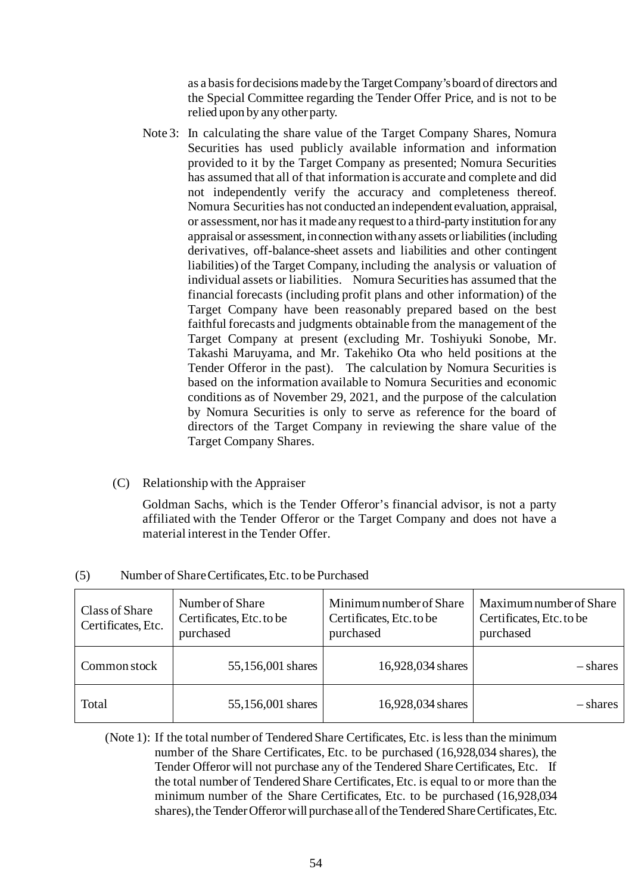as a basis for decisions made by the Target Company's board of directors and the Special Committee regarding the Tender Offer Price, and is not to be relied upon by any other party.

Note 3: In calculating the share value of the Target Company Shares, Nomura Securities has used publicly available information and information provided to it by the Target Company as presented; Nomura Securities has assumed that all of that information is accurate and complete and did not independently verify the accuracy and completeness thereof. Nomura Securities has not conducted an independent evaluation, appraisal, or assessment, nor has it made any request to a third-party institution for any appraisal or assessment, in connection with any assets or liabilities (including derivatives, off-balance-sheet assets and liabilities and other contingent liabilities) of the Target Company, including the analysis or valuation of individual assets or liabilities. Nomura Securities has assumed that the financial forecasts (including profit plans and other information) of the Target Company have been reasonably prepared based on the best faithful forecasts and judgments obtainable from the management of the Target Company at present (excluding Mr. Toshiyuki Sonobe, Mr. Takashi Maruyama, and Mr. Takehiko Ota who held positions at the Tender Offeror in the past). The calculation by Nomura Securities is based on the information available to Nomura Securities and economic conditions as of November 29, 2021, and the purpose of the calculation by Nomura Securities is only to serve as reference for the board of directors of the Target Company in reviewing the share value of the Target Company Shares.

(C) Relationship with the Appraiser

Goldman Sachs, which is the Tender Offeror's financial advisor, is not a party affiliated with the Tender Offeror or the Target Company and does not have a material interest in the Tender Offer.

(5) Number of Share Certificates, Etc. to be Purchased

| Class of Share Certificates, Etc. | Number of Share Certificates, Etc. to be purchased | Minimum number of Share Certificates, Etc. to be purchased | Maximum number of Share Certificates, Etc. to be purchased |
|---|---|---|---|
| Common stock | 55,156,001 shares | 16,928,034 shares | – shares |
| Total | 55,156,001 shares | 16,928,034 shares | – shares |

(Note 1): If the total number of Tendered Share Certificates, Etc. is less than the minimum number of the Share Certificates, Etc. to be purchased (16,928,034 shares), the Tender Offeror will not purchase any of the Tendered Share Certificates, Etc. If the total number of Tendered Share Certificates, Etc. is equal to or more than the minimum number of the Share Certificates, Etc. to be purchased (16,928,034 shares), the Tender Offeror will purchase all of the Tendered Share Certificates, Etc.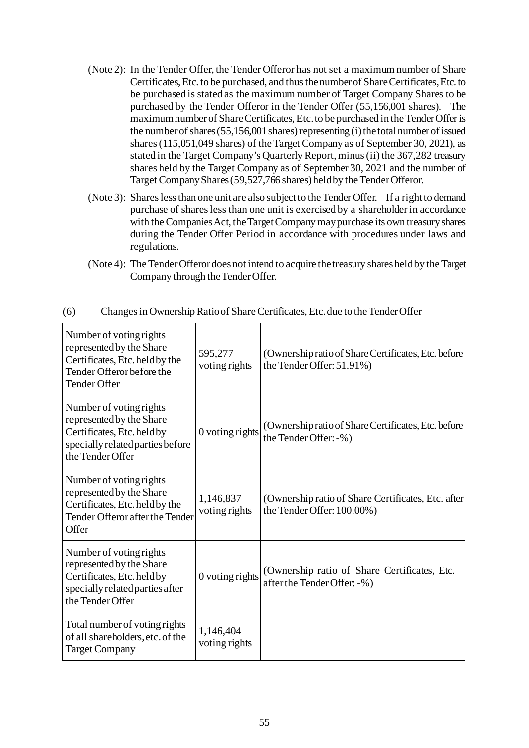(Note 2): In the Tender Offer, the Tender Offeror has not set a maximum number of Share Certificates, Etc. to be purchased, and thus the number of Share Certificates, Etc. to be purchased is stated as the maximum number of Target Company Shares to be purchased by the Tender Offeror in the Tender Offer (55,156,001 shares). The maximum number of Share Certificates, Etc. to be purchased in the Tender Offer is the number of shares (55,156,001 shares) representing (i) the total number of issued shares (115,051,049 shares) of the Target Company as of September 30, 2021), as stated in the Target Company's Quarterly Report, minus (ii) the 367,282 treasury shares held by the Target Company as of September 30, 2021 and the number of Target Company Shares (59,527,766 shares) held by the Tender Offeror.

(Note 3): Shares less than one unit are also subject to the Tender Offer. If a right to demand purchase of shares less than one unit is exercised by a shareholder in accordance with the Companies Act, the Target Company may purchase its own treasury shares during the Tender Offer Period in accordance with procedures under laws and regulations.

(Note 4): The Tender Offeror does not intend to acquire the treasury shares held by the Target Company through the Tender Offer.

(6) Changes in Ownership Ratio of Share Certificates, Etc. due to the Tender Offer

| | | |
|---|---|---|
| Number of voting rights represented by the Share Certificates, Etc. held by the Tender Offeror before the Tender Offer | 595,277 voting rights | (Ownership ratio of Share Certificates, Etc. before the Tender Offer: 51.91%) |
| Number of voting rights represented by the Share Certificates, Etc. held by specially related parties before the Tender Offer | 0 voting rights | (Ownership ratio of Share Certificates, Etc. before the Tender Offer: -%) |
| Number of voting rights represented by the Share Certificates, Etc. held by the Tender Offeror after the Tender Offer | 1,146,837 voting rights | (Ownership ratio of Share Certificates, Etc. after the Tender Offer: 100.00%) |
| Number of voting rights represented by the Share Certificates, Etc. held by specially related parties after the Tender Offer | 0 voting rights | (Ownership ratio of Share Certificates, Etc. after the Tender Offer: -%) |
| Total number of voting rights of all shareholders, etc. of the Target Company | 1,146,404 voting rights | |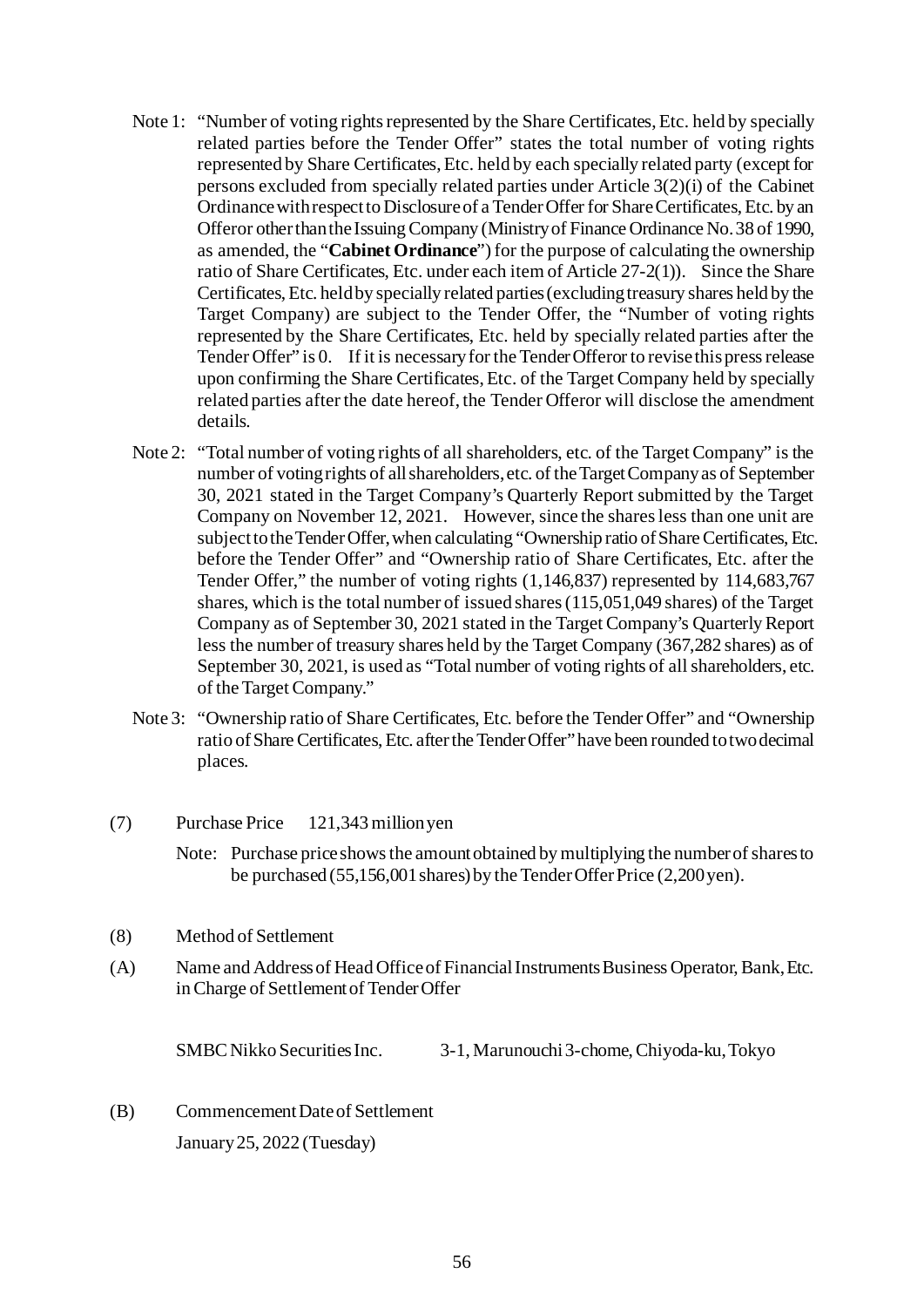Note 1: "Number of voting rights represented by the Share Certificates, Etc. held by specially related parties before the Tender Offer" states the total number of voting rights represented by Share Certificates, Etc. held by each specially related party (except for persons excluded from specially related parties under Article 3(2)(i) of the Cabinet Ordinance with respect to Disclosure of a Tender Offer for Share Certificates, Etc. by an Offeror other than the Issuing Company (Ministry of Finance Ordinance No. 38 of 1990, as amended, the "**Cabinet Ordinance**") for the purpose of calculating the ownership ratio of Share Certificates, Etc. under each item of Article 27-2(1)). Since the Share Certificates, Etc. held by specially related parties (excluding treasury shares held by the Target Company) are subject to the Tender Offer, the "Number of voting rights represented by the Share Certificates, Etc. held by specially related parties after the Tender Offer" is 0. If it is necessary for the Tender Offeror to revise this press release upon confirming the Share Certificates, Etc. of the Target Company held by specially related parties after the date hereof, the Tender Offeror will disclose the amendment details.

Note 2: "Total number of voting rights of all shareholders, etc. of the Target Company" is the number of voting rights of all shareholders, etc. of the Target Company as of September 30, 2021 stated in the Target Company's Quarterly Report submitted by the Target Company on November 12, 2021. However, since the shares less than one unit are subject to the Tender Offer, when calculating "Ownership ratio of Share Certificates, Etc. before the Tender Offer" and "Ownership ratio of Share Certificates, Etc. after the Tender Offer," the number of voting rights (1,146,837) represented by 114,683,767 shares, which is the total number of issued shares (115,051,049 shares) of the Target Company as of September 30, 2021 stated in the Target Company's Quarterly Report less the number of treasury shares held by the Target Company (367,282 shares) as of September 30, 2021, is used as "Total number of voting rights of all shareholders, etc. of the Target Company."

Note 3: "Ownership ratio of Share Certificates, Etc. before the Tender Offer" and "Ownership ratio of Share Certificates, Etc. after the Tender Offer" have been rounded to two decimal places.

(7) Purchase Price 121,343 million yen

Note: Purchase price shows the amount obtained by multiplying the number of shares to be purchased (55,156,001 shares) by the Tender Offer Price (2,200 yen).

(8) Method of Settlement

(A) Name and Address of Head Office of Financial Instruments Business Operator, Bank, Etc. in Charge of Settlement of Tender Offer

SMBC Nikko Securities Inc. 3-1, Marunouchi 3-chome, Chiyoda-ku, Tokyo

(B) Commencement Date of Settlement

January 25, 2022 (Tuesday)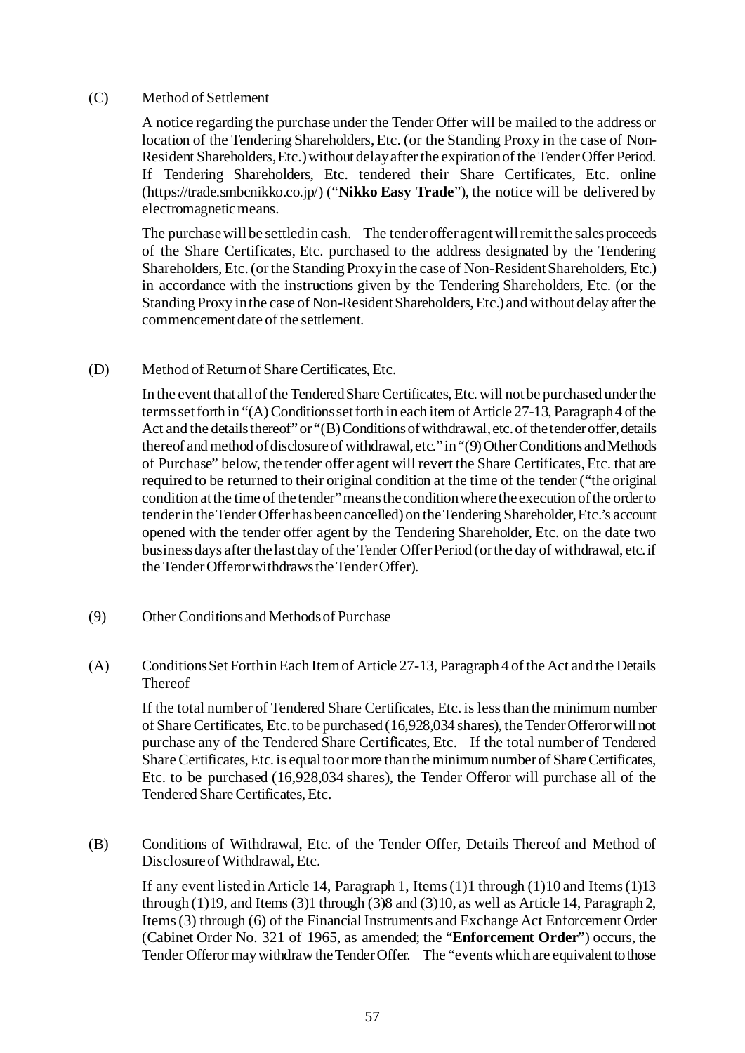(C) Method of Settlement

A notice regarding the purchase under the Tender Offer will be mailed to the address or location of the Tendering Shareholders, Etc. (or the Standing Proxy in the case of Non-Resident Shareholders, Etc.) without delay after the expiration of the Tender Offer Period. If Tendering Shareholders, Etc. tendered their Share Certificates, Etc. online (https://trade.smbcnikko.co.jp/) ("**Nikko Easy Trade**"), the notice will be delivered by electromagnetic means.

The purchase will be settled in cash. The tender offer agent will remit the sales proceeds of the Share Certificates, Etc. purchased to the address designated by the Tendering Shareholders, Etc. (or the Standing Proxy in the case of Non-Resident Shareholders, Etc.) in accordance with the instructions given by the Tendering Shareholders, Etc. (or the Standing Proxy in the case of Non-Resident Shareholders, Etc.) and without delay after the commencement date of the settlement.

(D) Method of Return of Share Certificates, Etc.

In the event that all of the Tendered Share Certificates, Etc. will not be purchased under the terms set forth in "(A) Conditions set forth in each item of Article 27-13, Paragraph 4 of the Act and the details thereof" or "(B) Conditions of withdrawal, etc. of the tender offer, details thereof and method of disclosure of withdrawal, etc." in "(9) Other Conditions and Methods of Purchase" below, the tender offer agent will revert the Share Certificates, Etc. that are required to be returned to their original condition at the time of the tender ("the original condition at the time of the tender" means the condition where the execution of the order to tender in the Tender Offer has been cancelled) on the Tendering Shareholder, Etc.'s account opened with the tender offer agent by the Tendering Shareholder, Etc. on the date two business days after the last day of the Tender Offer Period (or the day of withdrawal, etc. if the Tender Offeror withdraws the Tender Offer).

(9) Other Conditions and Methods of Purchase

(A) Conditions Set Forth in Each Item of Article 27-13, Paragraph 4 of the Act and the Details Thereof

If the total number of Tendered Share Certificates, Etc. is less than the minimum number of Share Certificates, Etc. to be purchased (16,928,034 shares), the Tender Offeror will not purchase any of the Tendered Share Certificates, Etc. If the total number of Tendered Share Certificates, Etc. is equal to or more than the minimum number of Share Certificates, Etc. to be purchased (16,928,034 shares), the Tender Offeror will purchase all of the Tendered Share Certificates, Etc.

(B) Conditions of Withdrawal, Etc. of the Tender Offer, Details Thereof and Method of Disclosure of Withdrawal, Etc.

If any event listed in Article 14, Paragraph 1, Items (1)1 through (1)10 and Items (1)13 through (1)19, and Items (3)1 through (3)8 and (3)10, as well as Article 14, Paragraph 2, Items (3) through (6) of the Financial Instruments and Exchange Act Enforcement Order (Cabinet Order No. 321 of 1965, as amended; the "**Enforcement Order**") occurs, the Tender Offeror may withdraw the Tender Offer. The "events which are equivalent to those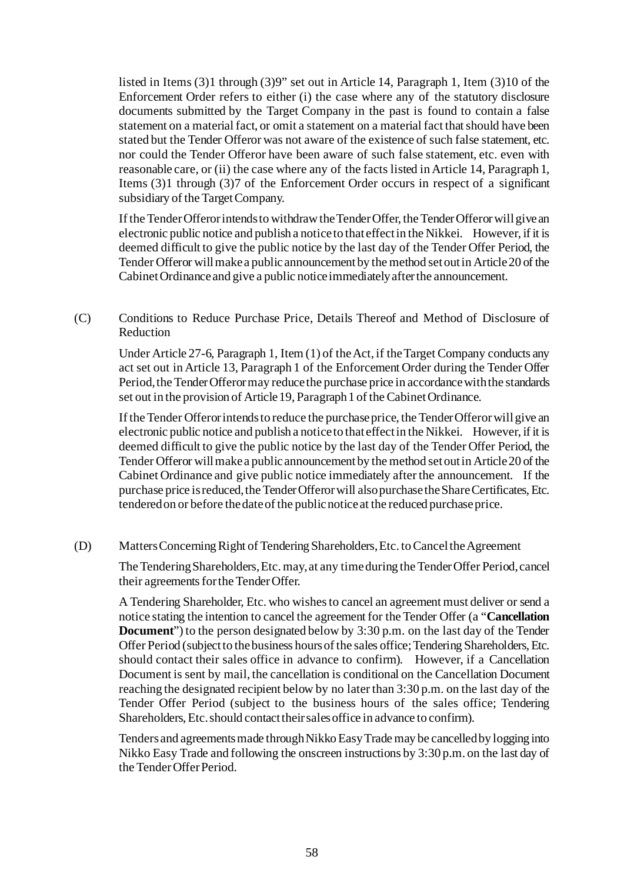listed in Items (3)1 through (3)9" set out in Article 14, Paragraph 1, Item (3)10 of the Enforcement Order refers to either (i) the case where any of the statutory disclosure documents submitted by the Target Company in the past is found to contain a false statement on a material fact, or omit a statement on a material fact that should have been stated but the Tender Offeror was not aware of the existence of such false statement, etc. nor could the Tender Offeror have been aware of such false statement, etc. even with reasonable care, or (ii) the case where any of the facts listed in Article 14, Paragraph 1, Items (3)1 through (3)7 of the Enforcement Order occurs in respect of a significant subsidiary of the Target Company.

If the Tender Offeror intends to withdraw the Tender Offer, the Tender Offeror will give an electronic public notice and publish a notice to that effect in the Nikkei. However, if it is deemed difficult to give the public notice by the last day of the Tender Offer Period, the Tender Offeror will make a public announcement by the method set out in Article 20 of the Cabinet Ordinance and give a public notice immediately after the announcement.

(C) Conditions to Reduce Purchase Price, Details Thereof and Method of Disclosure of Reduction

Under Article 27-6, Paragraph 1, Item (1) of the Act, if the Target Company conducts any act set out in Article 13, Paragraph 1 of the Enforcement Order during the Tender Offer Period, the Tender Offeror may reduce the purchase price in accordance with the standards set out in the provision of Article 19, Paragraph 1 of the Cabinet Ordinance.

If the Tender Offeror intends to reduce the purchase price, the Tender Offeror will give an electronic public notice and publish a notice to that effect in the Nikkei. However, if it is deemed difficult to give the public notice by the last day of the Tender Offer Period, the Tender Offeror will make a public announcement by the method set out in Article 20 of the Cabinet Ordinance and give public notice immediately after the announcement. If the purchase price is reduced, the Tender Offeror will also purchase the Share Certificates, Etc. tendered on or before the date of the public notice at the reduced purchase price.

(D) Matters Concerning Right of Tendering Shareholders, Etc. to Cancel the Agreement

The Tendering Shareholders, Etc. may, at any time during the Tender Offer Period, cancel their agreements for the Tender Offer.

A Tendering Shareholder, Etc. who wishes to cancel an agreement must deliver or send a notice stating the intention to cancel the agreement for the Tender Offer (a "**Cancellation Document**") to the person designated below by 3:30 p.m. on the last day of the Tender Offer Period (subject to the business hours of the sales office; Tendering Shareholders, Etc. should contact their sales office in advance to confirm). However, if a Cancellation Document is sent by mail, the cancellation is conditional on the Cancellation Document reaching the designated recipient below by no later than 3:30 p.m. on the last day of the Tender Offer Period (subject to the business hours of the sales office; Tendering Shareholders, Etc. should contact their sales office in advance to confirm).

Tenders and agreements made through Nikko Easy Trade may be cancelled by logging into Nikko Easy Trade and following the onscreen instructions by 3:30 p.m. on the last day of the Tender Offer Period.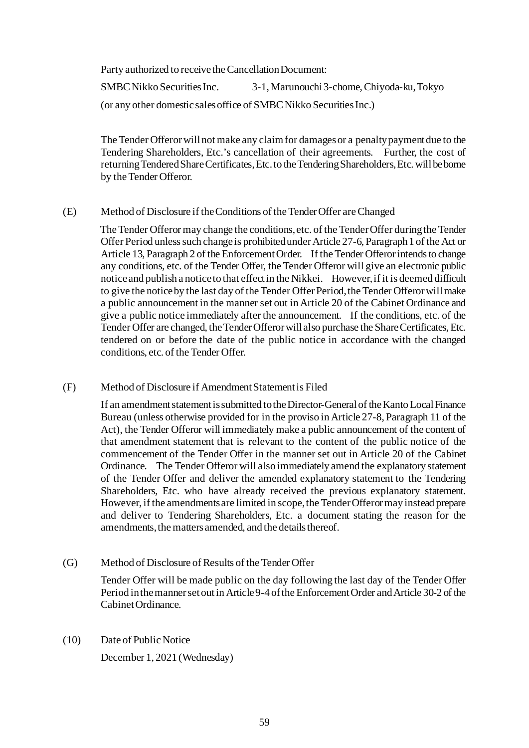Party authorized to receive the Cancellation Document:

SMBC Nikko Securities Inc. 3-1, Marunouchi 3-chome, Chiyoda-ku, Tokyo

(or any other domestic sales office of SMBC Nikko Securities Inc.)

The Tender Offeror will not make any claim for damages or a penalty payment due to the Tendering Shareholders, Etc.'s cancellation of their agreements. Further, the cost of returning Tendered Share Certificates, Etc. to the Tendering Shareholders, Etc. will be borne by the Tender Offeror.

(E) Method of Disclosure if the Conditions of the Tender Offer are Changed

The Tender Offeror may change the conditions, etc. of the Tender Offer during the Tender Offer Period unless such change is prohibited under Article 27-6, Paragraph 1 of the Act or Article 13, Paragraph 2 of the Enforcement Order. If the Tender Offeror intends to change any conditions, etc. of the Tender Offer, the Tender Offeror will give an electronic public notice and publish a notice to that effect in the Nikkei. However, if it is deemed difficult to give the notice by the last day of the Tender Offer Period, the Tender Offeror will make a public announcement in the manner set out in Article 20 of the Cabinet Ordinance and give a public notice immediately after the announcement. If the conditions, etc. of the Tender Offer are changed, the Tender Offeror will also purchase the Share Certificates, Etc. tendered on or before the date of the public notice in accordance with the changed conditions, etc. of the Tender Offer.

(F) Method of Disclosure if Amendment Statement is Filed

If an amendment statement is submitted to the Director-General of the Kanto Local Finance Bureau (unless otherwise provided for in the proviso in Article 27-8, Paragraph 11 of the Act), the Tender Offeror will immediately make a public announcement of the content of that amendment statement that is relevant to the content of the public notice of the commencement of the Tender Offer in the manner set out in Article 20 of the Cabinet Ordinance. The Tender Offeror will also immediately amend the explanatory statement of the Tender Offer and deliver the amended explanatory statement to the Tendering Shareholders, Etc. who have already received the previous explanatory statement. However, if the amendments are limited in scope, the Tender Offeror may instead prepare and deliver to Tendering Shareholders, Etc. a document stating the reason for the amendments, the matters amended, and the details thereof.

(G) Method of Disclosure of Results of the Tender Offer

Tender Offer will be made public on the day following the last day of the Tender Offer Period in the manner set out in Article 9-4 of the Enforcement Order and Article 30-2 of the Cabinet Ordinance.

(10) Date of Public Notice

December 1, 2021 (Wednesday)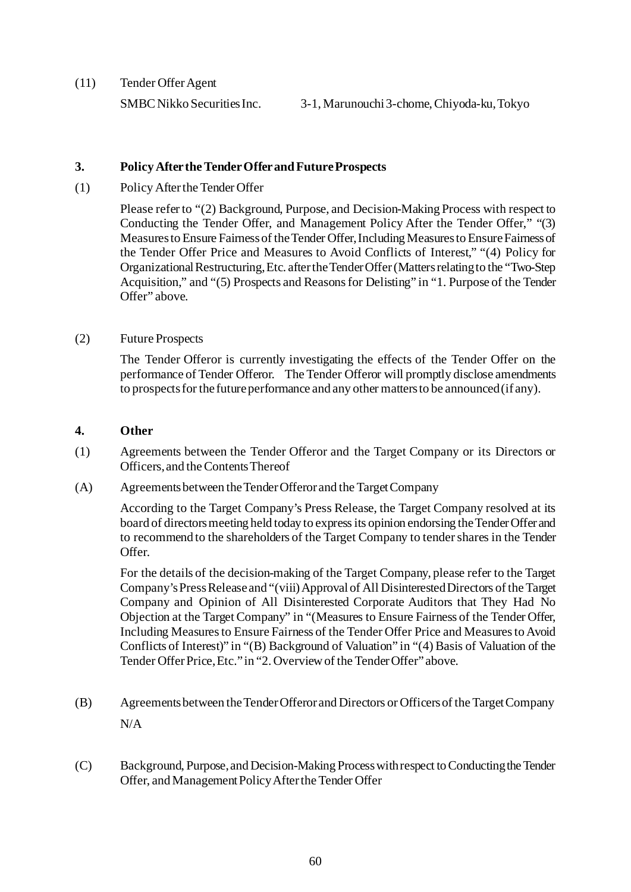(11) Tender Offer Agent

SMBC Nikko Securities Inc. 3-1, Marunouchi 3-chome, Chiyoda-ku, Tokyo

## 3. Policy After the Tender Offer and Future Prospects

(1) Policy After the Tender Offer

Please refer to "(2) Background, Purpose, and Decision-Making Process with respect to Conducting the Tender Offer, and Management Policy After the Tender Offer," "(3) Measures to Ensure Fairness of the Tender Offer, Including Measures to Ensure Fairness of the Tender Offer Price and Measures to Avoid Conflicts of Interest," "(4) Policy for Organizational Restructuring, Etc. after the Tender Offer (Matters relating to the "Two-Step Acquisition," and "(5) Prospects and Reasons for Delisting" in "1. Purpose of the Tender Offer" above.

(2) Future Prospects

The Tender Offeror is currently investigating the effects of the Tender Offer on the performance of Tender Offeror. The Tender Offeror will promptly disclose amendments to prospects for the future performance and any other matters to be announced (if any).

## 4. Other

(1) Agreements between the Tender Offeror and the Target Company or its Directors or Officers, and the Contents Thereof

(A) Agreements between the Tender Offeror and the Target Company

According to the Target Company's Press Release, the Target Company resolved at its board of directors meeting held today to express its opinion endorsing the Tender Offer and to recommend to the shareholders of the Target Company to tender shares in the Tender Offer.

For the details of the decision-making of the Target Company, please refer to the Target Company's Press Release and "(viii) Approval of All Disinterested Directors of the Target Company and Opinion of All Disinterested Corporate Auditors that They Had No Objection at the Target Company" in "(Measures to Ensure Fairness of the Tender Offer, Including Measures to Ensure Fairness of the Tender Offer Price and Measures to Avoid Conflicts of Interest)" in "(B) Background of Valuation" in "(4) Basis of Valuation of the Tender Offer Price, Etc." in "2. Overview of the Tender Offer" above.

(B) Agreements between the Tender Offeror and Directors or Officers of the Target Company

N/A

(C) Background, Purpose, and Decision-Making Process with respect to Conducting the Tender Offer, and Management Policy After the Tender Offer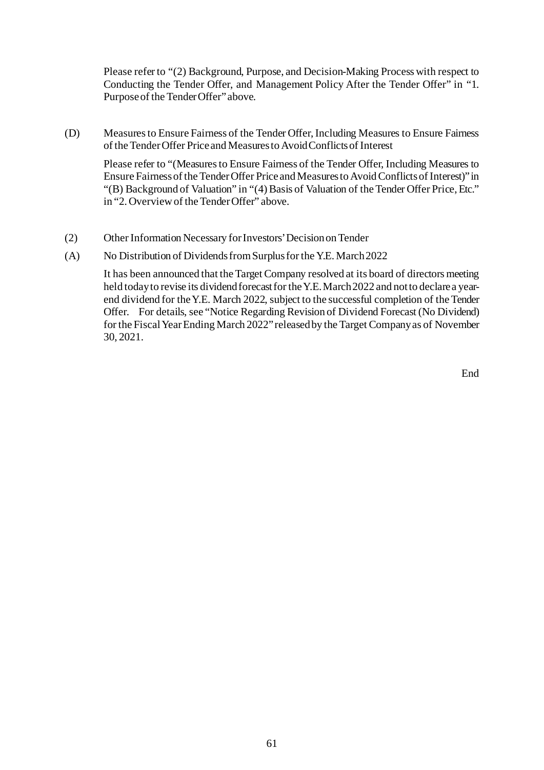Please refer to "(2) Background, Purpose, and Decision-Making Process with respect to Conducting the Tender Offer, and Management Policy After the Tender Offer" in "1. Purpose of the Tender Offer" above.

(D) Measures to Ensure Fairness of the Tender Offer, Including Measures to Ensure Fairness of the Tender Offer Price and Measures to Avoid Conflicts of Interest

Please refer to "(Measures to Ensure Fairness of the Tender Offer, Including Measures to Ensure Fairness of the Tender Offer Price and Measures to Avoid Conflicts of Interest)" in "(B) Background of Valuation" in "(4) Basis of Valuation of the Tender Offer Price, Etc." in "2. Overview of the Tender Offer" above.

(2) Other Information Necessary for Investors' Decision on Tender

(A) No Distribution of Dividends from Surplus for the Y.E. March 2022

It has been announced that the Target Company resolved at its board of directors meeting held today to revise its dividend forecast for the Y.E. March 2022 and not to declare a year-end dividend for the Y.E. March 2022, subject to the successful completion of the Tender Offer. For details, see "Notice Regarding Revision of Dividend Forecast (No Dividend) for the Fiscal Year Ending March 2022" released by the Target Company as of November 30, 2021.

End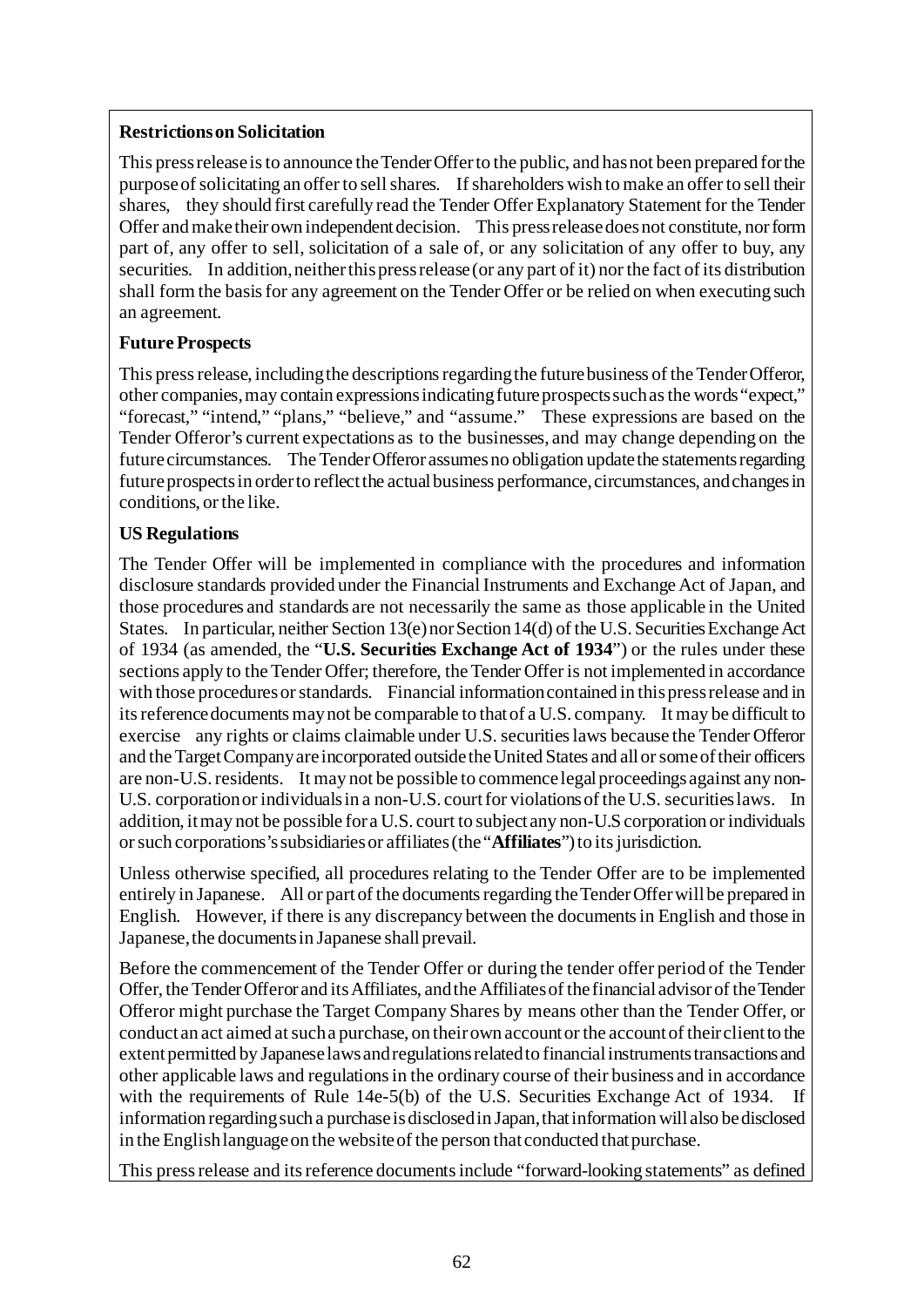**Restrictions on Solicitation**

This press release is to announce the Tender Offer to the public, and has not been prepared for the purpose of solicitating an offer to sell shares. If shareholders wish to make an offer to sell their shares, they should first carefully read the Tender Offer Explanatory Statement for the Tender Offer and make their own independent decision. This press release does not constitute, nor form part of, any offer to sell, solicitation of a sale of, or any solicitation of any offer to buy, any securities. In addition, neither this press release (or any part of it) nor the fact of its distribution shall form the basis for any agreement on the Tender Offer or be relied on when executing such an agreement.

**Future Prospects**

This press release, including the descriptions regarding the future business of the Tender Offeror, other companies, may contain expressions indicating future prospects such as the words "expect," "forecast," "intend," "plans," "believe," and "assume." These expressions are based on the Tender Offeror's current expectations as to the businesses, and may change depending on the future circumstances. The Tender Offeror assumes no obligation update the statements regarding future prospects in order to reflect the actual business performance, circumstances, and changes in conditions, or the like.

**US Regulations**

The Tender Offer will be implemented in compliance with the procedures and information disclosure standards provided under the Financial Instruments and Exchange Act of Japan, and those procedures and standards are not necessarily the same as those applicable in the United States. In particular, neither Section 13(e) nor Section 14(d) of the U.S. Securities Exchange Act of 1934 (as amended, the "**U.S. Securities Exchange Act of 1934**") or the rules under these sections apply to the Tender Offer; therefore, the Tender Offer is not implemented in accordance with those procedures or standards. Financial information contained in this press release and in its reference documents may not be comparable to that of a U.S. company. It may be difficult to exercise any rights or claims claimable under U.S. securities laws because the Tender Offeror and the Target Company are incorporated outside the United States and all or some of their officers are non-U.S. residents. It may not be possible to commence legal proceedings against any non-U.S. corporation or individuals in a non-U.S. court for violations of the U.S. securities laws. In addition, it may not be possible for a U.S. court to subject any non-U.S corporation or individuals or such corporations's subsidiaries or affiliates (the "**Affiliates**") to its jurisdiction.

Unless otherwise specified, all procedures relating to the Tender Offer are to be implemented entirely in Japanese. All or part of the documents regarding the Tender Offer will be prepared in English. However, if there is any discrepancy between the documents in English and those in Japanese, the documents in Japanese shall prevail.

Before the commencement of the Tender Offer or during the tender offer period of the Tender Offer, the Tender Offeror and its Affiliates, and the Affiliates of the financial advisor of the Tender Offeror might purchase the Target Company Shares by means other than the Tender Offer, or conduct an act aimed at such a purchase, on their own account or the account of their client to the extent permitted by Japanese laws and regulations related to financial instruments transactions and other applicable laws and regulations in the ordinary course of their business and in accordance with the requirements of Rule 14e-5(b) of the U.S. Securities Exchange Act of 1934. If information regarding such a purchase is disclosed in Japan, that information will also be disclosed in the English language on the website of the person that conducted that purchase.

This press release and its reference documents include "forward-looking statements" as defined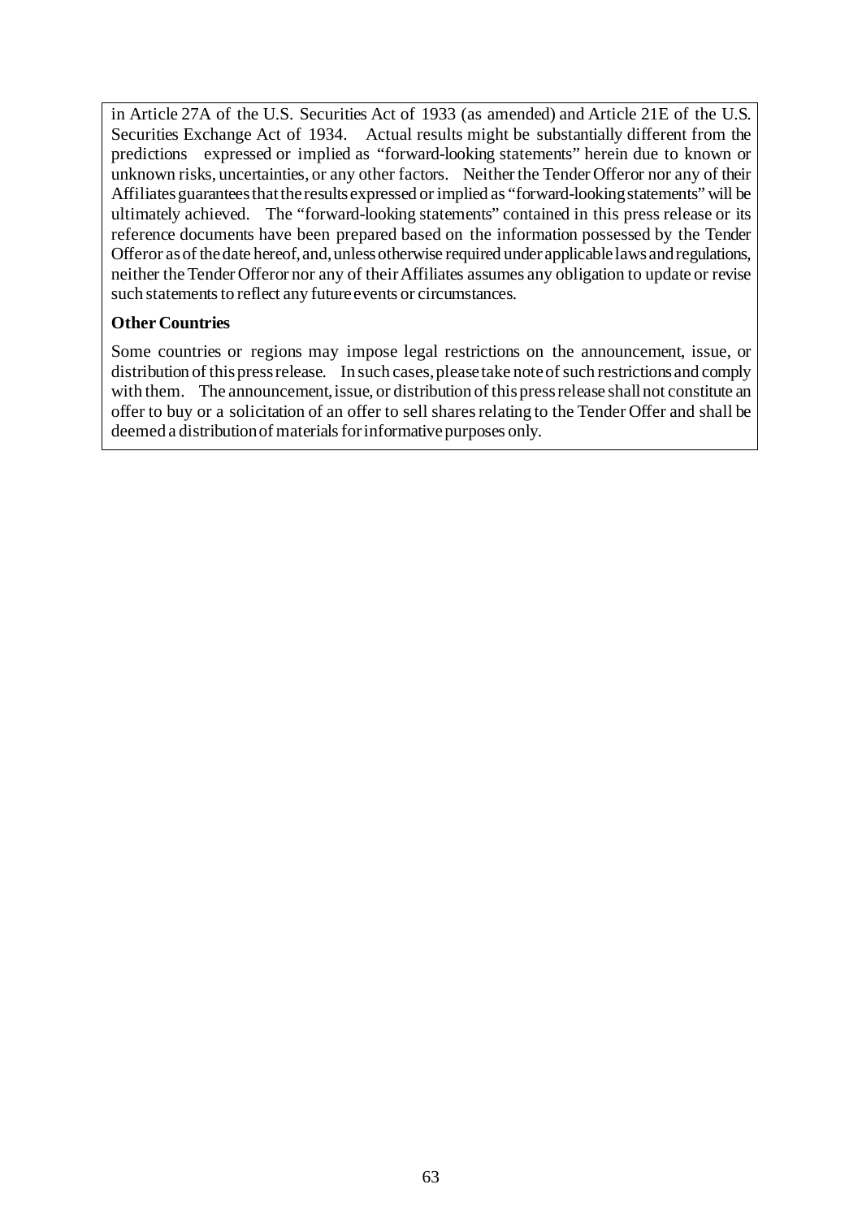in Article 27A of the U.S. Securities Act of 1933 (as amended) and Article 21E of the U.S. Securities Exchange Act of 1934. Actual results might be substantially different from the predictions expressed or implied as "forward-looking statements" herein due to known or unknown risks, uncertainties, or any other factors. Neither the Tender Offeror nor any of their Affiliates guarantees that the results expressed or implied as "forward-looking statements" will be ultimately achieved. The "forward-looking statements" contained in this press release or its reference documents have been prepared based on the information possessed by the Tender Offeror as of the date hereof, and, unless otherwise required under applicable laws and regulations, neither the Tender Offeror nor any of their Affiliates assumes any obligation to update or revise such statements to reflect any future events or circumstances.

**Other Countries**

Some countries or regions may impose legal restrictions on the announcement, issue, or distribution of this press release. In such cases, please take note of such restrictions and comply with them. The announcement, issue, or distribution of this press release shall not constitute an offer to buy or a solicitation of an offer to sell shares relating to the Tender Offer and shall be deemed a distribution of materials for informative purposes only.